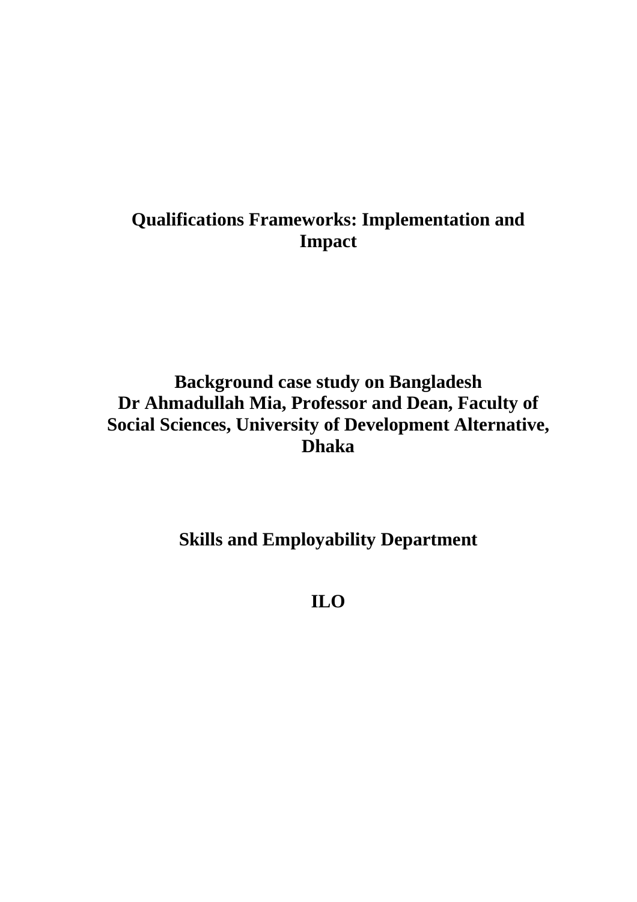# Qualifications Frameworks: Implementation and Impact

**Background case study on Bangladesh**
**Dr Ahmadullah Mia, Professor and Dean, Faculty of Social Sciences, University of Development Alternative, Dhaka**

**Skills and Employability Department**

**ILO**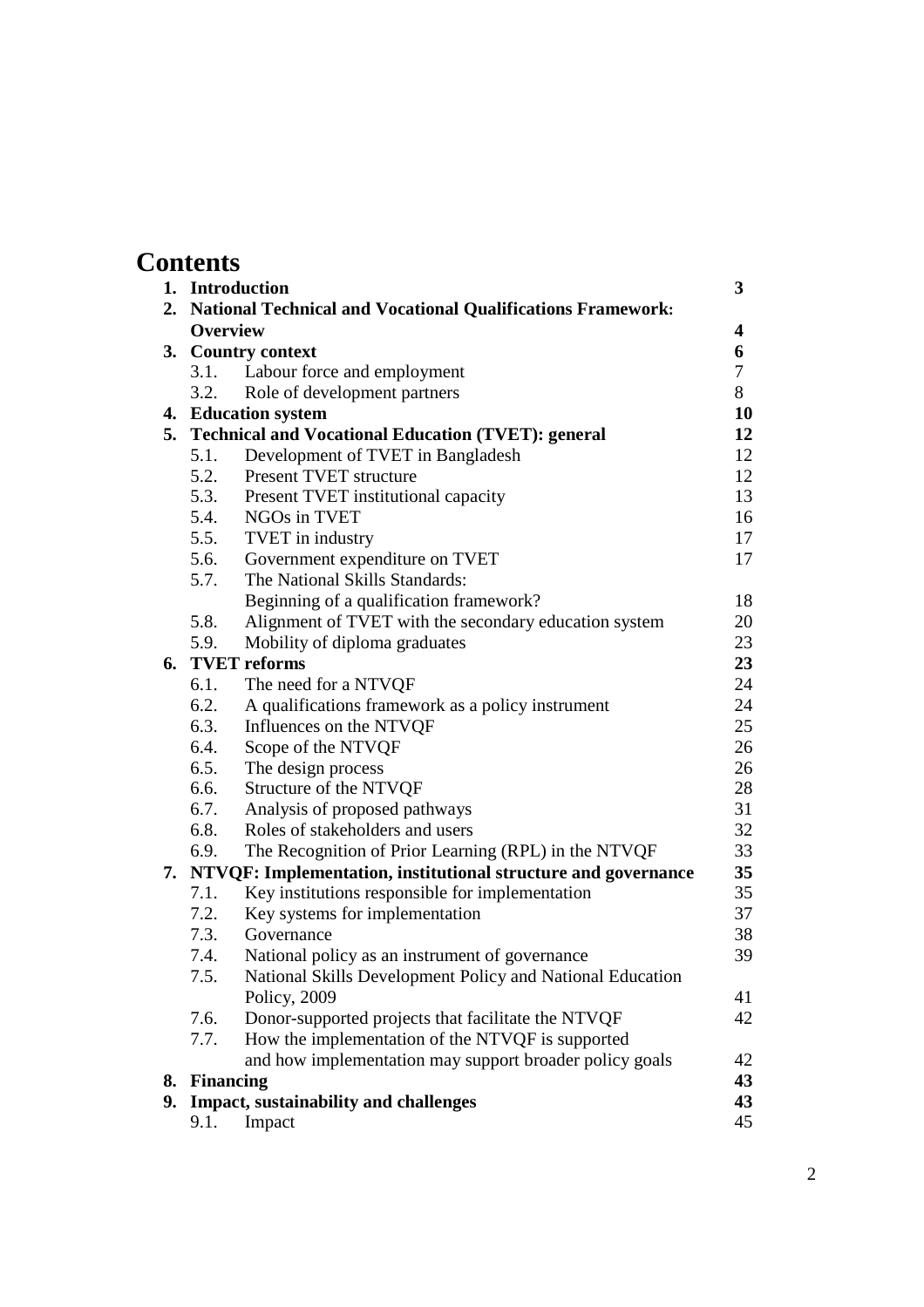# Contents

| | | |
|---|---|---|
| **1.** | **Introduction** | **3** |
| **2.** | **National Technical and Vocational Qualifications Framework: Overview** | **4** |
| **3.** | **Country context** | **6** |
| 3.1. | Labour force and employment | 7 |
| 3.2. | Role of development partners | 8 |
| **4.** | **Education system** | **10** |
| **5.** | **Technical and Vocational Education (TVET): general** | **12** |
| 5.1. | Development of TVET in Bangladesh | 12 |
| 5.2. | Present TVET structure | 12 |
| 5.3. | Present TVET institutional capacity | 13 |
| 5.4. | NGOs in TVET | 16 |
| 5.5. | TVET in industry | 17 |
| 5.6. | Government expenditure on TVET | 17 |
| 5.7. | The National Skills Standards: Beginning of a qualification framework? | 18 |
| 5.8. | Alignment of TVET with the secondary education system | 20 |
| 5.9. | Mobility of diploma graduates | 23 |
| **6.** | **TVET reforms** | **23** |
| 6.1. | The need for a NTVQF | 24 |
| 6.2. | A qualifications framework as a policy instrument | 24 |
| 6.3. | Influences on the NTVQF | 25 |
| 6.4. | Scope of the NTVQF | 26 |
| 6.5. | The design process | 26 |
| 6.6. | Structure of the NTVQF | 28 |
| 6.7. | Analysis of proposed pathways | 31 |
| 6.8. | Roles of stakeholders and users | 32 |
| 6.9. | The Recognition of Prior Learning (RPL) in the NTVQF | 33 |
| **7.** | **NTVQF: Implementation, institutional structure and governance** | **35** |
| 7.1. | Key institutions responsible for implementation | 35 |
| 7.2. | Key systems for implementation | 37 |
| 7.3. | Governance | 38 |
| 7.4. | National policy as an instrument of governance | 39 |
| 7.5. | National Skills Development Policy and National Education Policy, 2009 | 41 |
| 7.6. | Donor-supported projects that facilitate the NTVQF | 42 |
| 7.7. | How the implementation of the NTVQF is supported and how implementation may support broader policy goals | 42 |
| **8.** | **Financing** | **43** |
| **9.** | **Impact, sustainability and challenges** | **43** |
| 9.1. | Impact | 45 |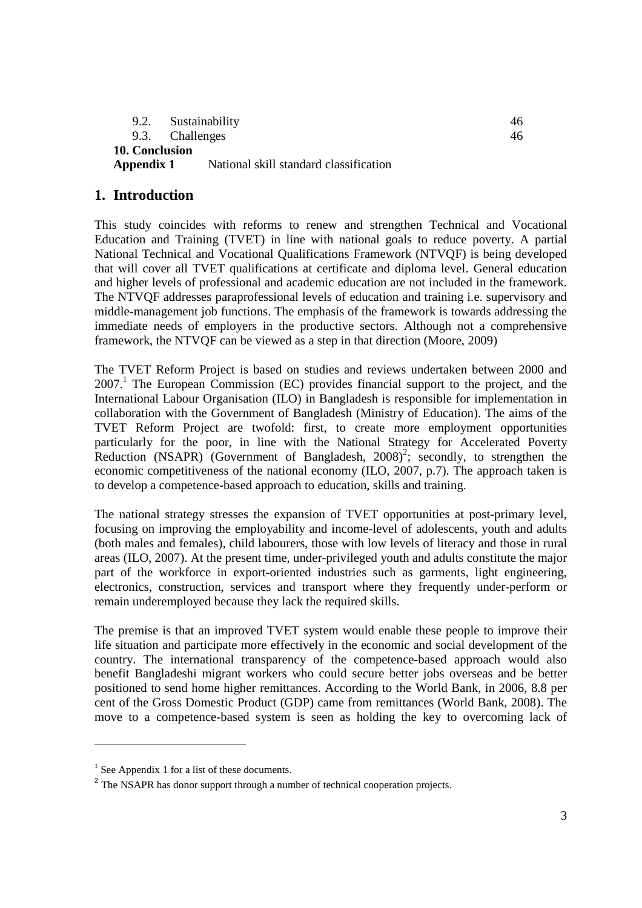9.2. Sustainability 46
9.3. Challenges 46

**10. Conclusion**

**Appendix 1** National skill standard classification

## 1. Introduction

This study coincides with reforms to renew and strengthen Technical and Vocational Education and Training (TVET) in line with national goals to reduce poverty. A partial National Technical and Vocational Qualifications Framework (NTVQF) is being developed that will cover all TVET qualifications at certificate and diploma level. General education and higher levels of professional and academic education are not included in the framework. The NTVQF addresses paraprofessional levels of education and training i.e. supervisory and middle-management job functions. The emphasis of the framework is towards addressing the immediate needs of employers in the productive sectors. Although not a comprehensive framework, the NTVQF can be viewed as a step in that direction (Moore, 2009)

The TVET Reform Project is based on studies and reviews undertaken between 2000 and 2007.[1] The European Commission (EC) provides financial support to the project, and the International Labour Organisation (ILO) in Bangladesh is responsible for implementation in collaboration with the Government of Bangladesh (Ministry of Education). The aims of the TVET Reform Project are twofold: first, to create more employment opportunities particularly for the poor, in line with the National Strategy for Accelerated Poverty Reduction (NSAPR) (Government of Bangladesh, 2008)[2]; secondly, to strengthen the economic competitiveness of the national economy (ILO, 2007, p.7). The approach taken is to develop a competence-based approach to education, skills and training.

The national strategy stresses the expansion of TVET opportunities at post-primary level, focusing on improving the employability and income-level of adolescents, youth and adults (both males and females), child labourers, those with low levels of literacy and those in rural areas (ILO, 2007). At the present time, under-privileged youth and adults constitute the major part of the workforce in export-oriented industries such as garments, light engineering, electronics, construction, services and transport where they frequently under-perform or remain underemployed because they lack the required skills.

The premise is that an improved TVET system would enable these people to improve their life situation and participate more effectively in the economic and social development of the country. The international transparency of the competence-based approach would also benefit Bangladeshi migrant workers who could secure better jobs overseas and be better positioned to send home higher remittances. According to the World Bank, in 2006, 8.8 per cent of the Gross Domestic Product (GDP) came from remittances (World Bank, 2008). The move to a competence-based system is seen as holding the key to overcoming lack of

---

[1] See Appendix 1 for a list of these documents.

[2] The NSAPR has donor support through a number of technical cooperation projects.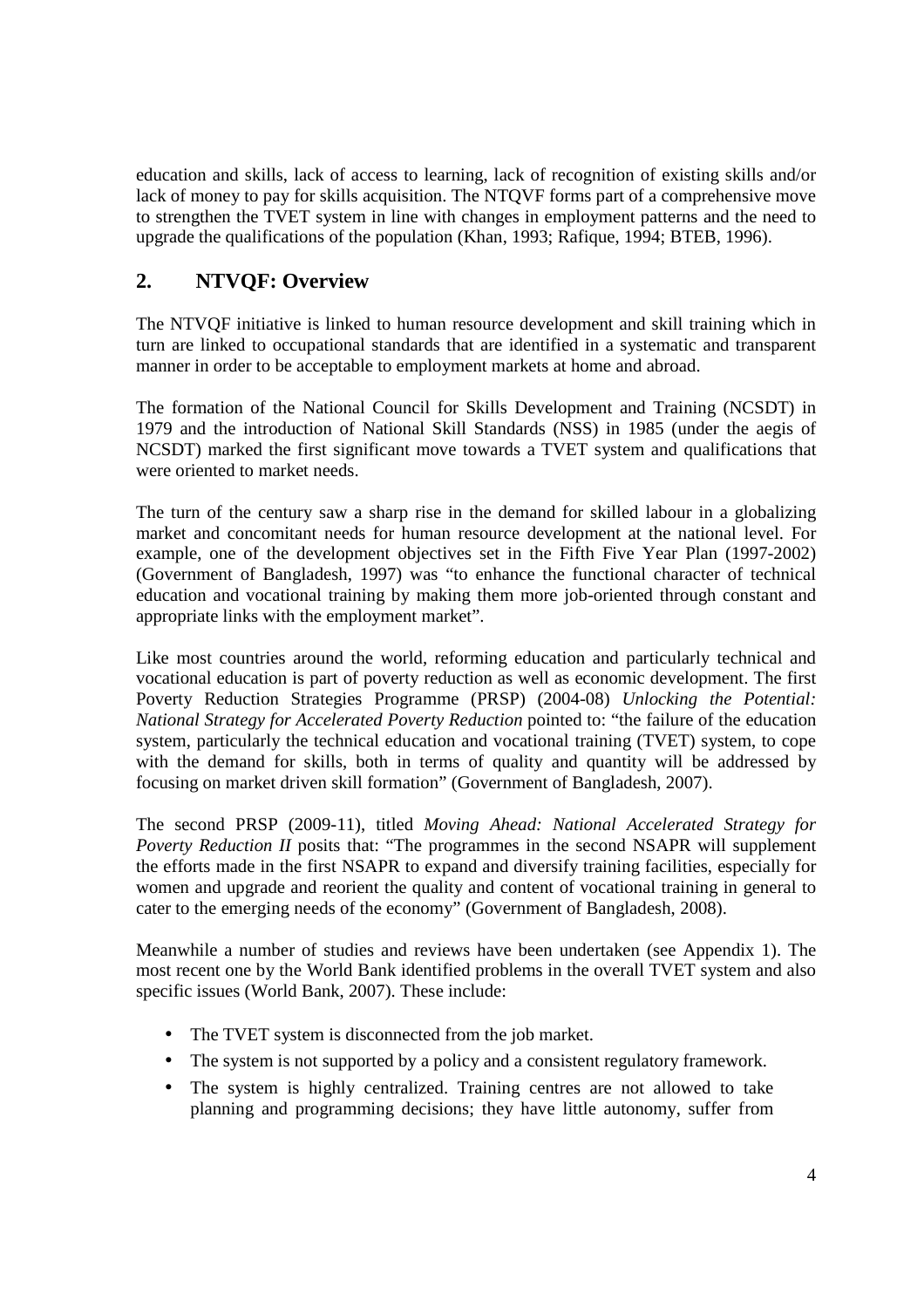education and skills, lack of access to learning, lack of recognition of existing skills and/or lack of money to pay for skills acquisition. The NTQVF forms part of a comprehensive move to strengthen the TVET system in line with changes in employment patterns and the need to upgrade the qualifications of the population (Khan, 1993; Rafique, 1994; BTEB, 1996).

## 2. NTVQF: Overview

The NTVQF initiative is linked to human resource development and skill training which in turn are linked to occupational standards that are identified in a systematic and transparent manner in order to be acceptable to employment markets at home and abroad.

The formation of the National Council for Skills Development and Training (NCSDT) in 1979 and the introduction of National Skill Standards (NSS) in 1985 (under the aegis of NCSDT) marked the first significant move towards a TVET system and qualifications that were oriented to market needs.

The turn of the century saw a sharp rise in the demand for skilled labour in a globalizing market and concomitant needs for human resource development at the national level. For example, one of the development objectives set in the Fifth Five Year Plan (1997-2002) (Government of Bangladesh, 1997) was "to enhance the functional character of technical education and vocational training by making them more job-oriented through constant and appropriate links with the employment market".

Like most countries around the world, reforming education and particularly technical and vocational education is part of poverty reduction as well as economic development. The first Poverty Reduction Strategies Programme (PRSP) (2004-08) *Unlocking the Potential: National Strategy for Accelerated Poverty Reduction* pointed to: "the failure of the education system, particularly the technical education and vocational training (TVET) system, to cope with the demand for skills, both in terms of quality and quantity will be addressed by focusing on market driven skill formation" (Government of Bangladesh, 2007).

The second PRSP (2009-11), titled *Moving Ahead: National Accelerated Strategy for Poverty Reduction II* posits that: "The programmes in the second NSAPR will supplement the efforts made in the first NSAPR to expand and diversify training facilities, especially for women and upgrade and reorient the quality and content of vocational training in general to cater to the emerging needs of the economy" (Government of Bangladesh, 2008).

Meanwhile a number of studies and reviews have been undertaken (see Appendix 1). The most recent one by the World Bank identified problems in the overall TVET system and also specific issues (World Bank, 2007). These include:

- The TVET system is disconnected from the job market.
- The system is not supported by a policy and a consistent regulatory framework.
- The system is highly centralized. Training centres are not allowed to take planning and programming decisions; they have little autonomy, suffer from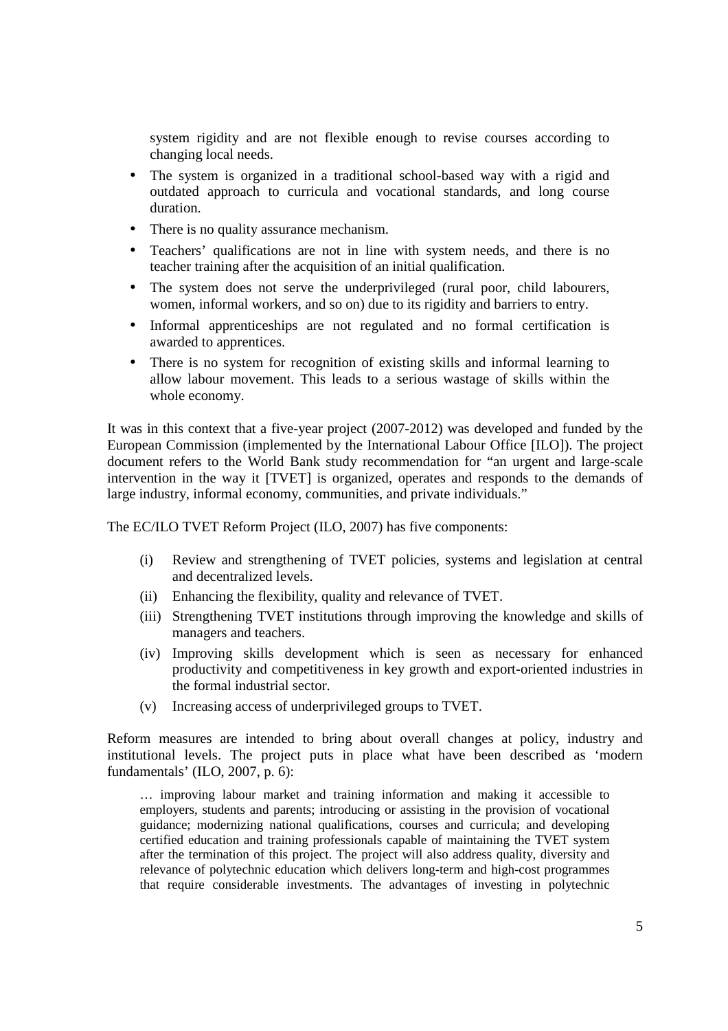system rigidity and are not flexible enough to revise courses according to changing local needs.

- The system is organized in a traditional school-based way with a rigid and outdated approach to curricula and vocational standards, and long course duration.
- There is no quality assurance mechanism.
- Teachers' qualifications are not in line with system needs, and there is no teacher training after the acquisition of an initial qualification.
- The system does not serve the underprivileged (rural poor, child labourers, women, informal workers, and so on) due to its rigidity and barriers to entry.
- Informal apprenticeships are not regulated and no formal certification is awarded to apprentices.
- There is no system for recognition of existing skills and informal learning to allow labour movement. This leads to a serious wastage of skills within the whole economy.

It was in this context that a five-year project (2007-2012) was developed and funded by the European Commission (implemented by the International Labour Office [ILO]). The project document refers to the World Bank study recommendation for "an urgent and large-scale intervention in the way it [TVET] is organized, operates and responds to the demands of large industry, informal economy, communities, and private individuals."

The EC/ILO TVET Reform Project (ILO, 2007) has five components:

(i) Review and strengthening of TVET policies, systems and legislation at central and decentralized levels.

(ii) Enhancing the flexibility, quality and relevance of TVET.

(iii) Strengthening TVET institutions through improving the knowledge and skills of managers and teachers.

(iv) Improving skills development which is seen as necessary for enhanced productivity and competitiveness in key growth and export-oriented industries in the formal industrial sector.

(v) Increasing access of underprivileged groups to TVET.

Reform measures are intended to bring about overall changes at policy, industry and institutional levels. The project puts in place what have been described as 'modern fundamentals' (ILO, 2007, p. 6):

> … improving labour market and training information and making it accessible to employers, students and parents; introducing or assisting in the provision of vocational guidance; modernizing national qualifications, courses and curricula; and developing certified education and training professionals capable of maintaining the TVET system after the termination of this project. The project will also address quality, diversity and relevance of polytechnic education which delivers long-term and high-cost programmes that require considerable investments. The advantages of investing in polytechnic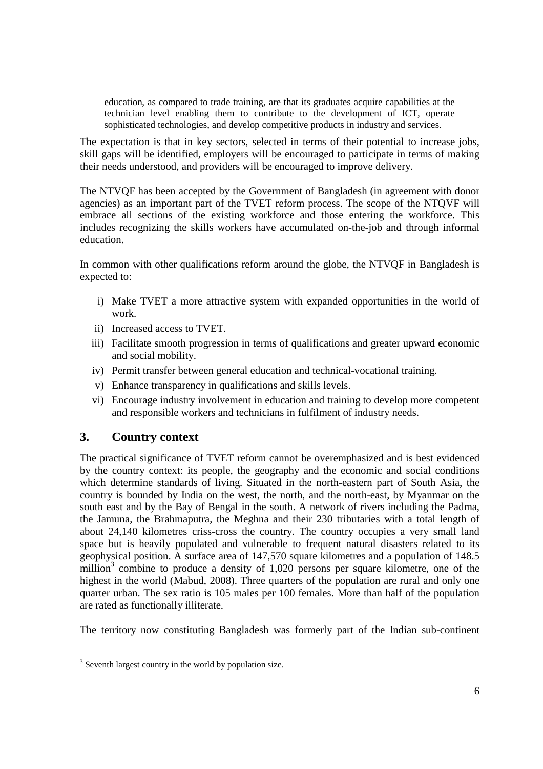> education, as compared to trade training, are that its graduates acquire capabilities at the technician level enabling them to contribute to the development of ICT, operate sophisticated technologies, and develop competitive products in industry and services.

The expectation is that in key sectors, selected in terms of their potential to increase jobs, skill gaps will be identified, employers will be encouraged to participate in terms of making their needs understood, and providers will be encouraged to improve delivery.

The NTVQF has been accepted by the Government of Bangladesh (in agreement with donor agencies) as an important part of the TVET reform process. The scope of the NTQVF will embrace all sections of the existing workforce and those entering the workforce. This includes recognizing the skills workers have accumulated on-the-job and through informal education.

In common with other qualifications reform around the globe, the NTVQF in Bangladesh is expected to:

i) Make TVET a more attractive system with expanded opportunities in the world of work.
ii) Increased access to TVET.
iii) Facilitate smooth progression in terms of qualifications and greater upward economic and social mobility.
iv) Permit transfer between general education and technical-vocational training.
v) Enhance transparency in qualifications and skills levels.
vi) Encourage industry involvement in education and training to develop more competent and responsible workers and technicians in fulfilment of industry needs.

## 3. Country context

The practical significance of TVET reform cannot be overemphasized and is best evidenced by the country context: its people, the geography and the economic and social conditions which determine standards of living. Situated in the north-eastern part of South Asia, the country is bounded by India on the west, the north, and the north-east, by Myanmar on the south east and by the Bay of Bengal in the south. A network of rivers including the Padma, the Jamuna, the Brahmaputra, the Meghna and their 230 tributaries with a total length of about 24,140 kilometres criss-cross the country. The country occupies a very small land space but is heavily populated and vulnerable to frequent natural disasters related to its geophysical position. A surface area of 147,570 square kilometres and a population of 148.5 million[3] combine to produce a density of 1,020 persons per square kilometre, one of the highest in the world (Mabud, 2008). Three quarters of the population are rural and only one quarter urban. The sex ratio is 105 males per 100 females. More than half of the population are rated as functionally illiterate.

The territory now constituting Bangladesh was formerly part of the Indian sub-continent

[3] Seventh largest country in the world by population size.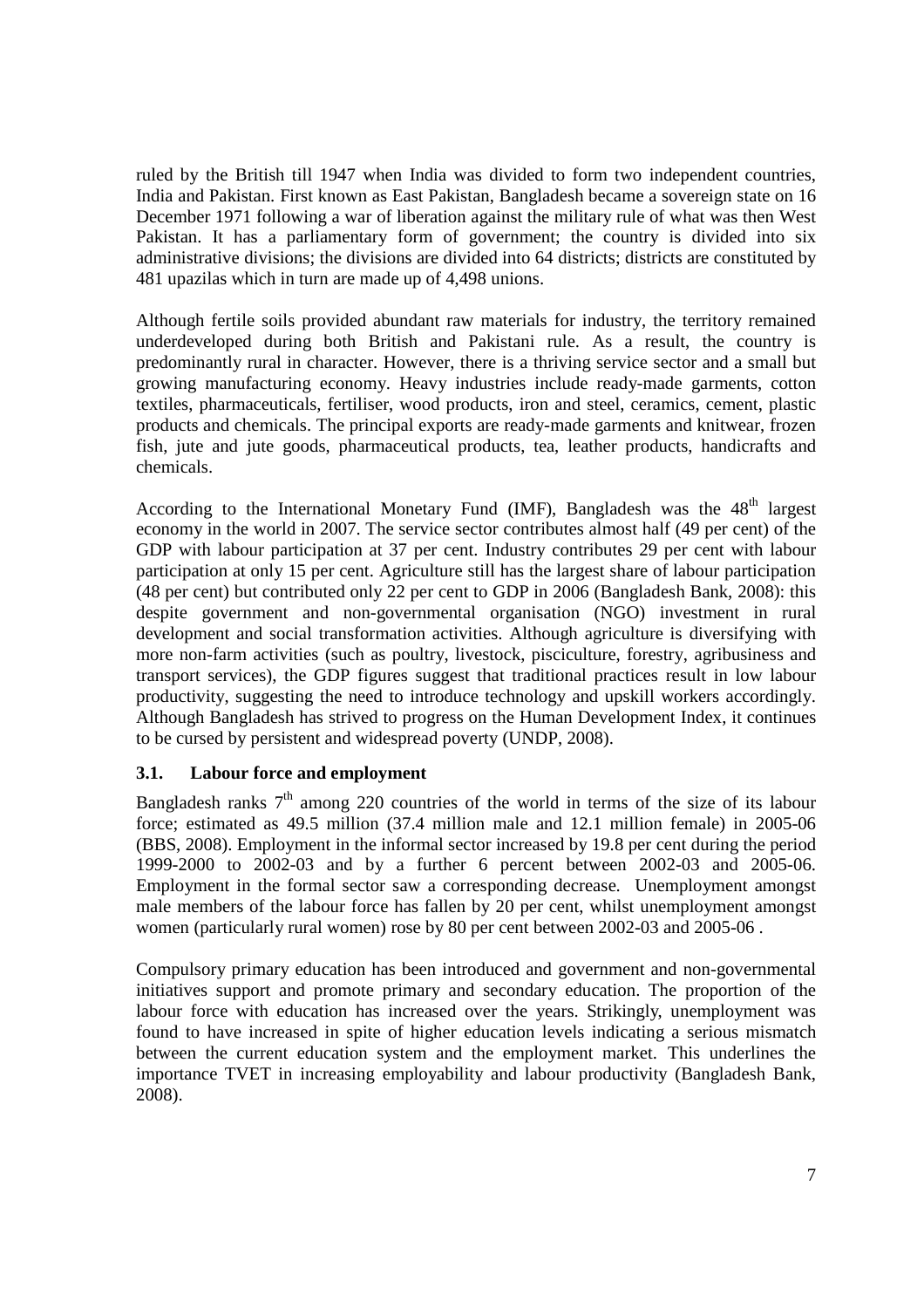ruled by the British till 1947 when India was divided to form two independent countries, India and Pakistan. First known as East Pakistan, Bangladesh became a sovereign state on 16 December 1971 following a war of liberation against the military rule of what was then West Pakistan. It has a parliamentary form of government; the country is divided into six administrative divisions; the divisions are divided into 64 districts; districts are constituted by 481 upazilas which in turn are made up of 4,498 unions.

Although fertile soils provided abundant raw materials for industry, the territory remained underdeveloped during both British and Pakistani rule. As a result, the country is predominantly rural in character. However, there is a thriving service sector and a small but growing manufacturing economy. Heavy industries include ready-made garments, cotton textiles, pharmaceuticals, fertiliser, wood products, iron and steel, ceramics, cement, plastic products and chemicals. The principal exports are ready-made garments and knitwear, frozen fish, jute and jute goods, pharmaceutical products, tea, leather products, handicrafts and chemicals.

According to the International Monetary Fund (IMF), Bangladesh was the 48th largest economy in the world in 2007. The service sector contributes almost half (49 per cent) of the GDP with labour participation at 37 per cent. Industry contributes 29 per cent with labour participation at only 15 per cent. Agriculture still has the largest share of labour participation (48 per cent) but contributed only 22 per cent to GDP in 2006 (Bangladesh Bank, 2008): this despite government and non-governmental organisation (NGO) investment in rural development and social transformation activities. Although agriculture is diversifying with more non-farm activities (such as poultry, livestock, pisciculture, forestry, agribusiness and transport services), the GDP figures suggest that traditional practices result in low labour productivity, suggesting the need to introduce technology and upskill workers accordingly. Although Bangladesh has strived to progress on the Human Development Index, it continues to be cursed by persistent and widespread poverty (UNDP, 2008).

### 3.1. Labour force and employment

Bangladesh ranks 7th among 220 countries of the world in terms of the size of its labour force; estimated as 49.5 million (37.4 million male and 12.1 million female) in 2005-06 (BBS, 2008). Employment in the informal sector increased by 19.8 per cent during the period 1999-2000 to 2002-03 and by a further 6 percent between 2002-03 and 2005-06. Employment in the formal sector saw a corresponding decrease. Unemployment amongst male members of the labour force has fallen by 20 per cent, whilst unemployment amongst women (particularly rural women) rose by 80 per cent between 2002-03 and 2005-06 .

Compulsory primary education has been introduced and government and non-governmental initiatives support and promote primary and secondary education. The proportion of the labour force with education has increased over the years. Strikingly, unemployment was found to have increased in spite of higher education levels indicating a serious mismatch between the current education system and the employment market. This underlines the importance TVET in increasing employability and labour productivity (Bangladesh Bank, 2008).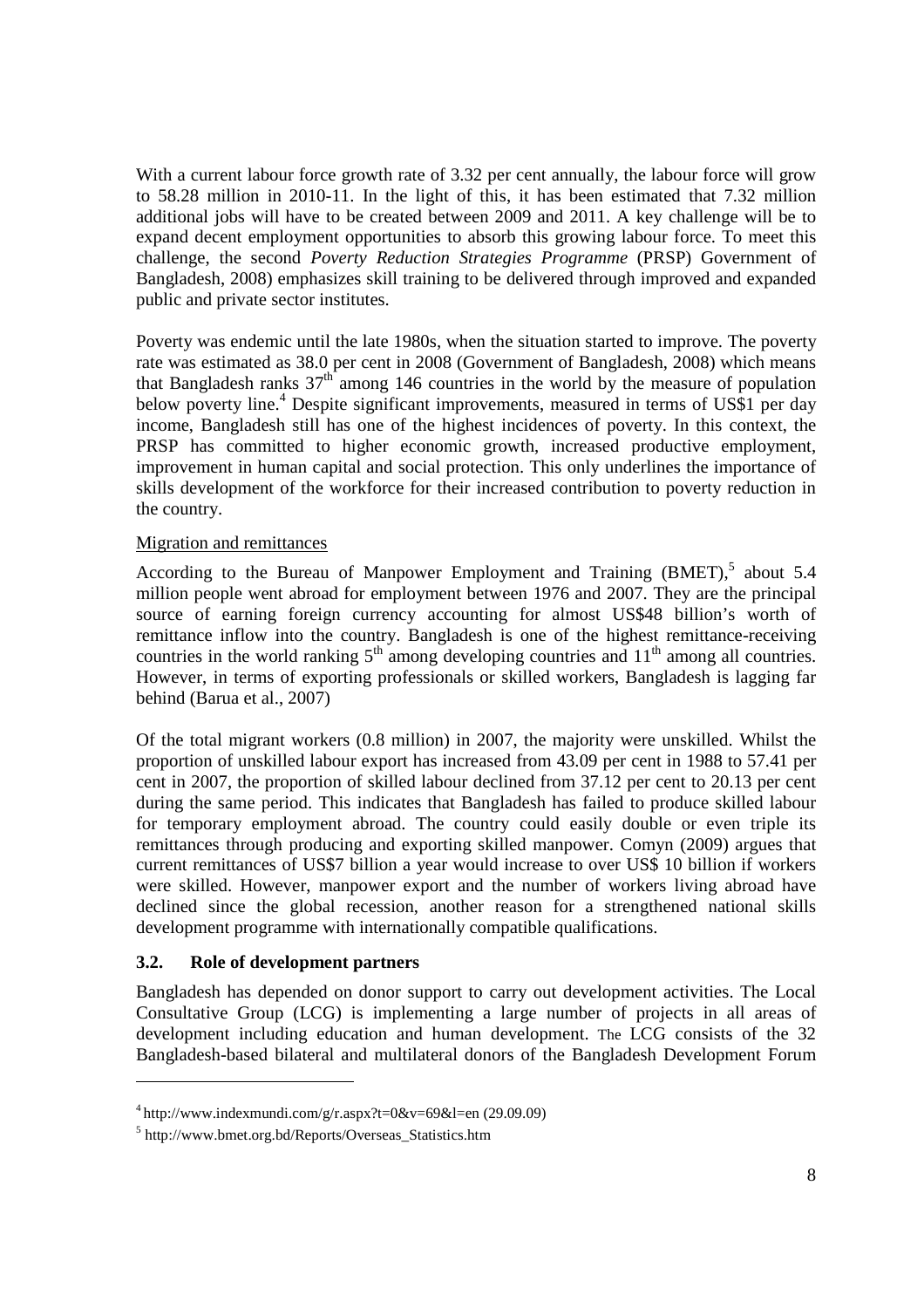With a current labour force growth rate of 3.32 per cent annually, the labour force will grow to 58.28 million in 2010-11. In the light of this, it has been estimated that 7.32 million additional jobs will have to be created between 2009 and 2011. A key challenge will be to expand decent employment opportunities to absorb this growing labour force. To meet this challenge, the second *Poverty Reduction Strategies Programme* (PRSP) Government of Bangladesh, 2008) emphasizes skill training to be delivered through improved and expanded public and private sector institutes.

Poverty was endemic until the late 1980s, when the situation started to improve. The poverty rate was estimated as 38.0 per cent in 2008 (Government of Bangladesh, 2008) which means that Bangladesh ranks 37th among 146 countries in the world by the measure of population below poverty line.[4] Despite significant improvements, measured in terms of US$1 per day income, Bangladesh still has one of the highest incidences of poverty. In this context, the PRSP has committed to higher economic growth, increased productive employment, improvement in human capital and social protection. This only underlines the importance of skills development of the workforce for their increased contribution to poverty reduction in the country.

Migration and remittances

According to the Bureau of Manpower Employment and Training (BMET),[5] about 5.4 million people went abroad for employment between 1976 and 2007. They are the principal source of earning foreign currency accounting for almost US$48 billion's worth of remittance inflow into the country. Bangladesh is one of the highest remittance-receiving countries in the world ranking 5th among developing countries and 11th among all countries. However, in terms of exporting professionals or skilled workers, Bangladesh is lagging far behind (Barua et al., 2007)

Of the total migrant workers (0.8 million) in 2007, the majority were unskilled. Whilst the proportion of unskilled labour export has increased from 43.09 per cent in 1988 to 57.41 per cent in 2007, the proportion of skilled labour declined from 37.12 per cent to 20.13 per cent during the same period. This indicates that Bangladesh has failed to produce skilled labour for temporary employment abroad. The country could easily double or even triple its remittances through producing and exporting skilled manpower. Comyn (2009) argues that current remittances of US$7 billion a year would increase to over US$ 10 billion if workers were skilled. However, manpower export and the number of workers living abroad have declined since the global recession, another reason for a strengthened national skills development programme with internationally compatible qualifications.

### 3.2. Role of development partners

Bangladesh has depended on donor support to carry out development activities. The Local Consultative Group (LCG) is implementing a large number of projects in all areas of development including education and human development. The LCG consists of the 32 Bangladesh-based bilateral and multilateral donors of the Bangladesh Development Forum

---

[4] http://www.indexmundi.com/g/r.aspx?t=0&v=69&l=en (29.09.09)

[5] http://www.bmet.org.bd/Reports/Overseas_Statistics.htm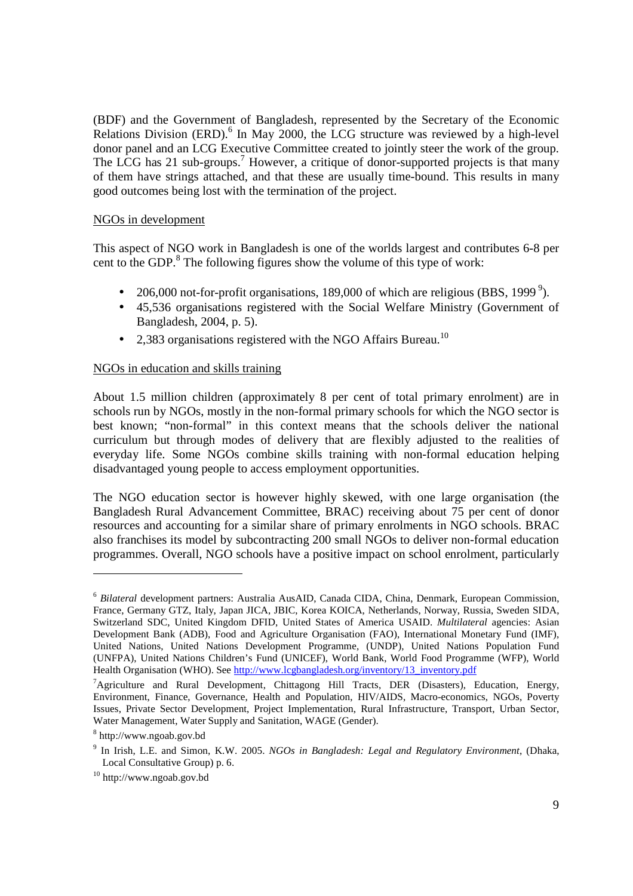(BDF) and the Government of Bangladesh, represented by the Secretary of the Economic Relations Division (ERD).[6] In May 2000, the LCG structure was reviewed by a high-level donor panel and an LCG Executive Committee created to jointly steer the work of the group. The LCG has 21 sub-groups.[7] However, a critique of donor-supported projects is that many of them have strings attached, and that these are usually time-bound. This results in many good outcomes being lost with the termination of the project.

<u>NGOs in development</u>

This aspect of NGO work in Bangladesh is one of the worlds largest and contributes 6-8 per cent to the GDP.[8] The following figures show the volume of this type of work:

- 206,000 not-for-profit organisations, 189,000 of which are religious (BBS, 1999 [9]).
- 45,536 organisations registered with the Social Welfare Ministry (Government of Bangladesh, 2004, p. 5).
- 2,383 organisations registered with the NGO Affairs Bureau.[10]

<u>NGOs in education and skills training</u>

About 1.5 million children (approximately 8 per cent of total primary enrolment) are in schools run by NGOs, mostly in the non-formal primary schools for which the NGO sector is best known; "non-formal" in this context means that the schools deliver the national curriculum but through modes of delivery that are flexibly adjusted to the realities of everyday life. Some NGOs combine skills training with non-formal education helping disadvantaged young people to access employment opportunities.

The NGO education sector is however highly skewed, with one large organisation (the Bangladesh Rural Advancement Committee, BRAC) receiving about 75 per cent of donor resources and accounting for a similar share of primary enrolments in NGO schools. BRAC also franchises its model by subcontracting 200 small NGOs to deliver non-formal education programmes. Overall, NGO schools have a positive impact on school enrolment, particularly

---

[6] *Bilateral* development partners: Australia AusAID, Canada CIDA, China, Denmark, European Commission, France, Germany GTZ, Italy, Japan JICA, JBIC, Korea KOICA, Netherlands, Norway, Russia, Sweden SIDA, Switzerland SDC, United Kingdom DFID, United States of America USAID. *Multilateral* agencies: Asian Development Bank (ADB), Food and Agriculture Organisation (FAO), International Monetary Fund (IMF), United Nations, United Nations Development Programme, (UNDP), United Nations Population Fund (UNFPA), United Nations Children's Fund (UNICEF), World Bank, World Food Programme (WFP), World Health Organisation (WHO). See http://www.lcgbangladesh.org/inventory/13_inventory.pdf

[7] Agriculture and Rural Development, Chittagong Hill Tracts, DER (Disasters), Education, Energy, Environment, Finance, Governance, Health and Population, HIV/AIDS, Macro-economics, NGOs, Poverty Issues, Private Sector Development, Project Implementation, Rural Infrastructure, Transport, Urban Sector, Water Management, Water Supply and Sanitation, WAGE (Gender).

[8] http://www.ngoab.gov.bd

[9] In Irish, L.E. and Simon, K.W. 2005. *NGOs in Bangladesh: Legal and Regulatory Environment*, (Dhaka, Local Consultative Group) p. 6.

[10] http://www.ngoab.gov.bd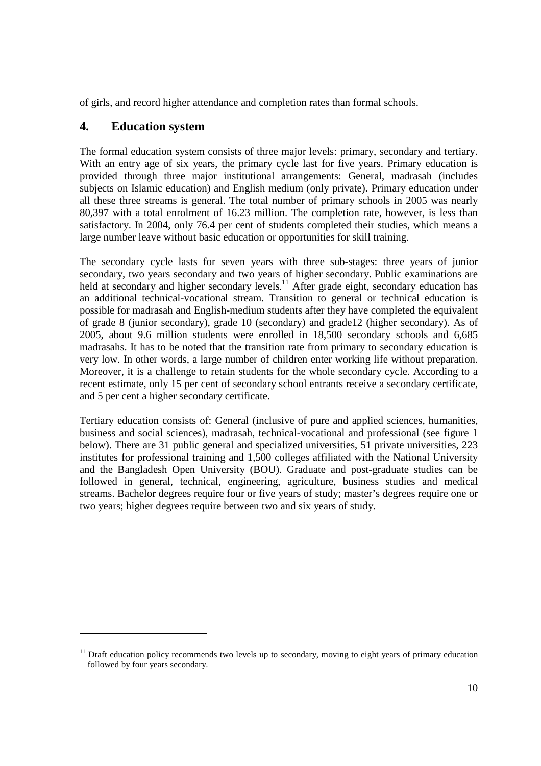of girls, and record higher attendance and completion rates than formal schools.

## 4. Education system

The formal education system consists of three major levels: primary, secondary and tertiary. With an entry age of six years, the primary cycle last for five years. Primary education is provided through three major institutional arrangements: General, madrasah (includes subjects on Islamic education) and English medium (only private). Primary education under all these three streams is general. The total number of primary schools in 2005 was nearly 80,397 with a total enrolment of 16.23 million. The completion rate, however, is less than satisfactory. In 2004, only 76.4 per cent of students completed their studies, which means a large number leave without basic education or opportunities for skill training.

The secondary cycle lasts for seven years with three sub-stages: three years of junior secondary, two years secondary and two years of higher secondary. Public examinations are held at secondary and higher secondary levels.[11] After grade eight, secondary education has an additional technical-vocational stream. Transition to general or technical education is possible for madrasah and English-medium students after they have completed the equivalent of grade 8 (junior secondary), grade 10 (secondary) and grade12 (higher secondary). As of 2005, about 9.6 million students were enrolled in 18,500 secondary schools and 6,685 madrasahs. It has to be noted that the transition rate from primary to secondary education is very low. In other words, a large number of children enter working life without preparation. Moreover, it is a challenge to retain students for the whole secondary cycle. According to a recent estimate, only 15 per cent of secondary school entrants receive a secondary certificate, and 5 per cent a higher secondary certificate.

Tertiary education consists of: General (inclusive of pure and applied sciences, humanities, business and social sciences), madrasah, technical-vocational and professional (see figure 1 below). There are 31 public general and specialized universities, 51 private universities, 223 institutes for professional training and 1,500 colleges affiliated with the National University and the Bangladesh Open University (BOU). Graduate and post-graduate studies can be followed in general, technical, engineering, agriculture, business studies and medical streams. Bachelor degrees require four or five years of study; master's degrees require one or two years; higher degrees require between two and six years of study.

---

[11] Draft education policy recommends two levels up to secondary, moving to eight years of primary education followed by four years secondary.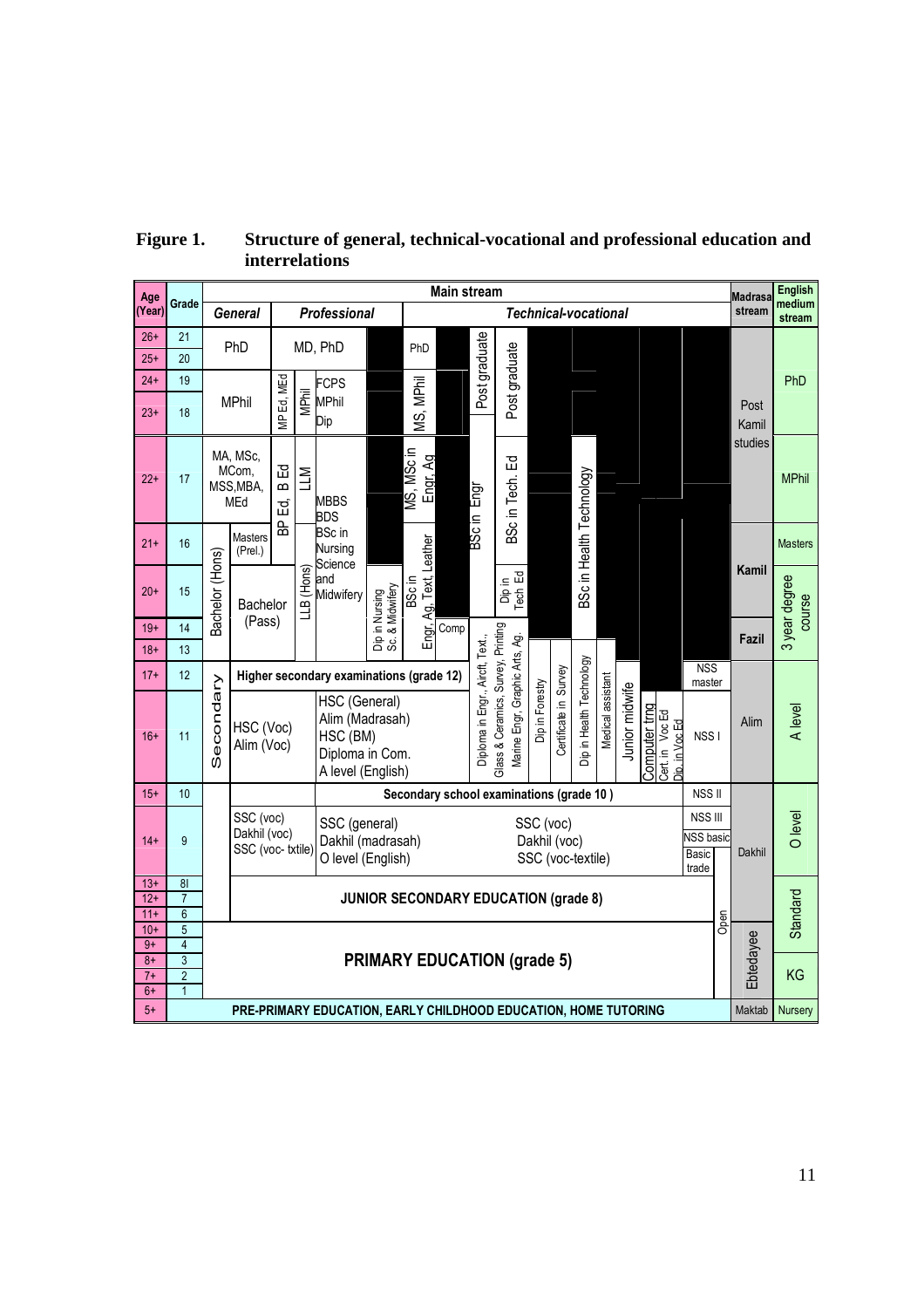**Figure 1. Structure of general, technical-vocational and professional education and interrelations**

| Age (Year) | Grade | Main stream: General | Main stream: Professional | Main stream: Technical-vocational | Madrasa stream | English medium stream |
|---|---|---|---|---|---|---|
| 26+ | 21 | PhD | MD, PhD | PhD; Post graduate; Post graduate | Post Kamil studies | PhD |
| 25+ | 20 | | | | | |
| 24+ | 19 | MPhil | MP Ed, MEd; MPhil; FCPS MPhil Dip | MS, MPhil | | |
| 23+ | 18 | | | | | |
| 22+ | 17 | MA, MSc, MCom, MSS, MBA, MEd | BP Ed, B Ed; LLM; MBBS BDS | MS, MSc in Engr, Ag; BSc in Engr; BSc in Tech. Ed; BSc in Health Technology | | MPhil |
| 21+ | 16 | Bachelor (Hons); Masters (Prel.) | BSc in Nursing Science and Midwifery | BSc in Engr, Ag, Text, Leather | Kamil | Masters |
| 20+ | 15 | Bachelor (Pass) | LLB (Hons); Dip in Nursing Sc. & Midwifery | Dip in Tech Ed | | 3 year degree course |
| 19+ | 14 | | | Comp | Fazil | |
| 18+ | 13 | | | Diploma in Engr., Aircft, Text., Glass & Ceramics, Survey, Printing; Marine Engr, Graphic Arts, Ag. | | |
| 17+ | 12 | Higher secondary examinations (grade 12) | | Dip in Forestry; Certificate in Survey; Dip in Health Technology; Medical assistant; Junior midwife; NSS master | Alim | A level |
| 16+ | 11 | Secondary; HSC (Voc) Alim (Voc) | HSC (General) Alim (Madrasah) HSC (BM) Diploma in Com. A level (English) | Computer trng; Cert. in Voc Ed; Dip. in Voc Ed; NSS I | | |
| 15+ | 10 | Secondary school examinations (grade 10) | | NSS II | Dakhil | O level |
| 14+ | 9 | SSC (voc) Dakhil (voc) SSC (voc- txtile) | SSC (general) Dakhil (madrasah) O level (English) | SSC (voc) Dakhil (voc) SSC (voc-textile); NSS III; NSS basic; Basic trade | | |
| 13+ | 8 | JUNIOR SECONDARY EDUCATION (grade 8) | | Open | | Standard |
| 12+ | 7 | | | | | |
| 11+ | 6 | | | | Ebtedayee | |
| 10+ | 5 | PRIMARY EDUCATION (grade 5) | | | | |
| 9+ | 4 | | | | | |
| 8+ | 3 | | | | | KG |
| 7+ | 2 | | | | | |
| 6+ | 1 | | | | | |
| 5+ | | PRE-PRIMARY EDUCATION, EARLY CHILDHOOD EDUCATION, HOME TUTORING | | | Maktab | Nursery |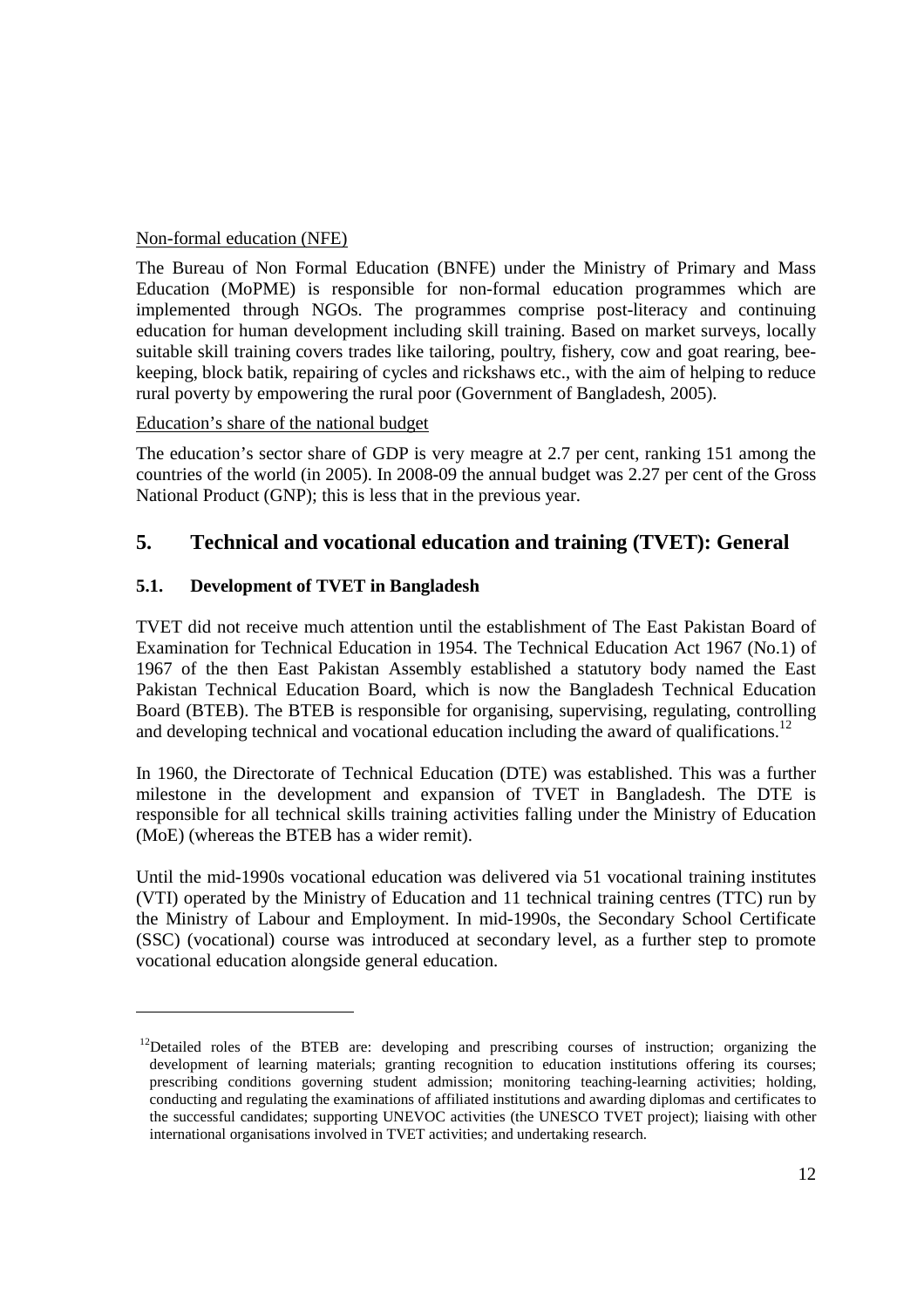Non-formal education (NFE)

The Bureau of Non Formal Education (BNFE) under the Ministry of Primary and Mass Education (MoPME) is responsible for non-formal education programmes which are implemented through NGOs. The programmes comprise post-literacy and continuing education for human development including skill training. Based on market surveys, locally suitable skill training covers trades like tailoring, poultry, fishery, cow and goat rearing, bee-keeping, block batik, repairing of cycles and rickshaws etc., with the aim of helping to reduce rural poverty by empowering the rural poor (Government of Bangladesh, 2005).

Education's share of the national budget

The education's sector share of GDP is very meagre at 2.7 per cent, ranking 151 among the countries of the world (in 2005). In 2008-09 the annual budget was 2.27 per cent of the Gross National Product (GNP); this is less that in the previous year.

## 5. Technical and vocational education and training (TVET): General

### 5.1. Development of TVET in Bangladesh

TVET did not receive much attention until the establishment of The East Pakistan Board of Examination for Technical Education in 1954. The Technical Education Act 1967 (No.1) of 1967 of the then East Pakistan Assembly established a statutory body named the East Pakistan Technical Education Board, which is now the Bangladesh Technical Education Board (BTEB). The BTEB is responsible for organising, supervising, regulating, controlling and developing technical and vocational education including the award of qualifications.[12]

In 1960, the Directorate of Technical Education (DTE) was established. This was a further milestone in the development and expansion of TVET in Bangladesh. The DTE is responsible for all technical skills training activities falling under the Ministry of Education (MoE) (whereas the BTEB has a wider remit).

Until the mid-1990s vocational education was delivered via 51 vocational training institutes (VTI) operated by the Ministry of Education and 11 technical training centres (TTC) run by the Ministry of Labour and Employment. In mid-1990s, the Secondary School Certificate (SSC) (vocational) course was introduced at secondary level, as a further step to promote vocational education alongside general education.

---

[12] Detailed roles of the BTEB are: developing and prescribing courses of instruction; organizing the development of learning materials; granting recognition to education institutions offering its courses; prescribing conditions governing student admission; monitoring teaching-learning activities; holding, conducting and regulating the examinations of affiliated institutions and awarding diplomas and certificates to the successful candidates; supporting UNEVOC activities (the UNESCO TVET project); liaising with other international organisations involved in TVET activities; and undertaking research.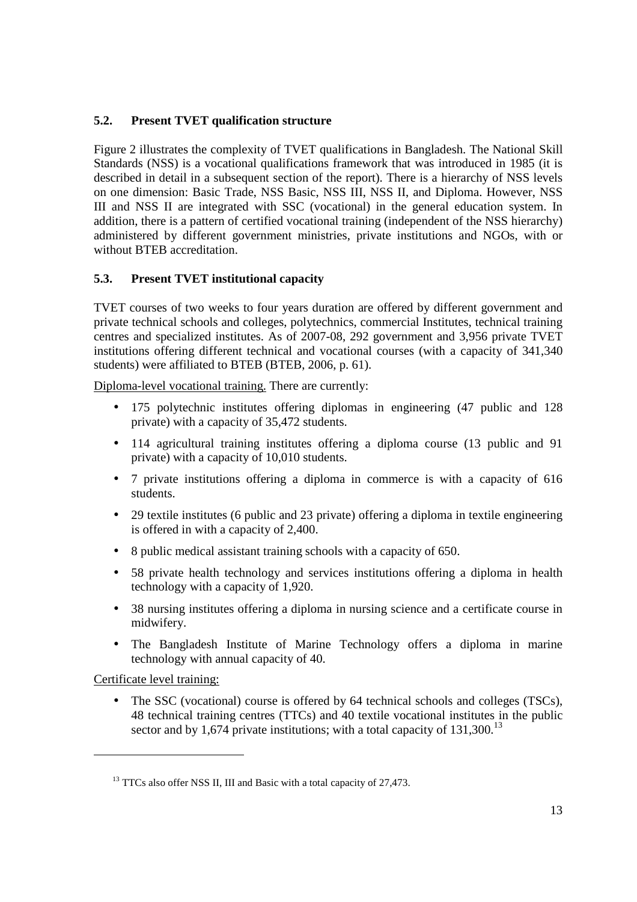## 5.2. Present TVET qualification structure

Figure 2 illustrates the complexity of TVET qualifications in Bangladesh. The National Skill Standards (NSS) is a vocational qualifications framework that was introduced in 1985 (it is described in detail in a subsequent section of the report). There is a hierarchy of NSS levels on one dimension: Basic Trade, NSS Basic, NSS III, NSS II, and Diploma. However, NSS III and NSS II are integrated with SSC (vocational) in the general education system. In addition, there is a pattern of certified vocational training (independent of the NSS hierarchy) administered by different government ministries, private institutions and NGOs, with or without BTEB accreditation.

## 5.3. Present TVET institutional capacity

TVET courses of two weeks to four years duration are offered by different government and private technical schools and colleges, polytechnics, commercial Institutes, technical training centres and specialized institutes. As of 2007-08, 292 government and 3,956 private TVET institutions offering different technical and vocational courses (with a capacity of 341,340 students) were affiliated to BTEB (BTEB, 2006, p. 61).

<u>Diploma-level vocational training.</u> There are currently:

- 175 polytechnic institutes offering diplomas in engineering (47 public and 128 private) with a capacity of 35,472 students.
- 114 agricultural training institutes offering a diploma course (13 public and 91 private) with a capacity of 10,010 students.
- 7 private institutions offering a diploma in commerce is with a capacity of 616 students.
- 29 textile institutes (6 public and 23 private) offering a diploma in textile engineering is offered in with a capacity of 2,400.
- 8 public medical assistant training schools with a capacity of 650.
- 58 private health technology and services institutions offering a diploma in health technology with a capacity of 1,920.
- 38 nursing institutes offering a diploma in nursing science and a certificate course in midwifery.
- The Bangladesh Institute of Marine Technology offers a diploma in marine technology with annual capacity of 40.

<u>Certificate level training:</u>

- The SSC (vocational) course is offered by 64 technical schools and colleges (TSCs), 48 technical training centres (TTCs) and 40 textile vocational institutes in the public sector and by 1,674 private institutions; with a total capacity of 131,300.[13]

---

[13] TTCs also offer NSS II, III and Basic with a total capacity of 27,473.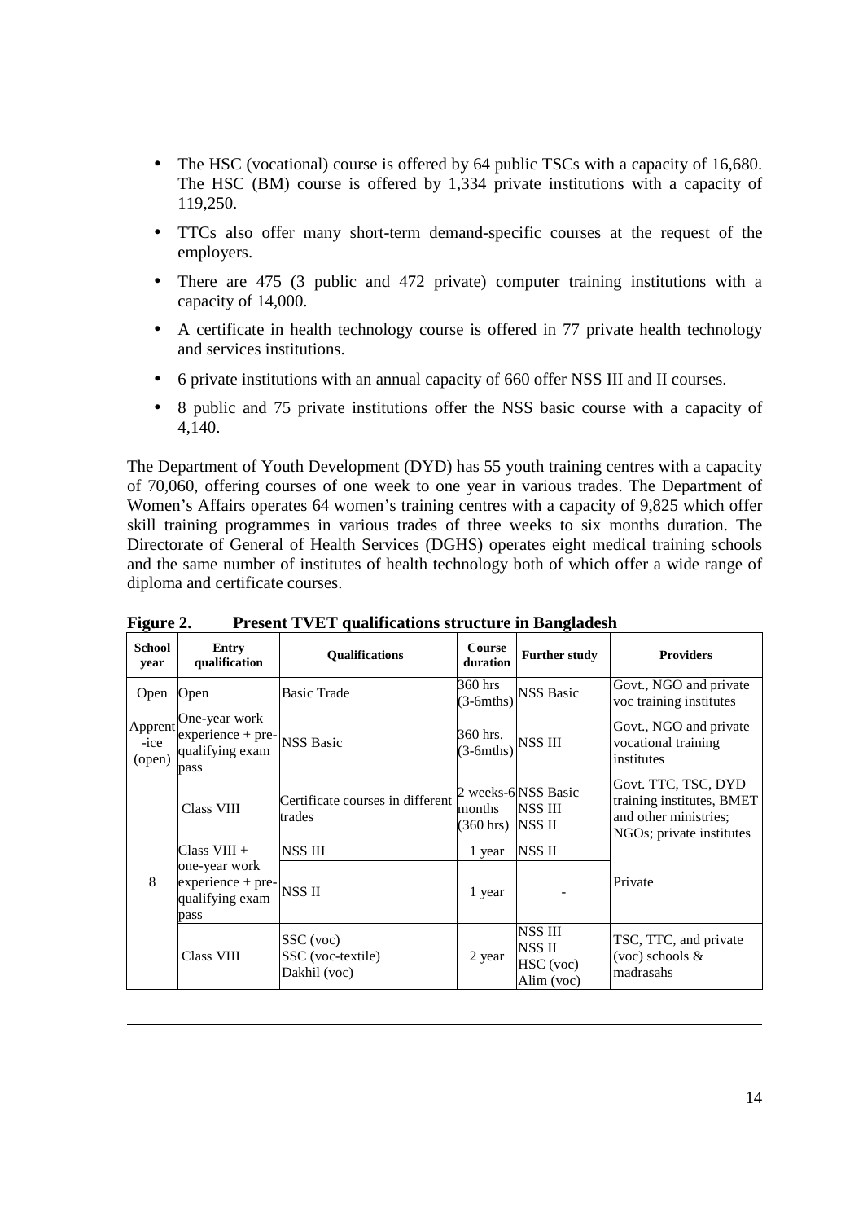- The HSC (vocational) course is offered by 64 public TSCs with a capacity of 16,680. The HSC (BM) course is offered by 1,334 private institutions with a capacity of 119,250.
- TTCs also offer many short-term demand-specific courses at the request of the employers.
- There are 475 (3 public and 472 private) computer training institutions with a capacity of 14,000.
- A certificate in health technology course is offered in 77 private health technology and services institutions.
- 6 private institutions with an annual capacity of 660 offer NSS III and II courses.
- 8 public and 75 private institutions offer the NSS basic course with a capacity of 4,140.

The Department of Youth Development (DYD) has 55 youth training centres with a capacity of 70,060, offering courses of one week to one year in various trades. The Department of Women's Affairs operates 64 women's training centres with a capacity of 9,825 which offer skill training programmes in various trades of three weeks to six months duration. The Directorate of General of Health Services (DGHS) operates eight medical training schools and the same number of institutes of health technology both of which offer a wide range of diploma and certificate courses.

**Figure 2. Present TVET qualifications structure in Bangladesh**

| School year | Entry qualification | Qualifications | Course duration | Further study | Providers |
|---|---|---|---|---|---|
| Open | Open | Basic Trade | 360 hrs (3-6mths) | NSS Basic | Govt., NGO and private voc training institutes |
| Apprent-ice (open) | One-year work experience + pre-qualifying exam pass | NSS Basic | 360 hrs. (3-6mths) | NSS III | Govt., NGO and private vocational training institutes |
| 8 | Class VIII | Certificate courses in different trades | 2 weeks-6 months (360 hrs) | NSS Basic<br>NSS III<br>NSS II | Govt. TTC, TSC, DYD training institutes, BMET and other ministries; NGOs; private institutes |
| | Class VIII + one-year work experience + pre-qualifying exam pass | NSS III | 1 year | NSS II | Private |
| | | NSS II | 1 year | - | |
| | Class VIII | SSC (voc)<br>SSC (voc-textile)<br>Dakhil (voc) | 2 year | NSS III<br>NSS II<br>HSC (voc)<br>Alim (voc) | TSC, TTC, and private (voc) schools & madrasahs |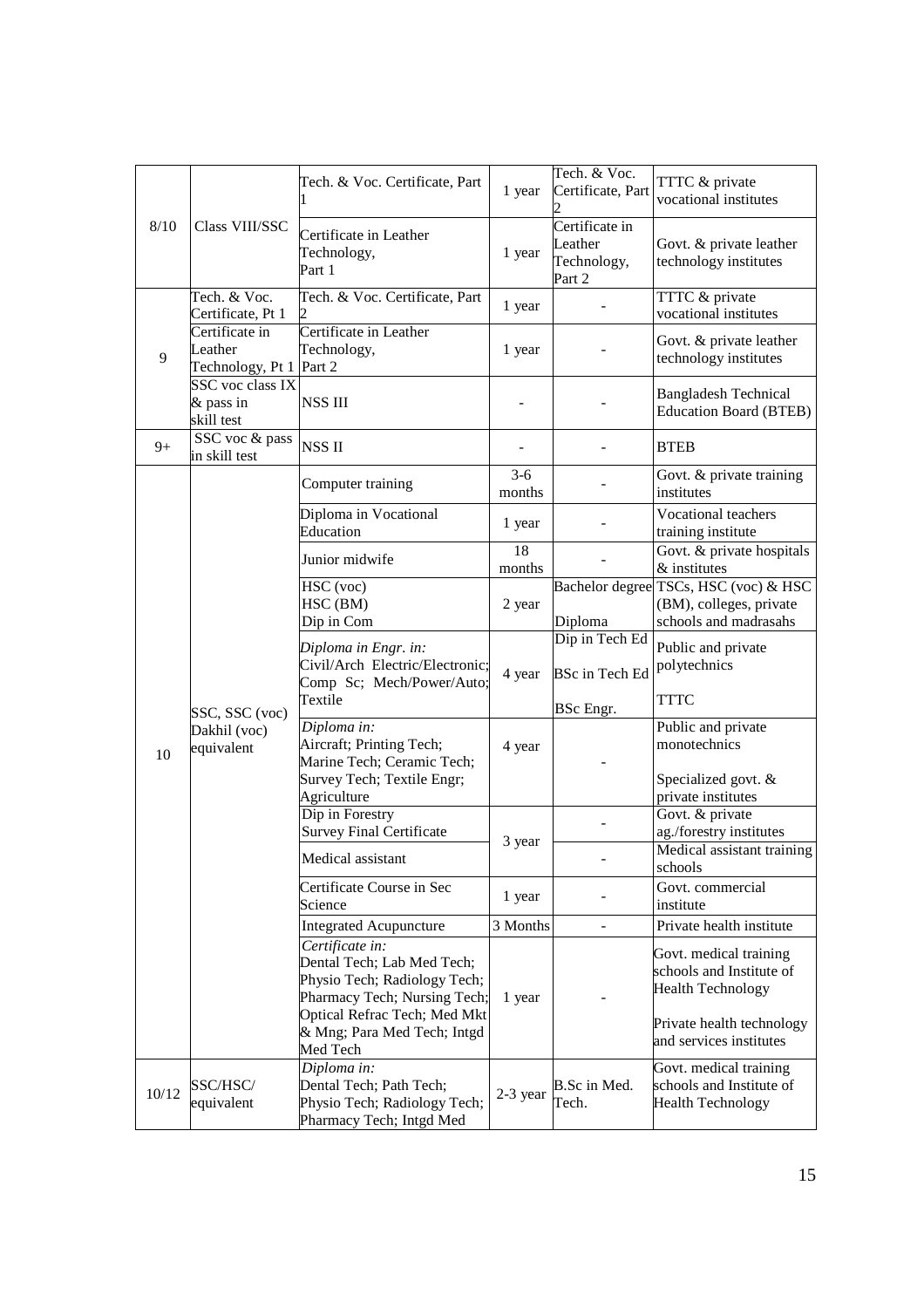| | | | | | |
|---|---|---|---|---|---|
| 8/10 | Class VIII/SSC | Tech. & Voc. Certificate, Part 1 | 1 year | Tech. & Voc. Certificate, Part 2 | TTTC & private vocational institutes |
| | | Certificate in Leather Technology, Part 1 | 1 year | Certificate in Leather Technology, Part 2 | Govt. & private leather technology institutes |
| 9 | Tech. & Voc. Certificate, Pt 1 | Tech. & Voc. Certificate, Part 2 | 1 year | - | TTTC & private vocational institutes |
| | Certificate in Leather Technology, Pt 1 | Certificate in Leather Technology, Part 2 | 1 year | - | Govt. & private leather technology institutes |
| | SSC voc class IX & pass in skill test | NSS III | - | - | Bangladesh Technical Education Board (BTEB) |
| 9+ | SSC voc & pass in skill test | NSS II | - | - | BTEB |
| 10 | SSC, SSC (voc) Dakhil (voc) equivalent | Computer training | 3-6 months | - | Govt. & private training institutes |
| | | Diploma in Vocational Education | 1 year | - | Vocational teachers training institute |
| | | Junior midwife | 18 months | - | Govt. & private hospitals & institutes |
| | | HSC (voc)<br>HSC (BM)<br>Dip in Com | 2 year | Bachelor degree<br><br>Diploma | TSCs, HSC (voc) & HSC (BM), colleges, private schools and madrasahs |
| | | *Diploma in Engr. in:*<br>Civil/Arch Electric/Electronic; Comp Sc; Mech/Power/Auto; Textile | 4 year | Dip in Tech Ed<br>BSc in Tech Ed<br>BSc Engr. | Public and private polytechnics<br><br>TTTC |
| | | *Diploma in:*<br>Aircraft; Printing Tech; Marine Tech; Ceramic Tech; Survey Tech; Textile Engr; Agriculture | 4 year | - | Public and private monotechnics<br><br>Specialized govt. & private institutes |
| | | Dip in Forestry<br>Survey Final Certificate | 3 year | - | Govt. & private ag./forestry institutes |
| | | Medical assistant | | - | Medical assistant training schools |
| | | Certificate Course in Sec Science | 1 year | - | Govt. commercial institute |
| | | Integrated Acupuncture | 3 Months | - | Private health institute |
| | | *Certificate in:*<br>Dental Tech; Lab Med Tech; Physio Tech; Radiology Tech; Pharmacy Tech; Nursing Tech; Optical Refrac Tech; Med Mkt & Mng; Para Med Tech; Intgd Med Tech | 1 year | - | Govt. medical training schools and Institute of Health Technology<br><br>Private health technology and services institutes |
| 10/12 | SSC/HSC/ equivalent | *Diploma in:*<br>Dental Tech; Path Tech; Physio Tech; Radiology Tech; Pharmacy Tech; Intgd Med | 2-3 year | B.Sc in Med. Tech. | Govt. medical training schools and Institute of Health Technology |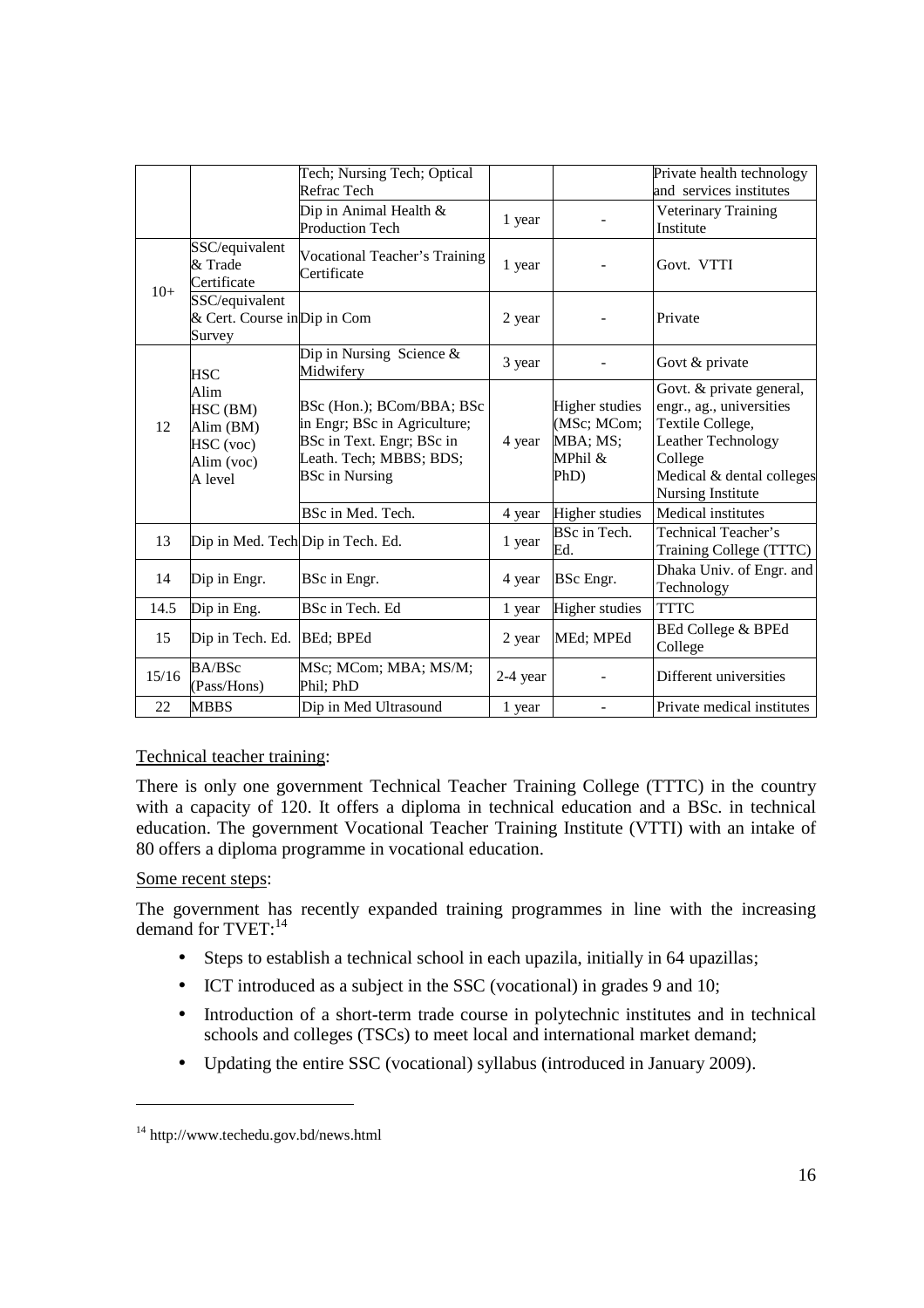| | | Tech; Nursing Tech; Optical Refrac Tech | | | Private health technology and services institutes |
|---|---|---|---|---|---|
| | | Dip in Animal Health & Production Tech | 1 year | - | Veterinary Training Institute |
| 10+ | SSC/equivalent & Trade Certificate | Vocational Teacher's Training Certificate | 1 year | - | Govt. VTTI |
| | SSC/equivalent & Cert. Course in Survey | Dip in Com | 2 year | - | Private |
| 12 | HSC Alim HSC (BM) Alim (BM) HSC (voc) Alim (voc) A level | Dip in Nursing Science & Midwifery | 3 year | - | Govt & private |
| | | BSc (Hon.); BCom/BBA; BSc in Engr; BSc in Agriculture; BSc in Text. Engr; BSc in Leath. Tech; MBBS; BDS; BSc in Nursing | 4 year | Higher studies (MSc; MCom; MBA; MS; MPhil & PhD) | Govt. & private general, engr., ag., universities Textile College, Leather Technology College Medical & dental colleges Nursing Institute |
| | | BSc in Med. Tech. | 4 year | Higher studies | Medical institutes |
| 13 | Dip in Med. Tech | Dip in Tech. Ed. | 1 year | BSc in Tech. Ed. | Technical Teacher's Training College (TTTC) |
| 14 | Dip in Engr. | BSc in Engr. | 4 year | BSc Engr. | Dhaka Univ. of Engr. and Technology |
| 14.5 | Dip in Eng. | BSc in Tech. Ed | 1 year | Higher studies | TTTC |
| 15 | Dip in Tech. Ed. | BEd; BPEd | 2 year | MEd; MPEd | BEd College & BPEd College |
| 15/16 | BA/BSc (Pass/Hons) | MSc; MCom; MBA; MS/M; Phil; PhD | 2-4 year | - | Different universities |
| 22 | MBBS | Dip in Med Ultrasound | 1 year | - | Private medical institutes |

Technical teacher training:

There is only one government Technical Teacher Training College (TTTC) in the country with a capacity of 120. It offers a diploma in technical education and a BSc. in technical education. The government Vocational Teacher Training Institute (VTTI) with an intake of 80 offers a diploma programme in vocational education.

Some recent steps:

The government has recently expanded training programmes in line with the increasing demand for TVET:[14]

- Steps to establish a technical school in each upazila, initially in 64 upazillas;
- ICT introduced as a subject in the SSC (vocational) in grades 9 and 10;
- Introduction of a short-term trade course in polytechnic institutes and in technical schools and colleges (TSCs) to meet local and international market demand;
- Updating the entire SSC (vocational) syllabus (introduced in January 2009).

[14] http://www.techedu.gov.bd/news.html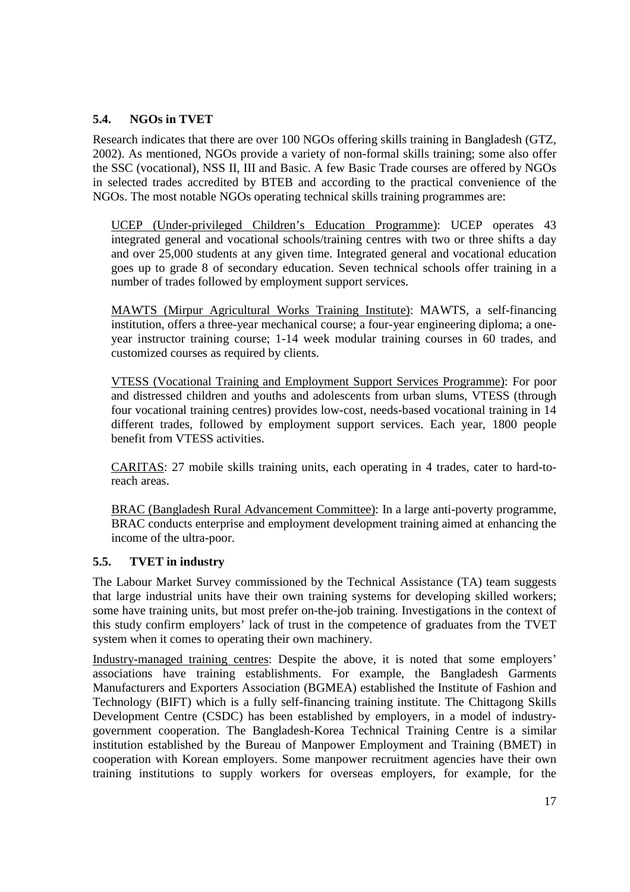### 5.4. NGOs in TVET

Research indicates that there are over 100 NGOs offering skills training in Bangladesh (GTZ, 2002). As mentioned, NGOs provide a variety of non-formal skills training; some also offer the SSC (vocational), NSS II, III and Basic. A few Basic Trade courses are offered by NGOs in selected trades accredited by BTEB and according to the practical convenience of the NGOs. The most notable NGOs operating technical skills training programmes are:

UCEP (Under-privileged Children's Education Programme): UCEP operates 43 integrated general and vocational schools/training centres with two or three shifts a day and over 25,000 students at any given time. Integrated general and vocational education goes up to grade 8 of secondary education. Seven technical schools offer training in a number of trades followed by employment support services.

MAWTS (Mirpur Agricultural Works Training Institute): MAWTS, a self-financing institution, offers a three-year mechanical course; a four-year engineering diploma; a one-year instructor training course; 1-14 week modular training courses in 60 trades, and customized courses as required by clients.

VTESS (Vocational Training and Employment Support Services Programme): For poor and distressed children and youths and adolescents from urban slums, VTESS (through four vocational training centres) provides low-cost, needs-based vocational training in 14 different trades, followed by employment support services. Each year, 1800 people benefit from VTESS activities.

CARITAS: 27 mobile skills training units, each operating in 4 trades, cater to hard-to-reach areas.

BRAC (Bangladesh Rural Advancement Committee): In a large anti-poverty programme, BRAC conducts enterprise and employment development training aimed at enhancing the income of the ultra-poor.

### 5.5. TVET in industry

The Labour Market Survey commissioned by the Technical Assistance (TA) team suggests that large industrial units have their own training systems for developing skilled workers; some have training units, but most prefer on-the-job training. Investigations in the context of this study confirm employers' lack of trust in the competence of graduates from the TVET system when it comes to operating their own machinery.

Industry-managed training centres: Despite the above, it is noted that some employers' associations have training establishments. For example, the Bangladesh Garments Manufacturers and Exporters Association (BGMEA) established the Institute of Fashion and Technology (BIFT) which is a fully self-financing training institute. The Chittagong Skills Development Centre (CSDC) has been established by employers, in a model of industry-government cooperation. The Bangladesh-Korea Technical Training Centre is a similar institution established by the Bureau of Manpower Employment and Training (BMET) in cooperation with Korean employers. Some manpower recruitment agencies have their own training institutions to supply workers for overseas employers, for example, for the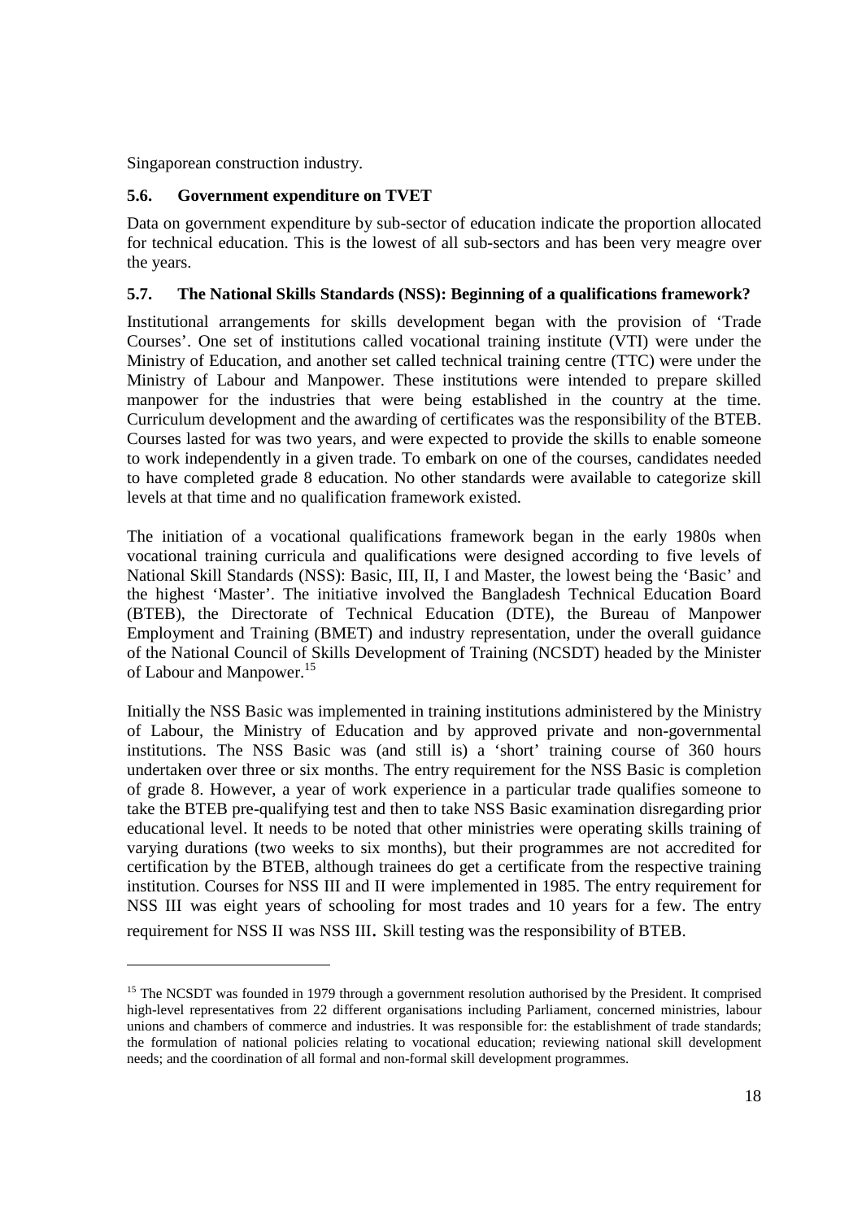Singaporean construction industry.

### 5.6. Government expenditure on TVET

Data on government expenditure by sub-sector of education indicate the proportion allocated for technical education. This is the lowest of all sub-sectors and has been very meagre over the years.

### 5.7. The National Skills Standards (NSS): Beginning of a qualifications framework?

Institutional arrangements for skills development began with the provision of 'Trade Courses'. One set of institutions called vocational training institute (VTI) were under the Ministry of Education, and another set called technical training centre (TTC) were under the Ministry of Labour and Manpower. These institutions were intended to prepare skilled manpower for the industries that were being established in the country at the time. Curriculum development and the awarding of certificates was the responsibility of the BTEB. Courses lasted for was two years, and were expected to provide the skills to enable someone to work independently in a given trade. To embark on one of the courses, candidates needed to have completed grade 8 education. No other standards were available to categorize skill levels at that time and no qualification framework existed.

The initiation of a vocational qualifications framework began in the early 1980s when vocational training curricula and qualifications were designed according to five levels of National Skill Standards (NSS): Basic, III, II, I and Master, the lowest being the 'Basic' and the highest 'Master'. The initiative involved the Bangladesh Technical Education Board (BTEB), the Directorate of Technical Education (DTE), the Bureau of Manpower Employment and Training (BMET) and industry representation, under the overall guidance of the National Council of Skills Development of Training (NCSDT) headed by the Minister of Labour and Manpower.[15]

Initially the NSS Basic was implemented in training institutions administered by the Ministry of Labour, the Ministry of Education and by approved private and non-governmental institutions. The NSS Basic was (and still is) a 'short' training course of 360 hours undertaken over three or six months. The entry requirement for the NSS Basic is completion of grade 8. However, a year of work experience in a particular trade qualifies someone to take the BTEB pre-qualifying test and then to take NSS Basic examination disregarding prior educational level. It needs to be noted that other ministries were operating skills training of varying durations (two weeks to six months), but their programmes are not accredited for certification by the BTEB, although trainees do get a certificate from the respective training institution. Courses for NSS III and II were implemented in 1985. The entry requirement for NSS III was eight years of schooling for most trades and 10 years for a few. The entry requirement for NSS II was NSS III. Skill testing was the responsibility of BTEB.

---

[15] The NCSDT was founded in 1979 through a government resolution authorised by the President. It comprised high-level representatives from 22 different organisations including Parliament, concerned ministries, labour unions and chambers of commerce and industries. It was responsible for: the establishment of trade standards; the formulation of national policies relating to vocational education; reviewing national skill development needs; and the coordination of all formal and non-formal skill development programmes.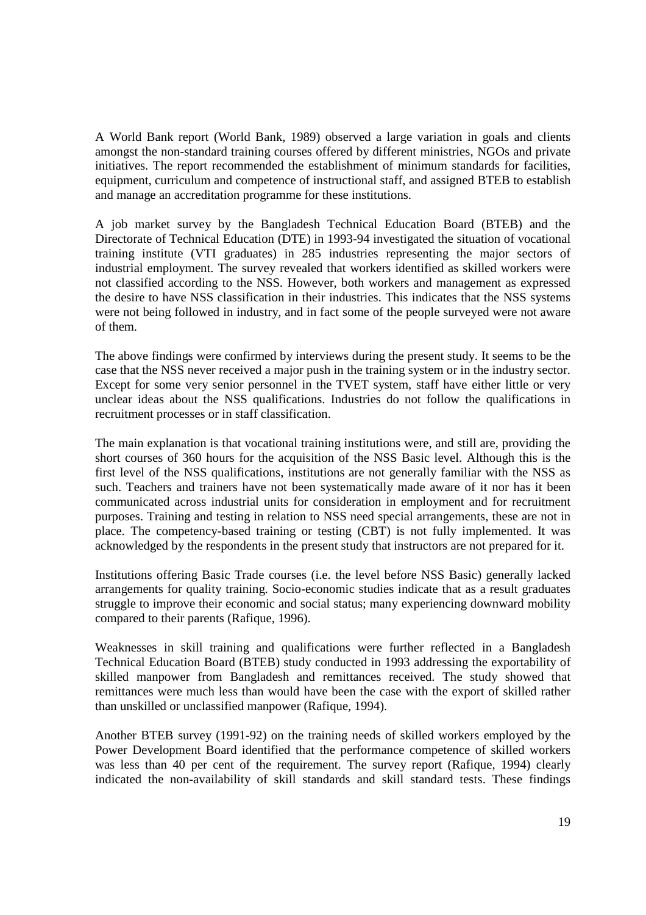A World Bank report (World Bank, 1989) observed a large variation in goals and clients amongst the non-standard training courses offered by different ministries, NGOs and private initiatives. The report recommended the establishment of minimum standards for facilities, equipment, curriculum and competence of instructional staff, and assigned BTEB to establish and manage an accreditation programme for these institutions.

A job market survey by the Bangladesh Technical Education Board (BTEB) and the Directorate of Technical Education (DTE) in 1993-94 investigated the situation of vocational training institute (VTI graduates) in 285 industries representing the major sectors of industrial employment. The survey revealed that workers identified as skilled workers were not classified according to the NSS. However, both workers and management as expressed the desire to have NSS classification in their industries. This indicates that the NSS systems were not being followed in industry, and in fact some of the people surveyed were not aware of them.

The above findings were confirmed by interviews during the present study. It seems to be the case that the NSS never received a major push in the training system or in the industry sector. Except for some very senior personnel in the TVET system, staff have either little or very unclear ideas about the NSS qualifications. Industries do not follow the qualifications in recruitment processes or in staff classification.

The main explanation is that vocational training institutions were, and still are, providing the short courses of 360 hours for the acquisition of the NSS Basic level. Although this is the first level of the NSS qualifications, institutions are not generally familiar with the NSS as such. Teachers and trainers have not been systematically made aware of it nor has it been communicated across industrial units for consideration in employment and for recruitment purposes. Training and testing in relation to NSS need special arrangements, these are not in place. The competency-based training or testing (CBT) is not fully implemented. It was acknowledged by the respondents in the present study that instructors are not prepared for it.

Institutions offering Basic Trade courses (i.e. the level before NSS Basic) generally lacked arrangements for quality training. Socio-economic studies indicate that as a result graduates struggle to improve their economic and social status; many experiencing downward mobility compared to their parents (Rafique, 1996).

Weaknesses in skill training and qualifications were further reflected in a Bangladesh Technical Education Board (BTEB) study conducted in 1993 addressing the exportability of skilled manpower from Bangladesh and remittances received. The study showed that remittances were much less than would have been the case with the export of skilled rather than unskilled or unclassified manpower (Rafique, 1994).

Another BTEB survey (1991-92) on the training needs of skilled workers employed by the Power Development Board identified that the performance competence of skilled workers was less than 40 per cent of the requirement. The survey report (Rafique, 1994) clearly indicated the non-availability of skill standards and skill standard tests. These findings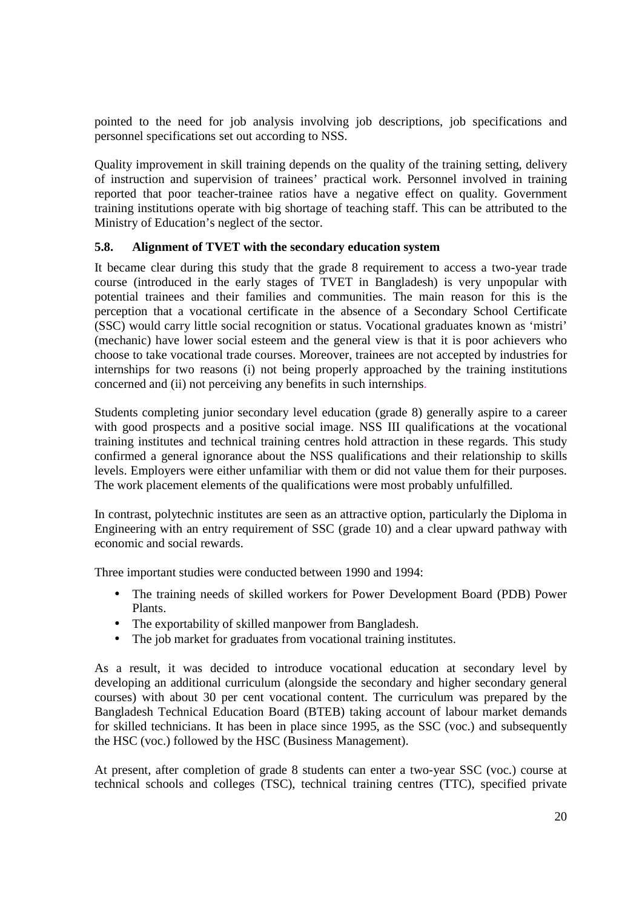pointed to the need for job analysis involving job descriptions, job specifications and personnel specifications set out according to NSS.

Quality improvement in skill training depends on the quality of the training setting, delivery of instruction and supervision of trainees' practical work. Personnel involved in training reported that poor teacher-trainee ratios have a negative effect on quality. Government training institutions operate with big shortage of teaching staff. This can be attributed to the Ministry of Education's neglect of the sector.

### 5.8. Alignment of TVET with the secondary education system

It became clear during this study that the grade 8 requirement to access a two-year trade course (introduced in the early stages of TVET in Bangladesh) is very unpopular with potential trainees and their families and communities. The main reason for this is the perception that a vocational certificate in the absence of a Secondary School Certificate (SSC) would carry little social recognition or status. Vocational graduates known as 'mistri' (mechanic) have lower social esteem and the general view is that it is poor achievers who choose to take vocational trade courses. Moreover, trainees are not accepted by industries for internships for two reasons (i) not being properly approached by the training institutions concerned and (ii) not perceiving any benefits in such internships.

Students completing junior secondary level education (grade 8) generally aspire to a career with good prospects and a positive social image. NSS III qualifications at the vocational training institutes and technical training centres hold attraction in these regards. This study confirmed a general ignorance about the NSS qualifications and their relationship to skills levels. Employers were either unfamiliar with them or did not value them for their purposes. The work placement elements of the qualifications were most probably unfulfilled.

In contrast, polytechnic institutes are seen as an attractive option, particularly the Diploma in Engineering with an entry requirement of SSC (grade 10) and a clear upward pathway with economic and social rewards.

Three important studies were conducted between 1990 and 1994:

- The training needs of skilled workers for Power Development Board (PDB) Power Plants.
- The exportability of skilled manpower from Bangladesh.
- The job market for graduates from vocational training institutes.

As a result, it was decided to introduce vocational education at secondary level by developing an additional curriculum (alongside the secondary and higher secondary general courses) with about 30 per cent vocational content. The curriculum was prepared by the Bangladesh Technical Education Board (BTEB) taking account of labour market demands for skilled technicians. It has been in place since 1995, as the SSC (voc.) and subsequently the HSC (voc.) followed by the HSC (Business Management).

At present, after completion of grade 8 students can enter a two-year SSC (voc.) course at technical schools and colleges (TSC), technical training centres (TTC), specified private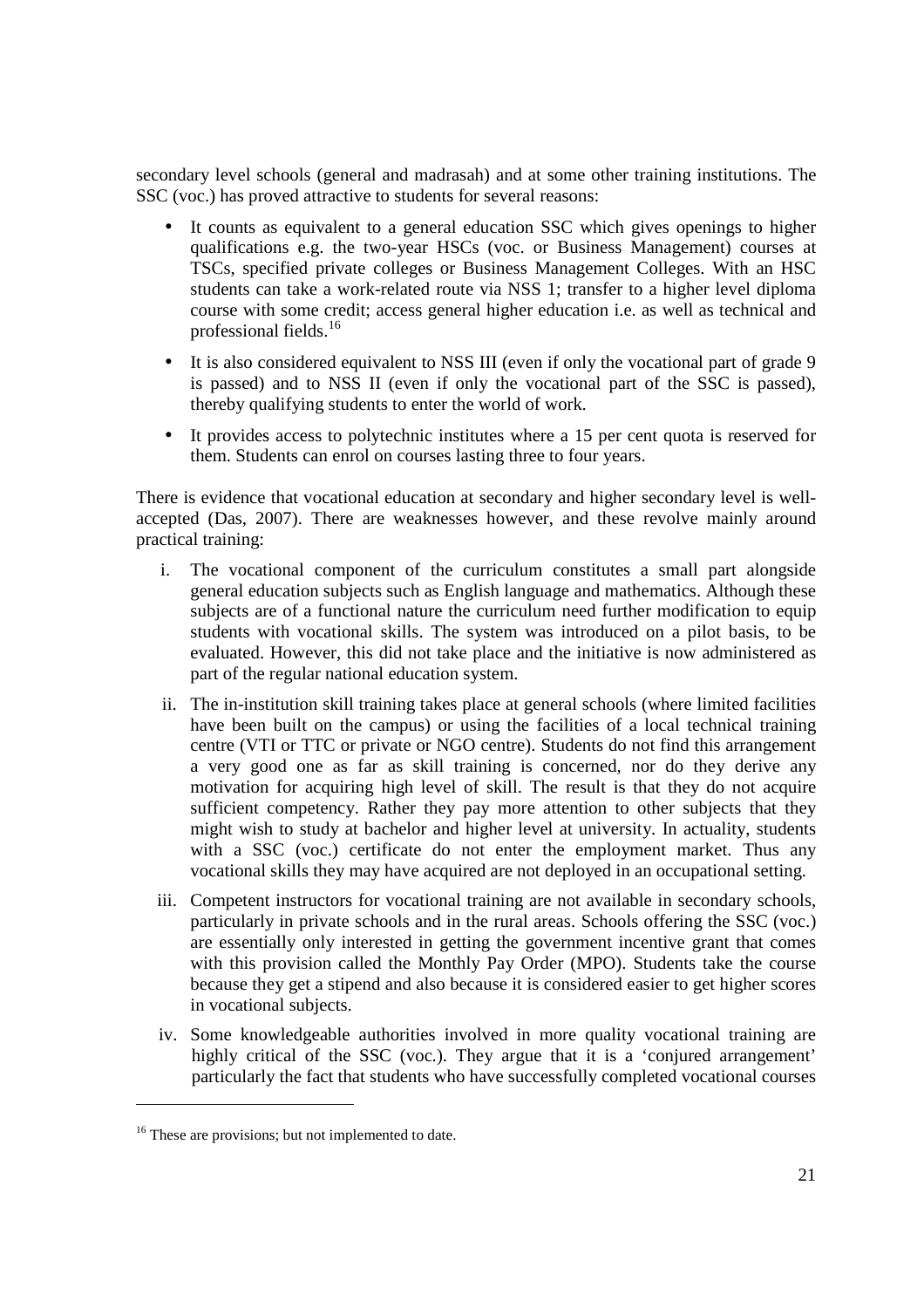secondary level schools (general and madrasah) and at some other training institutions. The SSC (voc.) has proved attractive to students for several reasons:

- It counts as equivalent to a general education SSC which gives openings to higher qualifications e.g. the two-year HSCs (voc. or Business Management) courses at TSCs, specified private colleges or Business Management Colleges. With an HSC students can take a work-related route via NSS 1; transfer to a higher level diploma course with some credit; access general higher education i.e. as well as technical and professional fields.[16]
- It is also considered equivalent to NSS III (even if only the vocational part of grade 9 is passed) and to NSS II (even if only the vocational part of the SSC is passed), thereby qualifying students to enter the world of work.
- It provides access to polytechnic institutes where a 15 per cent quota is reserved for them. Students can enrol on courses lasting three to four years.

There is evidence that vocational education at secondary and higher secondary level is well-accepted (Das, 2007). There are weaknesses however, and these revolve mainly around practical training:

i. The vocational component of the curriculum constitutes a small part alongside general education subjects such as English language and mathematics. Although these subjects are of a functional nature the curriculum need further modification to equip students with vocational skills. The system was introduced on a pilot basis, to be evaluated. However, this did not take place and the initiative is now administered as part of the regular national education system.

ii. The in-institution skill training takes place at general schools (where limited facilities have been built on the campus) or using the facilities of a local technical training centre (VTI or TTC or private or NGO centre). Students do not find this arrangement a very good one as far as skill training is concerned, nor do they derive any motivation for acquiring high level of skill. The result is that they do not acquire sufficient competency. Rather they pay more attention to other subjects that they might wish to study at bachelor and higher level at university. In actuality, students with a SSC (voc.) certificate do not enter the employment market. Thus any vocational skills they may have acquired are not deployed in an occupational setting.

iii. Competent instructors for vocational training are not available in secondary schools, particularly in private schools and in the rural areas. Schools offering the SSC (voc.) are essentially only interested in getting the government incentive grant that comes with this provision called the Monthly Pay Order (MPO). Students take the course because they get a stipend and also because it is considered easier to get higher scores in vocational subjects.

iv. Some knowledgeable authorities involved in more quality vocational training are highly critical of the SSC (voc.). They argue that it is a 'conjured arrangement' particularly the fact that students who have successfully completed vocational courses

[16] These are provisions; but not implemented to date.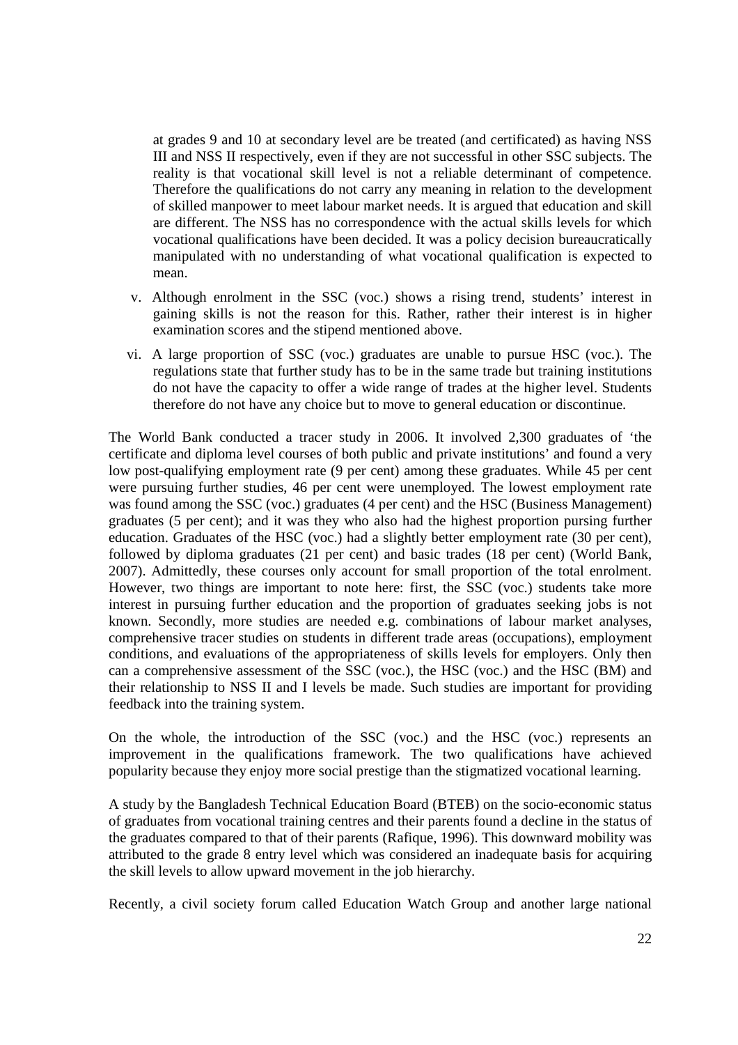at grades 9 and 10 at secondary level are be treated (and certificated) as having NSS III and NSS II respectively, even if they are not successful in other SSC subjects. The reality is that vocational skill level is not a reliable determinant of competence. Therefore the qualifications do not carry any meaning in relation to the development of skilled manpower to meet labour market needs. It is argued that education and skill are different. The NSS has no correspondence with the actual skills levels for which vocational qualifications have been decided. It was a policy decision bureaucratically manipulated with no understanding of what vocational qualification is expected to mean.

v. Although enrolment in the SSC (voc.) shows a rising trend, students' interest in gaining skills is not the reason for this. Rather, rather their interest is in higher examination scores and the stipend mentioned above.

vi. A large proportion of SSC (voc.) graduates are unable to pursue HSC (voc.). The regulations state that further study has to be in the same trade but training institutions do not have the capacity to offer a wide range of trades at the higher level. Students therefore do not have any choice but to move to general education or discontinue.

The World Bank conducted a tracer study in 2006. It involved 2,300 graduates of 'the certificate and diploma level courses of both public and private institutions' and found a very low post-qualifying employment rate (9 per cent) among these graduates. While 45 per cent were pursuing further studies, 46 per cent were unemployed. The lowest employment rate was found among the SSC (voc.) graduates (4 per cent) and the HSC (Business Management) graduates (5 per cent); and it was they who also had the highest proportion pursing further education. Graduates of the HSC (voc.) had a slightly better employment rate (30 per cent), followed by diploma graduates (21 per cent) and basic trades (18 per cent) (World Bank, 2007). Admittedly, these courses only account for small proportion of the total enrolment. However, two things are important to note here: first, the SSC (voc.) students take more interest in pursuing further education and the proportion of graduates seeking jobs is not known. Secondly, more studies are needed e.g. combinations of labour market analyses, comprehensive tracer studies on students in different trade areas (occupations), employment conditions, and evaluations of the appropriateness of skills levels for employers. Only then can a comprehensive assessment of the SSC (voc.), the HSC (voc.) and the HSC (BM) and their relationship to NSS II and I levels be made. Such studies are important for providing feedback into the training system.

On the whole, the introduction of the SSC (voc.) and the HSC (voc.) represents an improvement in the qualifications framework. The two qualifications have achieved popularity because they enjoy more social prestige than the stigmatized vocational learning.

A study by the Bangladesh Technical Education Board (BTEB) on the socio-economic status of graduates from vocational training centres and their parents found a decline in the status of the graduates compared to that of their parents (Rafique, 1996). This downward mobility was attributed to the grade 8 entry level which was considered an inadequate basis for acquiring the skill levels to allow upward movement in the job hierarchy.

Recently, a civil society forum called Education Watch Group and another large national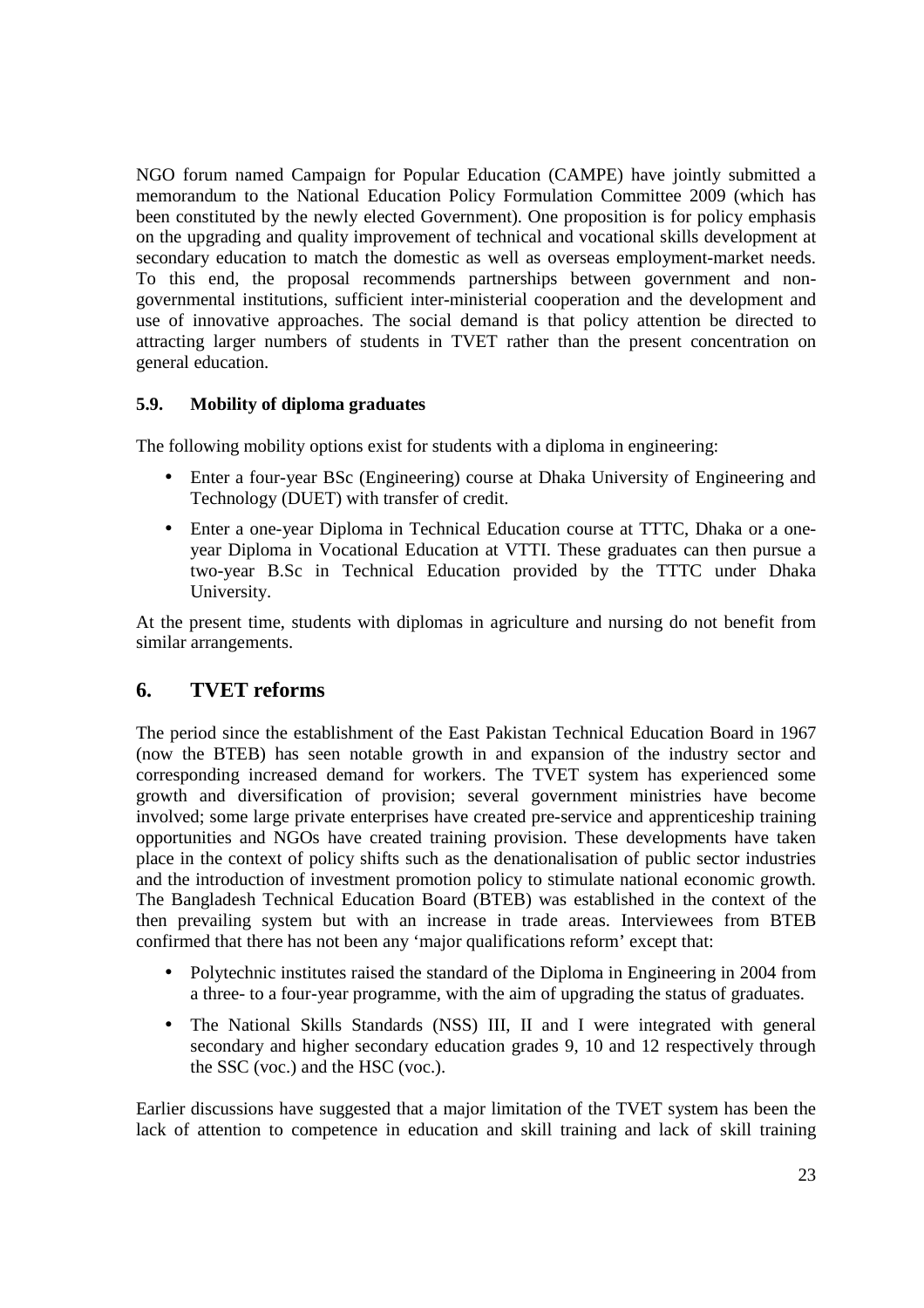NGO forum named Campaign for Popular Education (CAMPE) have jointly submitted a memorandum to the National Education Policy Formulation Committee 2009 (which has been constituted by the newly elected Government). One proposition is for policy emphasis on the upgrading and quality improvement of technical and vocational skills development at secondary education to match the domestic as well as overseas employment-market needs. To this end, the proposal recommends partnerships between government and non-governmental institutions, sufficient inter-ministerial cooperation and the development and use of innovative approaches. The social demand is that policy attention be directed to attracting larger numbers of students in TVET rather than the present concentration on general education.

### 5.9. Mobility of diploma graduates

The following mobility options exist for students with a diploma in engineering:

- Enter a four-year BSc (Engineering) course at Dhaka University of Engineering and Technology (DUET) with transfer of credit.
- Enter a one-year Diploma in Technical Education course at TTTC, Dhaka or a one-year Diploma in Vocational Education at VTTI. These graduates can then pursue a two-year B.Sc in Technical Education provided by the TTTC under Dhaka University.

At the present time, students with diplomas in agriculture and nursing do not benefit from similar arrangements.

## 6. TVET reforms

The period since the establishment of the East Pakistan Technical Education Board in 1967 (now the BTEB) has seen notable growth in and expansion of the industry sector and corresponding increased demand for workers. The TVET system has experienced some growth and diversification of provision; several government ministries have become involved; some large private enterprises have created pre-service and apprenticeship training opportunities and NGOs have created training provision. These developments have taken place in the context of policy shifts such as the denationalisation of public sector industries and the introduction of investment promotion policy to stimulate national economic growth. The Bangladesh Technical Education Board (BTEB) was established in the context of the then prevailing system but with an increase in trade areas. Interviewees from BTEB confirmed that there has not been any 'major qualifications reform' except that:

- Polytechnic institutes raised the standard of the Diploma in Engineering in 2004 from a three- to a four-year programme, with the aim of upgrading the status of graduates.
- The National Skills Standards (NSS) III, II and I were integrated with general secondary and higher secondary education grades 9, 10 and 12 respectively through the SSC (voc.) and the HSC (voc.).

Earlier discussions have suggested that a major limitation of the TVET system has been the lack of attention to competence in education and skill training and lack of skill training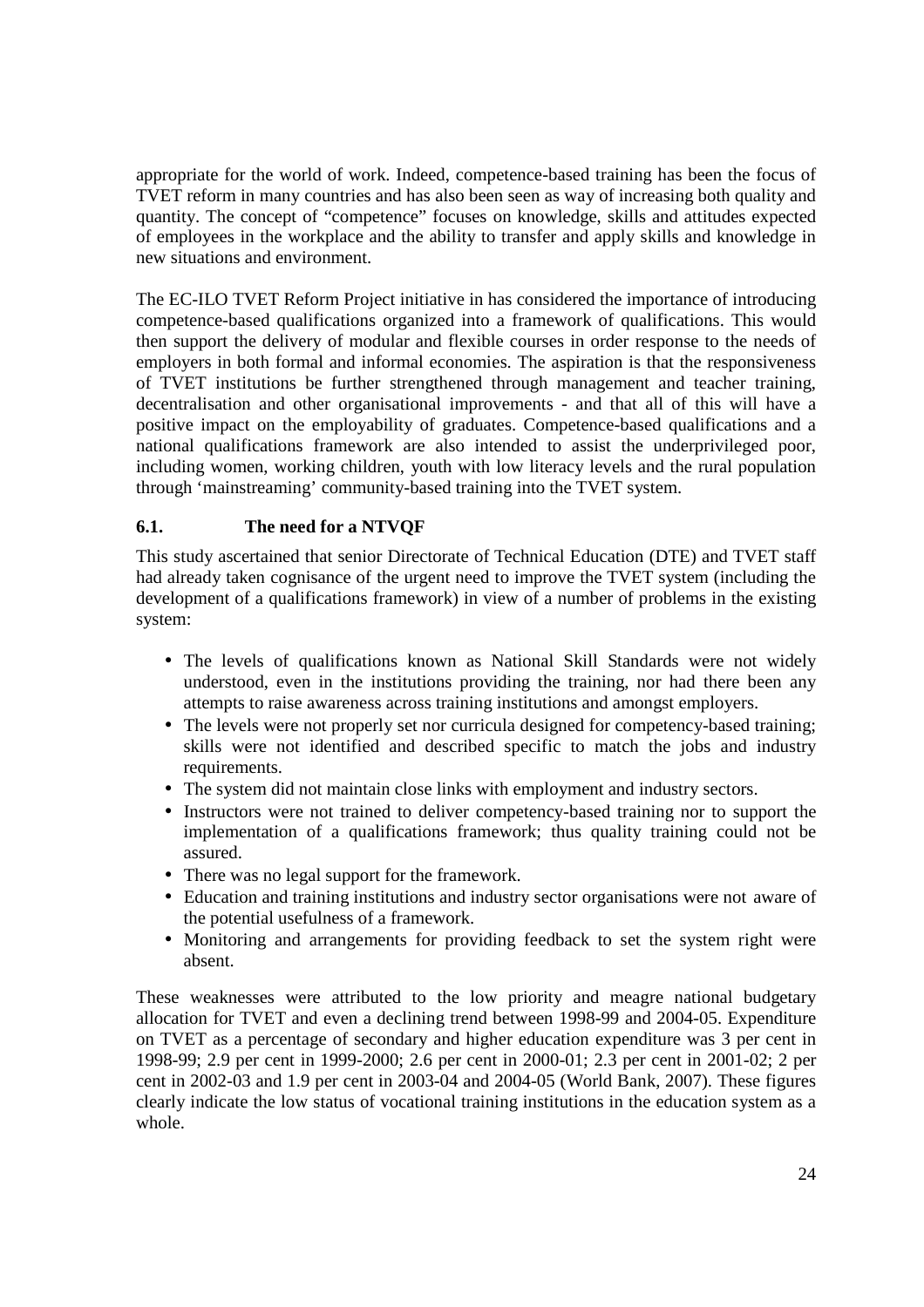appropriate for the world of work. Indeed, competence-based training has been the focus of TVET reform in many countries and has also been seen as way of increasing both quality and quantity. The concept of "competence" focuses on knowledge, skills and attitudes expected of employees in the workplace and the ability to transfer and apply skills and knowledge in new situations and environment.

The EC-ILO TVET Reform Project initiative in has considered the importance of introducing competence-based qualifications organized into a framework of qualifications. This would then support the delivery of modular and flexible courses in order response to the needs of employers in both formal and informal economies. The aspiration is that the responsiveness of TVET institutions be further strengthened through management and teacher training, decentralisation and other organisational improvements - and that all of this will have a positive impact on the employability of graduates. Competence-based qualifications and a national qualifications framework are also intended to assist the underprivileged poor, including women, working children, youth with low literacy levels and the rural population through 'mainstreaming' community-based training into the TVET system.

### 6.1. The need for a NTVQF

This study ascertained that senior Directorate of Technical Education (DTE) and TVET staff had already taken cognisance of the urgent need to improve the TVET system (including the development of a qualifications framework) in view of a number of problems in the existing system:

- The levels of qualifications known as National Skill Standards were not widely understood, even in the institutions providing the training, nor had there been any attempts to raise awareness across training institutions and amongst employers.
- The levels were not properly set nor curricula designed for competency-based training; skills were not identified and described specific to match the jobs and industry requirements.
- The system did not maintain close links with employment and industry sectors.
- Instructors were not trained to deliver competency-based training nor to support the implementation of a qualifications framework; thus quality training could not be assured.
- There was no legal support for the framework.
- Education and training institutions and industry sector organisations were not aware of the potential usefulness of a framework.
- Monitoring and arrangements for providing feedback to set the system right were absent.

These weaknesses were attributed to the low priority and meagre national budgetary allocation for TVET and even a declining trend between 1998-99 and 2004-05. Expenditure on TVET as a percentage of secondary and higher education expenditure was 3 per cent in 1998-99; 2.9 per cent in 1999-2000; 2.6 per cent in 2000-01; 2.3 per cent in 2001-02; 2 per cent in 2002-03 and 1.9 per cent in 2003-04 and 2004-05 (World Bank, 2007). These figures clearly indicate the low status of vocational training institutions in the education system as a whole.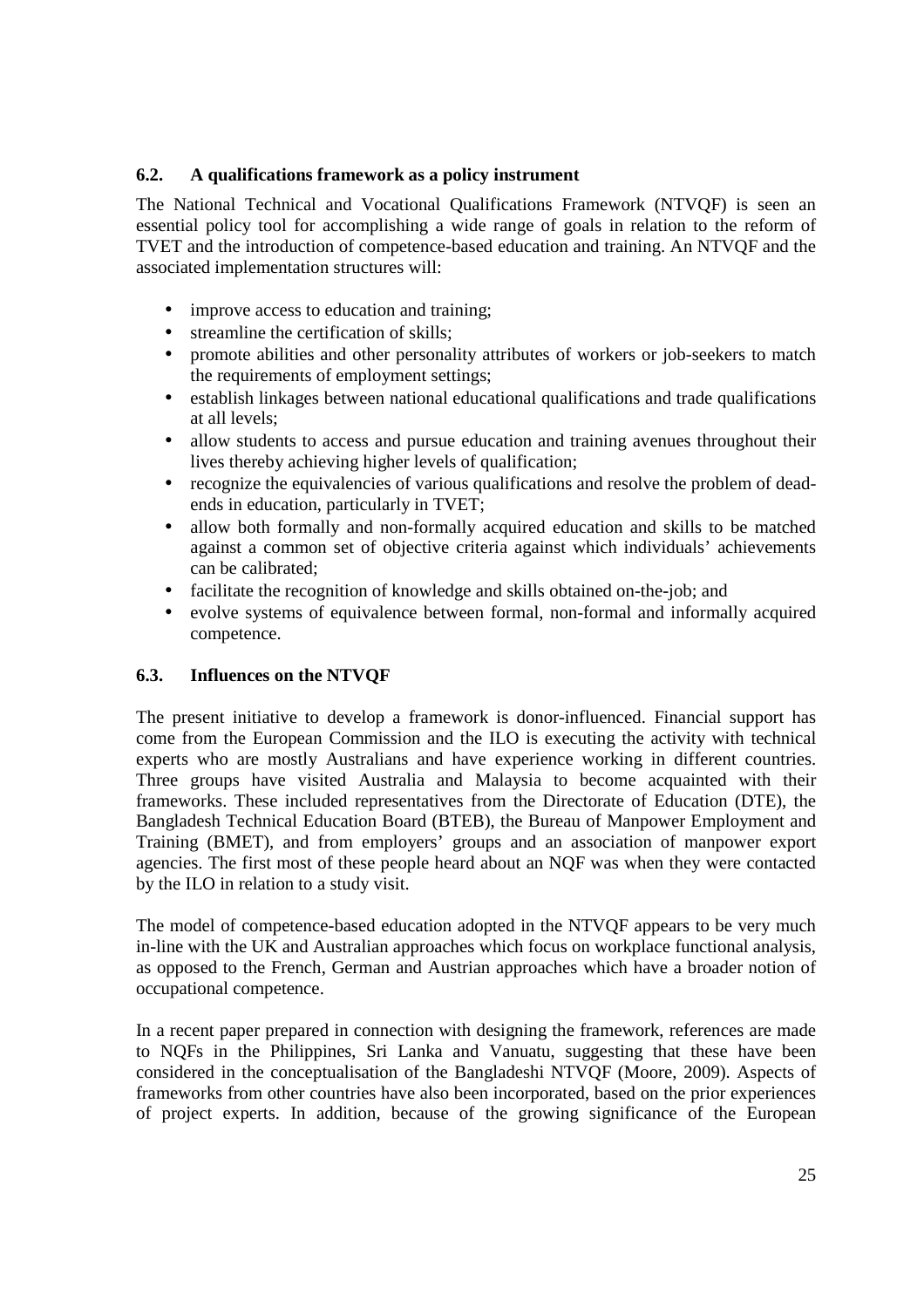### 6.2. A qualifications framework as a policy instrument

The National Technical and Vocational Qualifications Framework (NTVQF) is seen an essential policy tool for accomplishing a wide range of goals in relation to the reform of TVET and the introduction of competence-based education and training. An NTVQF and the associated implementation structures will:

- improve access to education and training;
- streamline the certification of skills;
- promote abilities and other personality attributes of workers or job-seekers to match the requirements of employment settings;
- establish linkages between national educational qualifications and trade qualifications at all levels;
- allow students to access and pursue education and training avenues throughout their lives thereby achieving higher levels of qualification;
- recognize the equivalencies of various qualifications and resolve the problem of dead-ends in education, particularly in TVET;
- allow both formally and non-formally acquired education and skills to be matched against a common set of objective criteria against which individuals' achievements can be calibrated;
- facilitate the recognition of knowledge and skills obtained on-the-job; and
- evolve systems of equivalence between formal, non-formal and informally acquired competence.

### 6.3. Influences on the NTVQF

The present initiative to develop a framework is donor-influenced. Financial support has come from the European Commission and the ILO is executing the activity with technical experts who are mostly Australians and have experience working in different countries. Three groups have visited Australia and Malaysia to become acquainted with their frameworks. These included representatives from the Directorate of Education (DTE), the Bangladesh Technical Education Board (BTEB), the Bureau of Manpower Employment and Training (BMET), and from employers' groups and an association of manpower export agencies. The first most of these people heard about an NQF was when they were contacted by the ILO in relation to a study visit.

The model of competence-based education adopted in the NTVQF appears to be very much in-line with the UK and Australian approaches which focus on workplace functional analysis, as opposed to the French, German and Austrian approaches which have a broader notion of occupational competence.

In a recent paper prepared in connection with designing the framework, references are made to NQFs in the Philippines, Sri Lanka and Vanuatu, suggesting that these have been considered in the conceptualisation of the Bangladeshi NTVQF (Moore, 2009). Aspects of frameworks from other countries have also been incorporated, based on the prior experiences of project experts. In addition, because of the growing significance of the European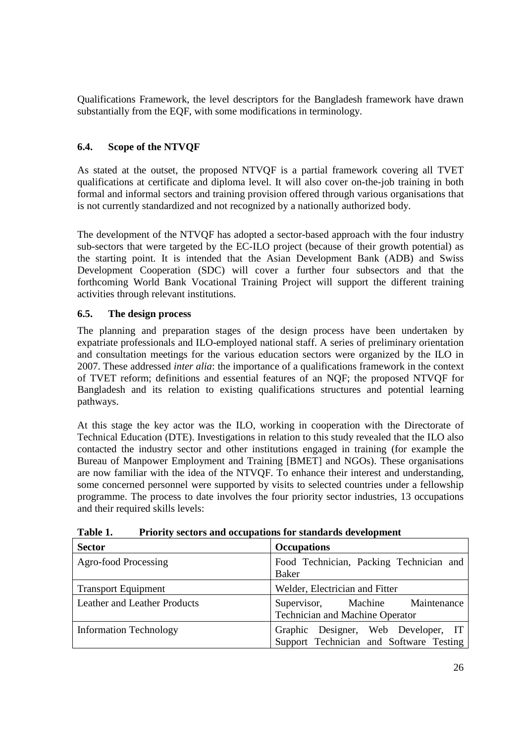Qualifications Framework, the level descriptors for the Bangladesh framework have drawn substantially from the EQF, with some modifications in terminology.

### 6.4. Scope of the NTVQF

As stated at the outset, the proposed NTVQF is a partial framework covering all TVET qualifications at certificate and diploma level. It will also cover on-the-job training in both formal and informal sectors and training provision offered through various organisations that is not currently standardized and not recognized by a nationally authorized body.

The development of the NTVQF has adopted a sector-based approach with the four industry sub-sectors that were targeted by the EC-ILO project (because of their growth potential) as the starting point. It is intended that the Asian Development Bank (ADB) and Swiss Development Cooperation (SDC) will cover a further four subsectors and that the forthcoming World Bank Vocational Training Project will support the different training activities through relevant institutions.

### 6.5. The design process

The planning and preparation stages of the design process have been undertaken by expatriate professionals and ILO-employed national staff. A series of preliminary orientation and consultation meetings for the various education sectors were organized by the ILO in 2007. These addressed *inter alia*: the importance of a qualifications framework in the context of TVET reform; definitions and essential features of an NQF; the proposed NTVQF for Bangladesh and its relation to existing qualifications structures and potential learning pathways.

At this stage the key actor was the ILO, working in cooperation with the Directorate of Technical Education (DTE). Investigations in relation to this study revealed that the ILO also contacted the industry sector and other institutions engaged in training (for example the Bureau of Manpower Employment and Training [BMET] and NGOs). These organisations are now familiar with the idea of the NTVQF. To enhance their interest and understanding, some concerned personnel were supported by visits to selected countries under a fellowship programme. The process to date involves the four priority sector industries, 13 occupations and their required skills levels:

**Table 1. Priority sectors and occupations for standards development**

| Sector | Occupations |
|---|---|
| Agro-food Processing | Food Technician, Packing Technician and Baker |
| Transport Equipment | Welder, Electrician and Fitter |
| Leather and Leather Products | Supervisor, Machine Maintenance Technician and Machine Operator |
| Information Technology | Graphic Designer, Web Developer, IT Support Technician and Software Testing |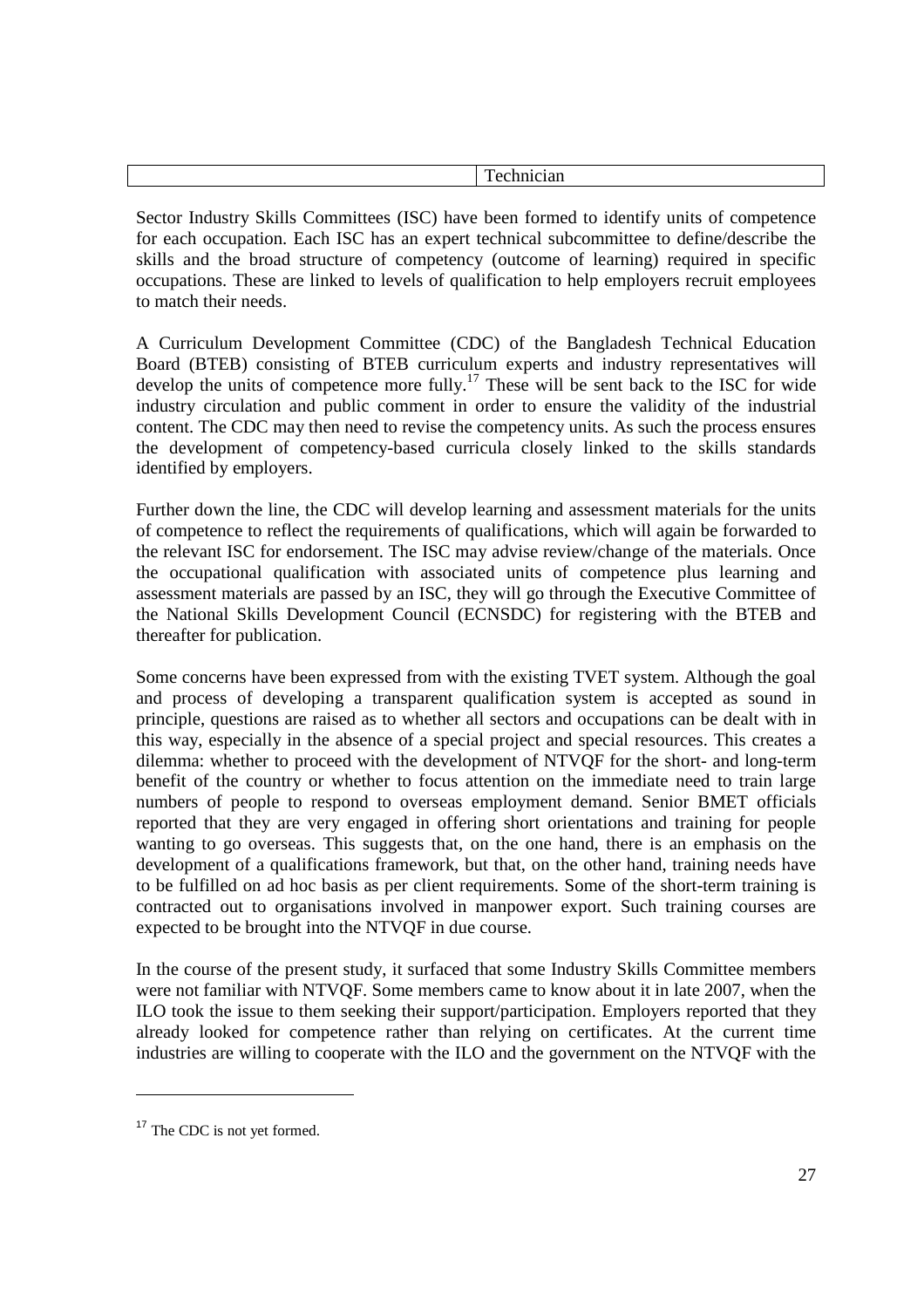| | Technician |
|---|---|

Sector Industry Skills Committees (ISC) have been formed to identify units of competence for each occupation. Each ISC has an expert technical subcommittee to define/describe the skills and the broad structure of competency (outcome of learning) required in specific occupations. These are linked to levels of qualification to help employers recruit employees to match their needs.

A Curriculum Development Committee (CDC) of the Bangladesh Technical Education Board (BTEB) consisting of BTEB curriculum experts and industry representatives will develop the units of competence more fully.[17] These will be sent back to the ISC for wide industry circulation and public comment in order to ensure the validity of the industrial content. The CDC may then need to revise the competency units. As such the process ensures the development of competency-based curricula closely linked to the skills standards identified by employers.

Further down the line, the CDC will develop learning and assessment materials for the units of competence to reflect the requirements of qualifications, which will again be forwarded to the relevant ISC for endorsement. The ISC may advise review/change of the materials. Once the occupational qualification with associated units of competence plus learning and assessment materials are passed by an ISC, they will go through the Executive Committee of the National Skills Development Council (ECNSDC) for registering with the BTEB and thereafter for publication.

Some concerns have been expressed from with the existing TVET system. Although the goal and process of developing a transparent qualification system is accepted as sound in principle, questions are raised as to whether all sectors and occupations can be dealt with in this way, especially in the absence of a special project and special resources. This creates a dilemma: whether to proceed with the development of NTVQF for the short- and long-term benefit of the country or whether to focus attention on the immediate need to train large numbers of people to respond to overseas employment demand. Senior BMET officials reported that they are very engaged in offering short orientations and training for people wanting to go overseas. This suggests that, on the one hand, there is an emphasis on the development of a qualifications framework, but that, on the other hand, training needs have to be fulfilled on ad hoc basis as per client requirements. Some of the short-term training is contracted out to organisations involved in manpower export. Such training courses are expected to be brought into the NTVQF in due course.

In the course of the present study, it surfaced that some Industry Skills Committee members were not familiar with NTVQF. Some members came to know about it in late 2007, when the ILO took the issue to them seeking their support/participation. Employers reported that they already looked for competence rather than relying on certificates. At the current time industries are willing to cooperate with the ILO and the government on the NTVQF with the

[17] The CDC is not yet formed.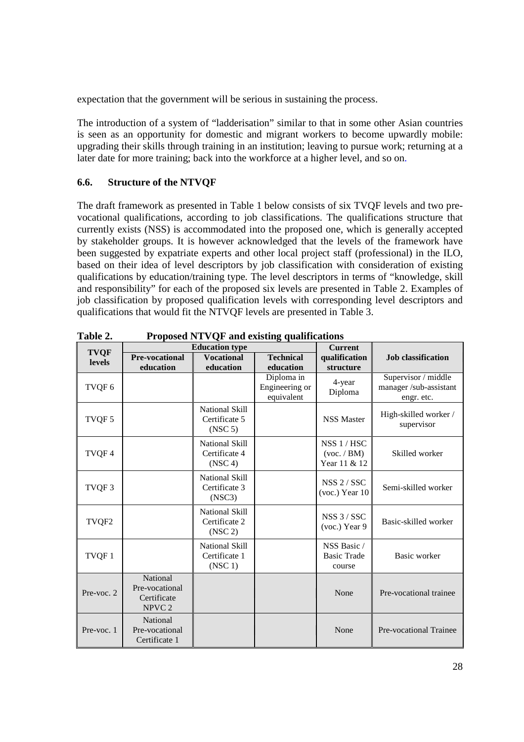expectation that the government will be serious in sustaining the process.

The introduction of a system of "ladderisation" similar to that in some other Asian countries is seen as an opportunity for domestic and migrant workers to become upwardly mobile: upgrading their skills through training in an institution; leaving to pursue work; returning at a later date for more training; back into the workforce at a higher level, and so on.

### 6.6. Structure of the NTVQF

The draft framework as presented in Table 1 below consists of six TVQF levels and two pre-vocational qualifications, according to job classifications. The qualifications structure that currently exists (NSS) is accommodated into the proposed one, which is generally accepted by stakeholder groups. It is however acknowledged that the levels of the framework have been suggested by expatriate experts and other local project staff (professional) in the ILO, based on their idea of level descriptors by job classification with consideration of existing qualifications by education/training type. The level descriptors in terms of "knowledge, skill and responsibility" for each of the proposed six levels are presented in Table 2. Examples of job classification by proposed qualification levels with corresponding level descriptors and qualifications that would fit the NTVQF levels are presented in Table 3.

**Table 2. Proposed NTVQF and existing qualifications**

| TVQF levels | Education type | | | Current qualification structure | Job classification |
|---|---|---|---|---|---|
| | Pre-vocational education | Vocational education | Technical education | | |
| TVQF 6 | | | Diploma in Engineering or equivalent | 4-year Diploma | Supervisor / middle manager /sub-assistant engr. etc. |
| TVQF 5 | | National Skill Certificate 5 (NSC 5) | | NSS Master | High-skilled worker / supervisor |
| TVQF 4 | | National Skill Certificate 4 (NSC 4) | | NSS 1 / HSC (voc. / BM) Year 11 & 12 | Skilled worker |
| TVQF 3 | | National Skill Certificate 3 (NSC3) | | NSS 2 / SSC (voc.) Year 10 | Semi-skilled worker |
| TVQF2 | | National Skill Certificate 2 (NSC 2) | | NSS 3 / SSC (voc.) Year 9 | Basic-skilled worker |
| TVQF 1 | | National Skill Certificate 1 (NSC 1) | | NSS Basic / Basic Trade course | Basic worker |
| Pre-voc. 2 | National Pre-vocational Certificate NPVC 2 | | | None | Pre-vocational trainee |
| Pre-voc. 1 | National Pre-vocational Certificate 1 | | | None | Pre-vocational Trainee |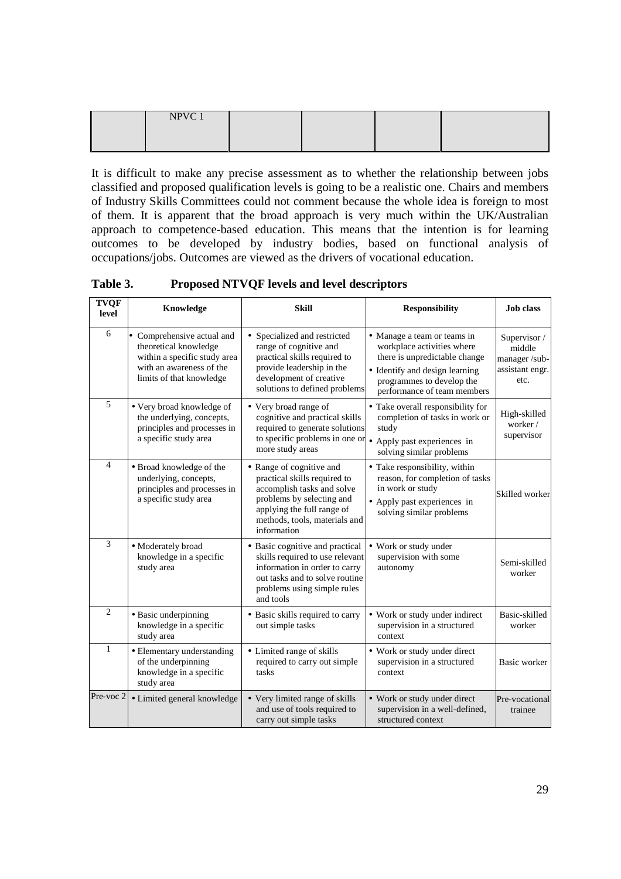|  | NPVC 1 |  |  |  |  |
|---|---|---|---|---|---|
|  |  |  |  |  |  |

It is difficult to make any precise assessment as to whether the relationship between jobs classified and proposed qualification levels is going to be a realistic one. Chairs and members of Industry Skills Committees could not comment because the whole idea is foreign to most of them. It is apparent that the broad approach is very much within the UK/Australian approach to competence-based education. This means that the intention is for learning outcomes to be developed by industry bodies, based on functional analysis of occupations/jobs. Outcomes are viewed as the drivers of vocational education.

**Table 3. Proposed NTVQF levels and level descriptors**

| TVQF level | Knowledge | Skill | Responsibility | Job class |
|---|---|---|---|---|
| 6 | • Comprehensive actual and theoretical knowledge within a specific study area with an awareness of the limits of that knowledge | • Specialized and restricted range of cognitive and practical skills required to provide leadership in the development of creative solutions to defined problems | • Manage a team or teams in workplace activities where there is unpredictable change<br>• Identify and design learning programmes to develop the performance of team members | Supervisor / middle manager /sub-assistant engr. etc. |
| 5 | • Very broad knowledge of the underlying, concepts, principles and processes in a specific study area | • Very broad range of cognitive and practical skills required to generate solutions to specific problems in one or more study areas | • Take overall responsibility for completion of tasks in work or study<br>• Apply past experiences in solving similar problems | High-skilled worker / supervisor |
| 4 | • Broad knowledge of the underlying, concepts, principles and processes in a specific study area | • Range of cognitive and practical skills required to accomplish tasks and solve problems by selecting and applying the full range of methods, tools, materials and information | • Take responsibility, within reason, for completion of tasks in work or study<br>• Apply past experiences in solving similar problems | Skilled worker |
| 3 | • Moderately broad knowledge in a specific study area | • Basic cognitive and practical skills required to use relevant information in order to carry out tasks and to solve routine problems using simple rules and tools | • Work or study under supervision with some autonomy | Semi-skilled worker |
| 2 | • Basic underpinning knowledge in a specific study area | • Basic skills required to carry out simple tasks | • Work or study under indirect supervision in a structured context | Basic-skilled worker |
| 1 | • Elementary understanding of the underpinning knowledge in a specific study area | • Limited range of skills required to carry out simple tasks | • Work or study under direct supervision in a structured context | Basic worker |
| Pre-voc 2 | • Limited general knowledge | • Very limited range of skills and use of tools required to carry out simple tasks | • Work or study under direct supervision in a well-defined, structured context | Pre-vocational trainee |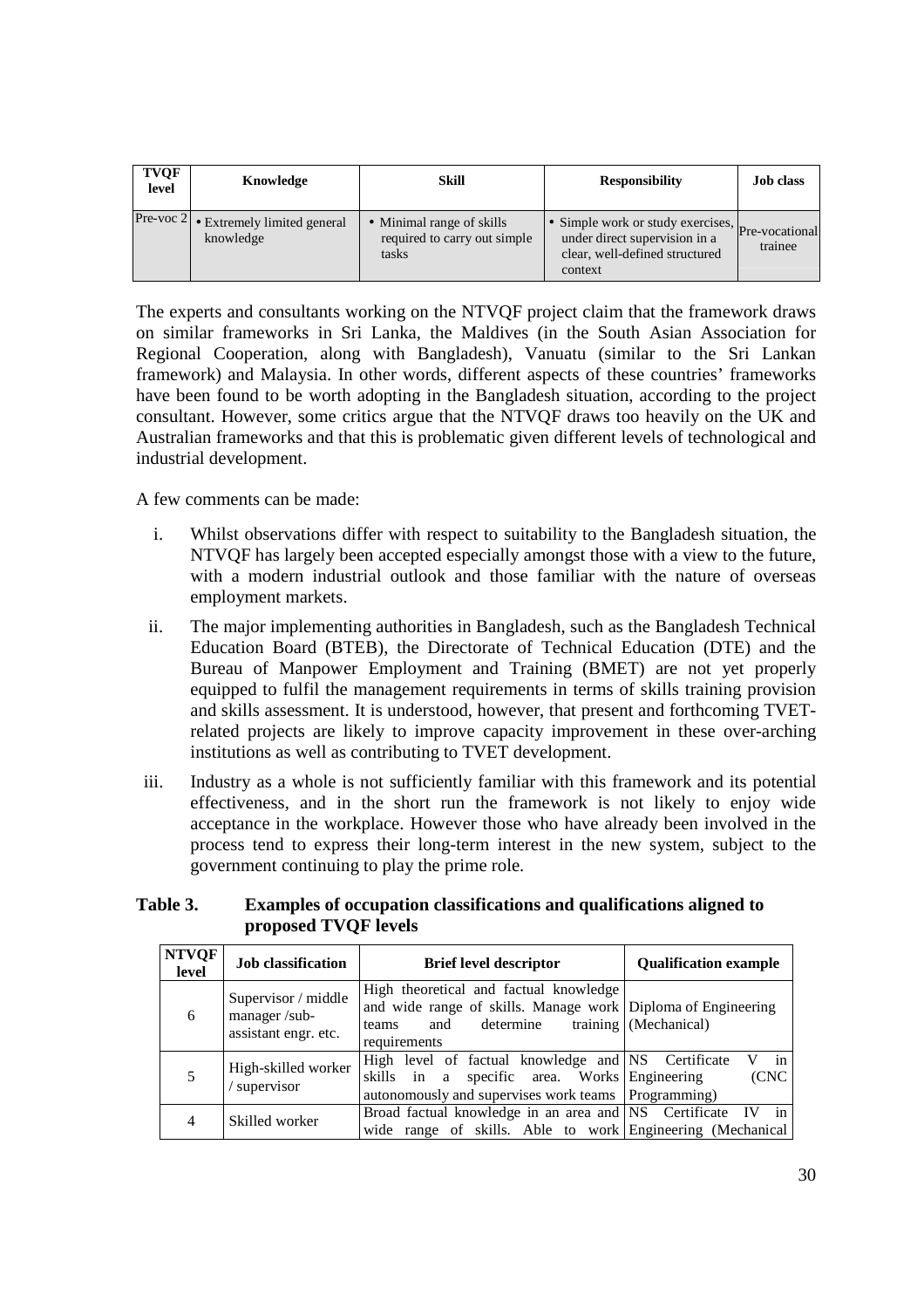| TVQF level | Knowledge | Skill | Responsibility | Job class |
|---|---|---|---|---|
| Pre-voc 2 | • Extremely limited general knowledge | • Minimal range of skills required to carry out simple tasks | • Simple work or study exercises, under direct supervision in a clear, well-defined structured context | Pre-vocational trainee |

The experts and consultants working on the NTVQF project claim that the framework draws on similar frameworks in Sri Lanka, the Maldives (in the South Asian Association for Regional Cooperation, along with Bangladesh), Vanuatu (similar to the Sri Lankan framework) and Malaysia. In other words, different aspects of these countries' frameworks have been found to be worth adopting in the Bangladesh situation, according to the project consultant. However, some critics argue that the NTVQF draws too heavily on the UK and Australian frameworks and that this is problematic given different levels of technological and industrial development.

A few comments can be made:

i. Whilst observations differ with respect to suitability to the Bangladesh situation, the NTVQF has largely been accepted especially amongst those with a view to the future, with a modern industrial outlook and those familiar with the nature of overseas employment markets.

ii. The major implementing authorities in Bangladesh, such as the Bangladesh Technical Education Board (BTEB), the Directorate of Technical Education (DTE) and the Bureau of Manpower Employment and Training (BMET) are not yet properly equipped to fulfil the management requirements in terms of skills training provision and skills assessment. It is understood, however, that present and forthcoming TVET-related projects are likely to improve capacity improvement in these over-arching institutions as well as contributing to TVET development.

iii. Industry as a whole is not sufficiently familiar with this framework and its potential effectiveness, and in the short run the framework is not likely to enjoy wide acceptance in the workplace. However those who have already been involved in the process tend to express their long-term interest in the new system, subject to the government continuing to play the prime role.

**Table 3. Examples of occupation classifications and qualifications aligned to proposed TVQF levels**

| NTVQF level | Job classification | Brief level descriptor | Qualification example |
|---|---|---|---|
| 6 | Supervisor / middle manager /sub-assistant engr. etc. | High theoretical and factual knowledge and wide range of skills. Manage work teams and determine training requirements | Diploma of Engineering (Mechanical) |
| 5 | High-skilled worker / supervisor | High level of factual knowledge and skills in a specific area. Works autonomously and supervises work teams | NS Certificate V in Engineering (CNC Programming) |
| 4 | Skilled worker | Broad factual knowledge in an area and wide range of skills. Able to work | NS Certificate IV in Engineering (Mechanical |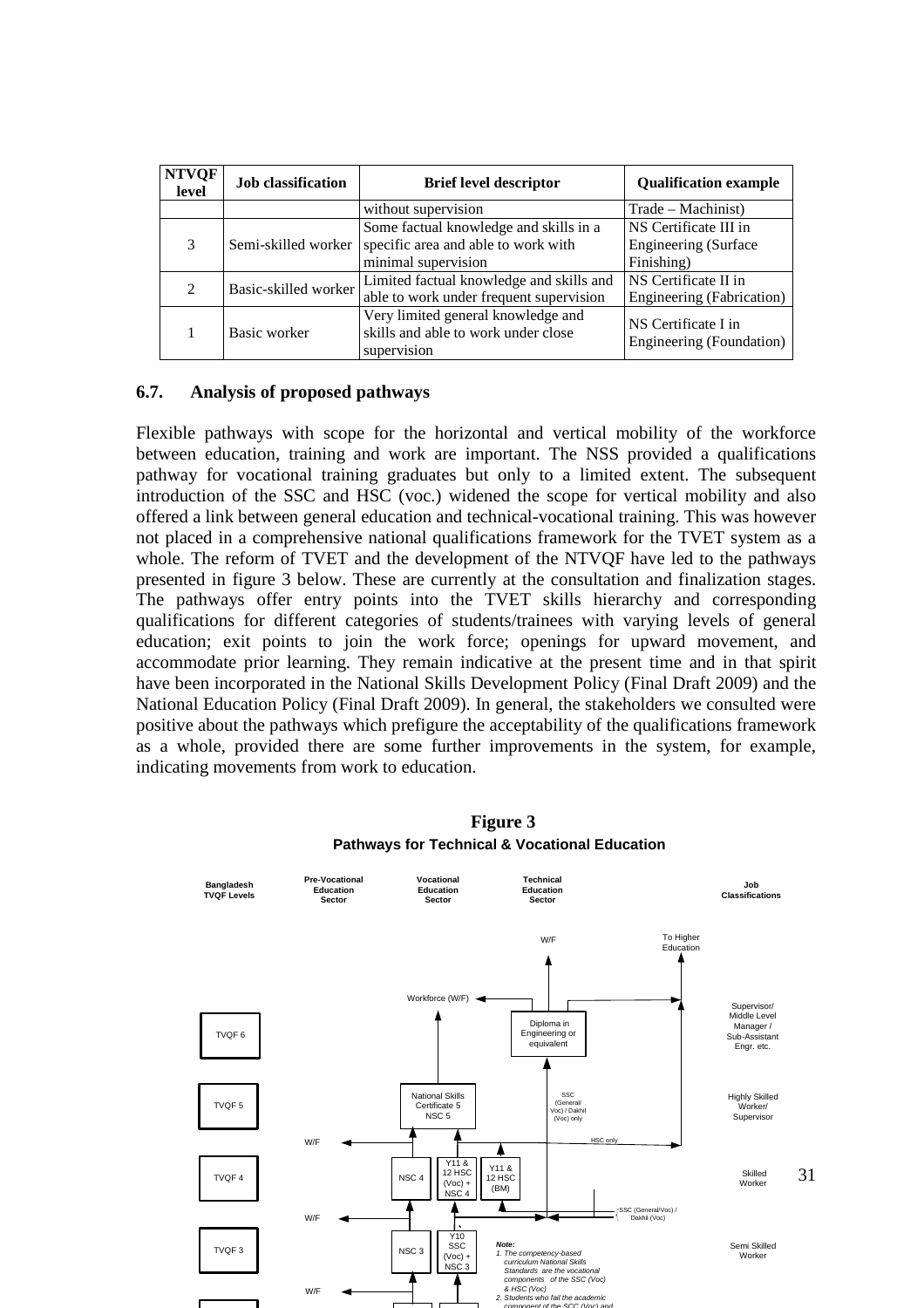| NTVQF level | Job classification | Brief level descriptor | Qualification example |
|---|---|---|---|
| | | without supervision | Trade – Machinist) |
| 3 | Semi-skilled worker | Some factual knowledge and skills in a specific area and able to work with minimal supervision | NS Certificate III in Engineering (Surface Finishing) |
| 2 | Basic-skilled worker | Limited factual knowledge and skills and able to work under frequent supervision | NS Certificate II in Engineering (Fabrication) |
| 1 | Basic worker | Very limited general knowledge and skills and able to work under close supervision | NS Certificate I in Engineering (Foundation) |

### 6.7. Analysis of proposed pathways

Flexible pathways with scope for the horizontal and vertical mobility of the workforce between education, training and work are important. The NSS provided a qualifications pathway for vocational training graduates but only to a limited extent. The subsequent introduction of the SSC and HSC (voc.) widened the scope for vertical mobility and also offered a link between general education and technical-vocational training. This was however not placed in a comprehensive national qualifications framework for the TVET system as a whole. The reform of TVET and the development of the NTVQF have led to the pathways presented in figure 3 below. These are currently at the consultation and finalization stages. The pathways offer entry points into the TVET skills hierarchy and corresponding qualifications for different categories of students/trainees with varying levels of general education; exit points to join the work force; openings for upward movement, and accommodate prior learning. They remain indicative at the present time and in that spirit have been incorporated in the National Skills Development Policy (Final Draft 2009) and the National Education Policy (Final Draft 2009). In general, the stakeholders we consulted were positive about the pathways which prefigure the acceptability of the qualifications framework as a whole, provided there are some further improvements in the system, for example, indicating movements from work to education.

**Figure 3**
**Pathways for Technical & Vocational Education**

| Bangladesh TVQF Levels | Pre-Vocational Education Sector | Vocational Education Sector | Technical Education Sector | Job Classifications |
|---|---|---|---|---|
| TVQF 6 | | Workforce (W/F) | Diploma in Engineering or equivalent → W/F; To Higher Education | Supervisor/ Middle Level Manager / Sub-Assistant Engr. etc. |
| TVQF 5 | W/F | National Skills Certificate 5 NSC 5 | SSC (General/ Voc) / Dakhil (Voc) only; HSC only | Highly Skilled Worker/ Supervisor |
| TVQF 4 | W/F | NSC 4; Y11 & 12 HSC (Voc) + NSC 4 | Y11 & 12 HSC (BM); SSC (General/Voc) / Dakhil (Voc) | Skilled Worker |
| TVQF 3 | W/F | NSC 3; Y10 SSC (Voc) + NSC 3 | | Semi Skilled Worker |

*Note:*
*1. The competency-based curriculum National Skills Standards are the vocational components of the SSC (Voc) & HSC (Voc)*
*2. Students who fail the academic component of the SCC (Voc) and*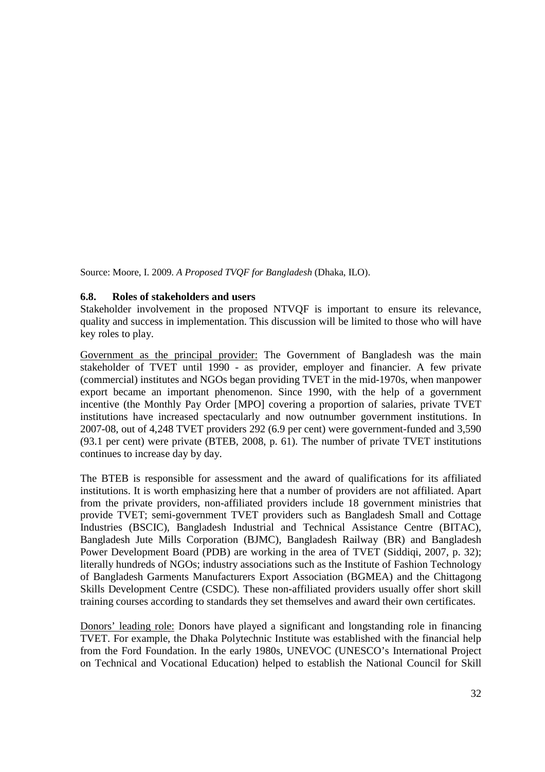Source: Moore, I. 2009. *A Proposed TVQF for Bangladesh* (Dhaka, ILO).

### 6.8. Roles of stakeholders and users

Stakeholder involvement in the proposed NTVQF is important to ensure its relevance, quality and success in implementation. This discussion will be limited to those who will have key roles to play.

Government as the principal provider: The Government of Bangladesh was the main stakeholder of TVET until 1990 - as provider, employer and financier. A few private (commercial) institutes and NGOs began providing TVET in the mid-1970s, when manpower export became an important phenomenon. Since 1990, with the help of a government incentive (the Monthly Pay Order [MPO] covering a proportion of salaries, private TVET institutions have increased spectacularly and now outnumber government institutions. In 2007-08, out of 4,248 TVET providers 292 (6.9 per cent) were government-funded and 3,590 (93.1 per cent) were private (BTEB, 2008, p. 61). The number of private TVET institutions continues to increase day by day.

The BTEB is responsible for assessment and the award of qualifications for its affiliated institutions. It is worth emphasizing here that a number of providers are not affiliated. Apart from the private providers, non-affiliated providers include 18 government ministries that provide TVET; semi-government TVET providers such as Bangladesh Small and Cottage Industries (BSCIC), Bangladesh Industrial and Technical Assistance Centre (BITAC), Bangladesh Jute Mills Corporation (BJMC), Bangladesh Railway (BR) and Bangladesh Power Development Board (PDB) are working in the area of TVET (Siddiqi, 2007, p. 32); literally hundreds of NGOs; industry associations such as the Institute of Fashion Technology of Bangladesh Garments Manufacturers Export Association (BGMEA) and the Chittagong Skills Development Centre (CSDC). These non-affiliated providers usually offer short skill training courses according to standards they set themselves and award their own certificates.

Donors' leading role: Donors have played a significant and longstanding role in financing TVET. For example, the Dhaka Polytechnic Institute was established with the financial help from the Ford Foundation. In the early 1980s, UNEVOC (UNESCO's International Project on Technical and Vocational Education) helped to establish the National Council for Skill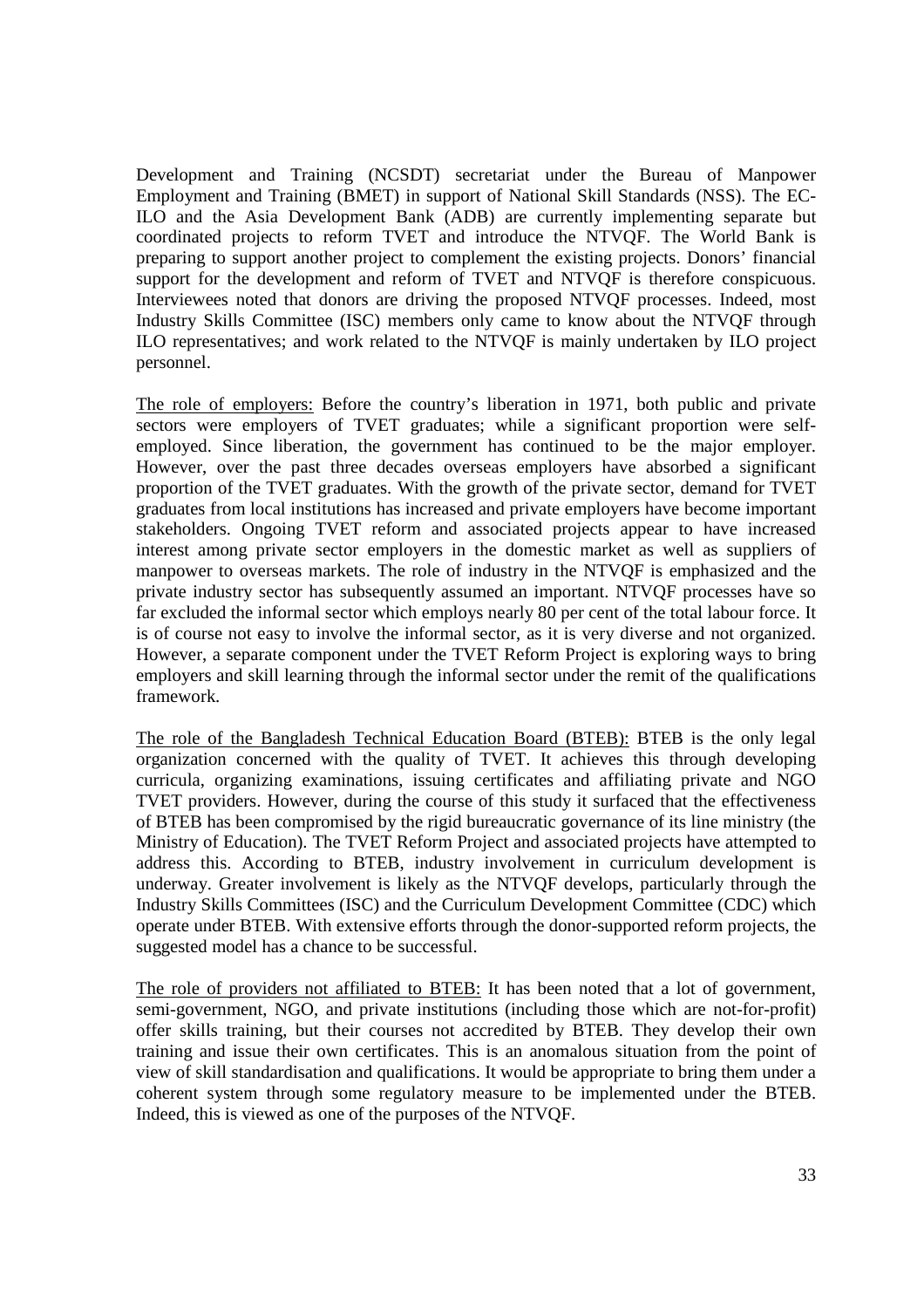Development and Training (NCSDT) secretariat under the Bureau of Manpower Employment and Training (BMET) in support of National Skill Standards (NSS). The EC-ILO and the Asia Development Bank (ADB) are currently implementing separate but coordinated projects to reform TVET and introduce the NTVQF. The World Bank is preparing to support another project to complement the existing projects. Donors' financial support for the development and reform of TVET and NTVQF is therefore conspicuous. Interviewees noted that donors are driving the proposed NTVQF processes. Indeed, most Industry Skills Committee (ISC) members only came to know about the NTVQF through ILO representatives; and work related to the NTVQF is mainly undertaken by ILO project personnel.

The role of employers: Before the country's liberation in 1971, both public and private sectors were employers of TVET graduates; while a significant proportion were self-employed. Since liberation, the government has continued to be the major employer. However, over the past three decades overseas employers have absorbed a significant proportion of the TVET graduates. With the growth of the private sector, demand for TVET graduates from local institutions has increased and private employers have become important stakeholders. Ongoing TVET reform and associated projects appear to have increased interest among private sector employers in the domestic market as well as suppliers of manpower to overseas markets. The role of industry in the NTVQF is emphasized and the private industry sector has subsequently assumed an important. NTVQF processes have so far excluded the informal sector which employs nearly 80 per cent of the total labour force. It is of course not easy to involve the informal sector, as it is very diverse and not organized. However, a separate component under the TVET Reform Project is exploring ways to bring employers and skill learning through the informal sector under the remit of the qualifications framework.

The role of the Bangladesh Technical Education Board (BTEB): BTEB is the only legal organization concerned with the quality of TVET. It achieves this through developing curricula, organizing examinations, issuing certificates and affiliating private and NGO TVET providers. However, during the course of this study it surfaced that the effectiveness of BTEB has been compromised by the rigid bureaucratic governance of its line ministry (the Ministry of Education). The TVET Reform Project and associated projects have attempted to address this. According to BTEB, industry involvement in curriculum development is underway. Greater involvement is likely as the NTVQF develops, particularly through the Industry Skills Committees (ISC) and the Curriculum Development Committee (CDC) which operate under BTEB. With extensive efforts through the donor-supported reform projects, the suggested model has a chance to be successful.

The role of providers not affiliated to BTEB: It has been noted that a lot of government, semi-government, NGO, and private institutions (including those which are not-for-profit) offer skills training, but their courses not accredited by BTEB. They develop their own training and issue their own certificates. This is an anomalous situation from the point of view of skill standardisation and qualifications. It would be appropriate to bring them under a coherent system through some regulatory measure to be implemented under the BTEB. Indeed, this is viewed as one of the purposes of the NTVQF.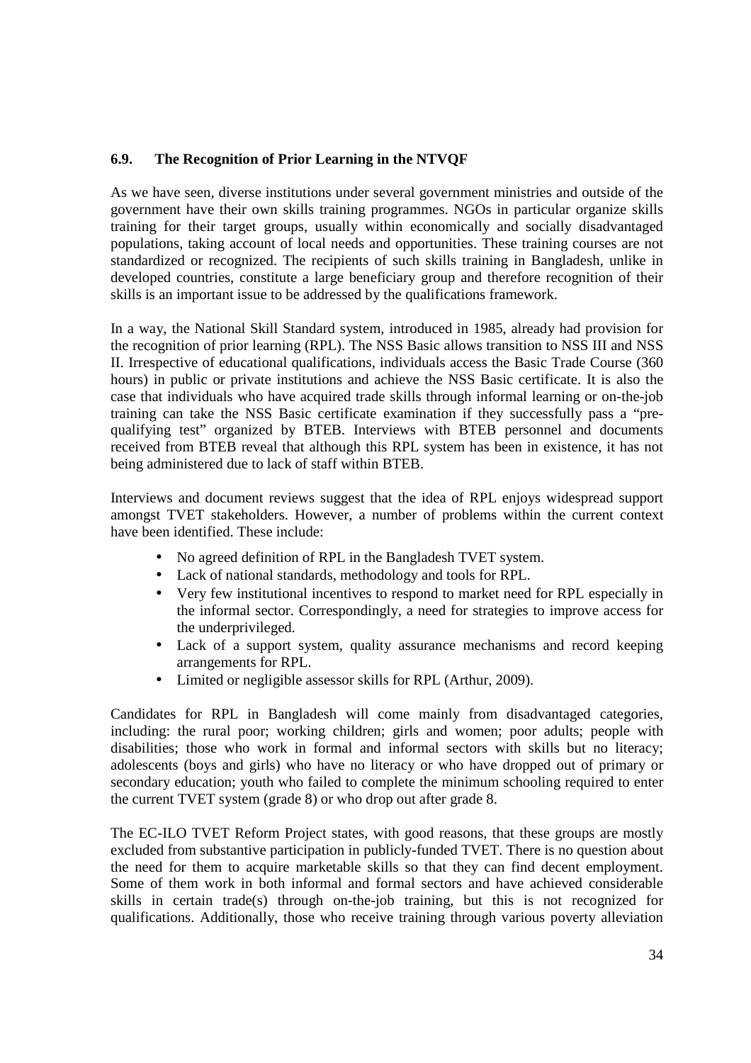### 6.9. The Recognition of Prior Learning in the NTVQF

As we have seen, diverse institutions under several government ministries and outside of the government have their own skills training programmes. NGOs in particular organize skills training for their target groups, usually within economically and socially disadvantaged populations, taking account of local needs and opportunities. These training courses are not standardized or recognized. The recipients of such skills training in Bangladesh, unlike in developed countries, constitute a large beneficiary group and therefore recognition of their skills is an important issue to be addressed by the qualifications framework.

In a way, the National Skill Standard system, introduced in 1985, already had provision for the recognition of prior learning (RPL). The NSS Basic allows transition to NSS III and NSS II. Irrespective of educational qualifications, individuals access the Basic Trade Course (360 hours) in public or private institutions and achieve the NSS Basic certificate. It is also the case that individuals who have acquired trade skills through informal learning or on-the-job training can take the NSS Basic certificate examination if they successfully pass a "pre-qualifying test" organized by BTEB. Interviews with BTEB personnel and documents received from BTEB reveal that although this RPL system has been in existence, it has not being administered due to lack of staff within BTEB.

Interviews and document reviews suggest that the idea of RPL enjoys widespread support amongst TVET stakeholders. However, a number of problems within the current context have been identified. These include:

- No agreed definition of RPL in the Bangladesh TVET system.
- Lack of national standards, methodology and tools for RPL.
- Very few institutional incentives to respond to market need for RPL especially in the informal sector. Correspondingly, a need for strategies to improve access for the underprivileged.
- Lack of a support system, quality assurance mechanisms and record keeping arrangements for RPL.
- Limited or negligible assessor skills for RPL (Arthur, 2009).

Candidates for RPL in Bangladesh will come mainly from disadvantaged categories, including: the rural poor; working children; girls and women; poor adults; people with disabilities; those who work in formal and informal sectors with skills but no literacy; adolescents (boys and girls) who have no literacy or who have dropped out of primary or secondary education; youth who failed to complete the minimum schooling required to enter the current TVET system (grade 8) or who drop out after grade 8.

The EC-ILO TVET Reform Project states, with good reasons, that these groups are mostly excluded from substantive participation in publicly-funded TVET. There is no question about the need for them to acquire marketable skills so that they can find decent employment. Some of them work in both informal and formal sectors and have achieved considerable skills in certain trade(s) through on-the-job training, but this is not recognized for qualifications. Additionally, those who receive training through various poverty alleviation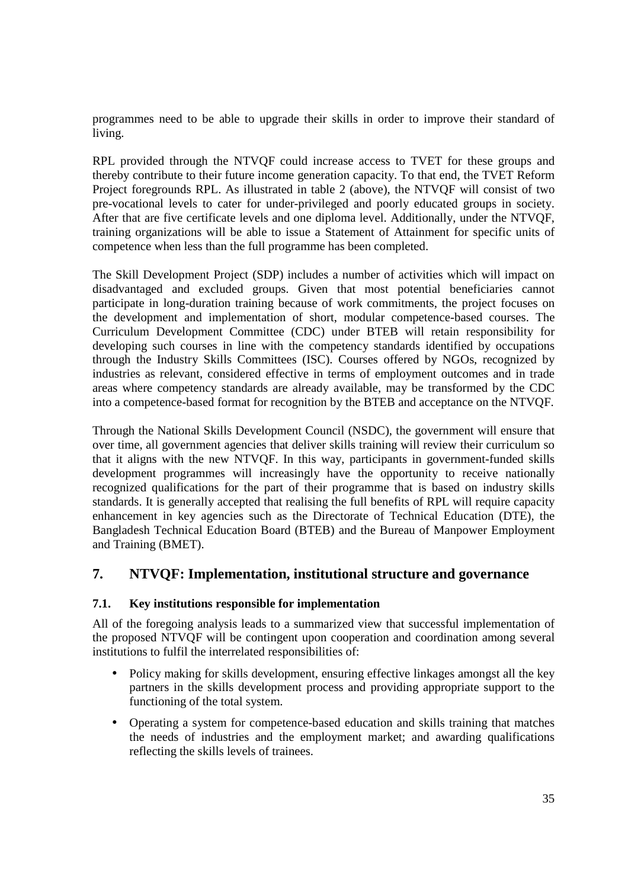programmes need to be able to upgrade their skills in order to improve their standard of living.

RPL provided through the NTVQF could increase access to TVET for these groups and thereby contribute to their future income generation capacity. To that end, the TVET Reform Project foregrounds RPL. As illustrated in table 2 (above), the NTVQF will consist of two pre-vocational levels to cater for under-privileged and poorly educated groups in society. After that are five certificate levels and one diploma level. Additionally, under the NTVQF, training organizations will be able to issue a Statement of Attainment for specific units of competence when less than the full programme has been completed.

The Skill Development Project (SDP) includes a number of activities which will impact on disadvantaged and excluded groups. Given that most potential beneficiaries cannot participate in long-duration training because of work commitments, the project focuses on the development and implementation of short, modular competence-based courses. The Curriculum Development Committee (CDC) under BTEB will retain responsibility for developing such courses in line with the competency standards identified by occupations through the Industry Skills Committees (ISC). Courses offered by NGOs, recognized by industries as relevant, considered effective in terms of employment outcomes and in trade areas where competency standards are already available, may be transformed by the CDC into a competence-based format for recognition by the BTEB and acceptance on the NTVQF.

Through the National Skills Development Council (NSDC), the government will ensure that over time, all government agencies that deliver skills training will review their curriculum so that it aligns with the new NTVQF. In this way, participants in government-funded skills development programmes will increasingly have the opportunity to receive nationally recognized qualifications for the part of their programme that is based on industry skills standards. It is generally accepted that realising the full benefits of RPL will require capacity enhancement in key agencies such as the Directorate of Technical Education (DTE), the Bangladesh Technical Education Board (BTEB) and the Bureau of Manpower Employment and Training (BMET).

## 7. NTVQF: Implementation, institutional structure and governance

### 7.1. Key institutions responsible for implementation

All of the foregoing analysis leads to a summarized view that successful implementation of the proposed NTVQF will be contingent upon cooperation and coordination among several institutions to fulfil the interrelated responsibilities of:

- Policy making for skills development, ensuring effective linkages amongst all the key partners in the skills development process and providing appropriate support to the functioning of the total system.
- Operating a system for competence-based education and skills training that matches the needs of industries and the employment market; and awarding qualifications reflecting the skills levels of trainees.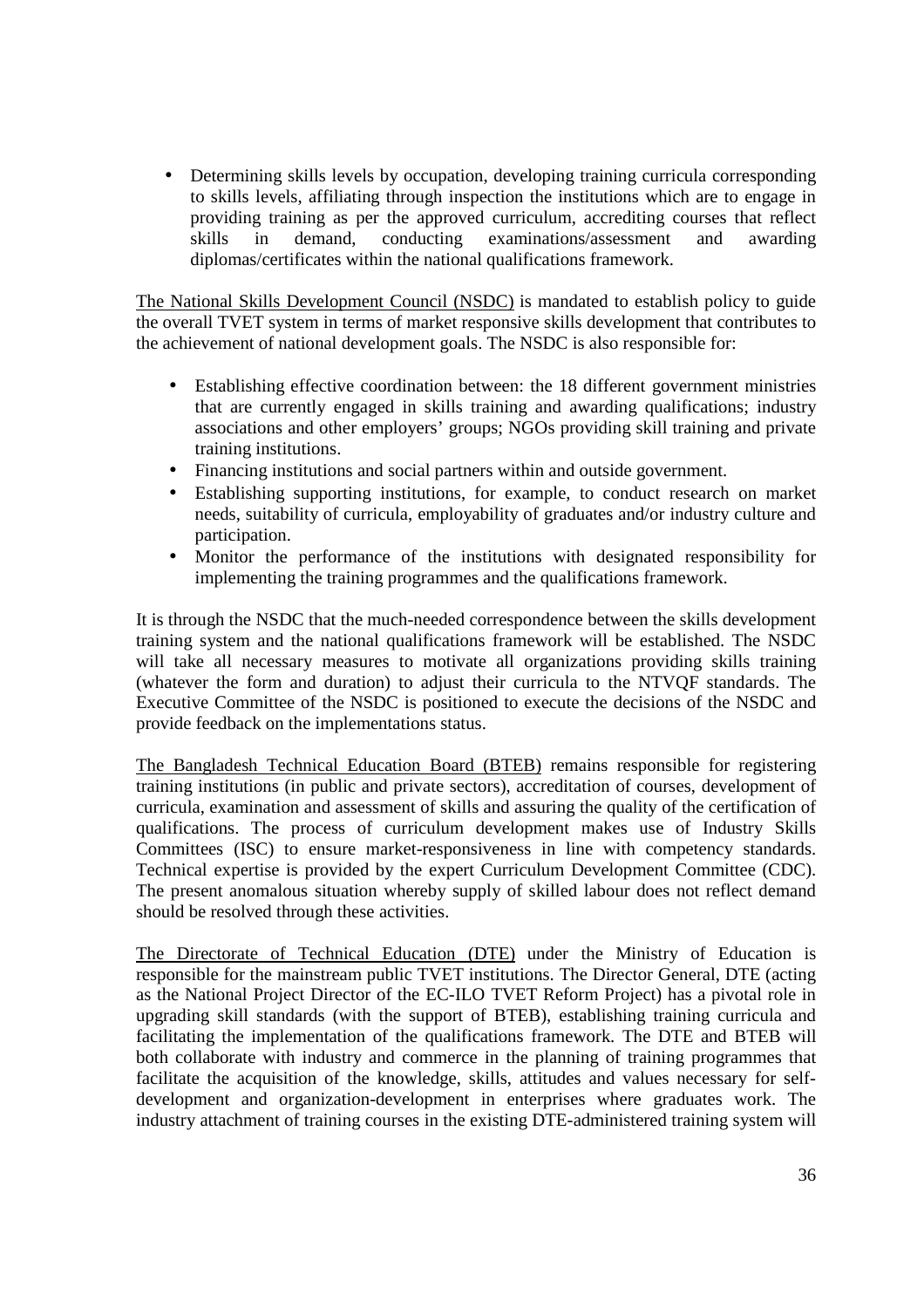- Determining skills levels by occupation, developing training curricula corresponding to skills levels, affiliating through inspection the institutions which are to engage in providing training as per the approved curriculum, accrediting courses that reflect skills in demand, conducting examinations/assessment and awarding diplomas/certificates within the national qualifications framework.

The National Skills Development Council (NSDC) is mandated to establish policy to guide the overall TVET system in terms of market responsive skills development that contributes to the achievement of national development goals. The NSDC is also responsible for:

- Establishing effective coordination between: the 18 different government ministries that are currently engaged in skills training and awarding qualifications; industry associations and other employers' groups; NGOs providing skill training and private training institutions.
- Financing institutions and social partners within and outside government.
- Establishing supporting institutions, for example, to conduct research on market needs, suitability of curricula, employability of graduates and/or industry culture and participation.
- Monitor the performance of the institutions with designated responsibility for implementing the training programmes and the qualifications framework.

It is through the NSDC that the much-needed correspondence between the skills development training system and the national qualifications framework will be established. The NSDC will take all necessary measures to motivate all organizations providing skills training (whatever the form and duration) to adjust their curricula to the NTVQF standards. The Executive Committee of the NSDC is positioned to execute the decisions of the NSDC and provide feedback on the implementations status.

The Bangladesh Technical Education Board (BTEB) remains responsible for registering training institutions (in public and private sectors), accreditation of courses, development of curricula, examination and assessment of skills and assuring the quality of the certification of qualifications. The process of curriculum development makes use of Industry Skills Committees (ISC) to ensure market-responsiveness in line with competency standards. Technical expertise is provided by the expert Curriculum Development Committee (CDC). The present anomalous situation whereby supply of skilled labour does not reflect demand should be resolved through these activities.

The Directorate of Technical Education (DTE) under the Ministry of Education is responsible for the mainstream public TVET institutions. The Director General, DTE (acting as the National Project Director of the EC-ILO TVET Reform Project) has a pivotal role in upgrading skill standards (with the support of BTEB), establishing training curricula and facilitating the implementation of the qualifications framework. The DTE and BTEB will both collaborate with industry and commerce in the planning of training programmes that facilitate the acquisition of the knowledge, skills, attitudes and values necessary for self-development and organization-development in enterprises where graduates work. The industry attachment of training courses in the existing DTE-administered training system will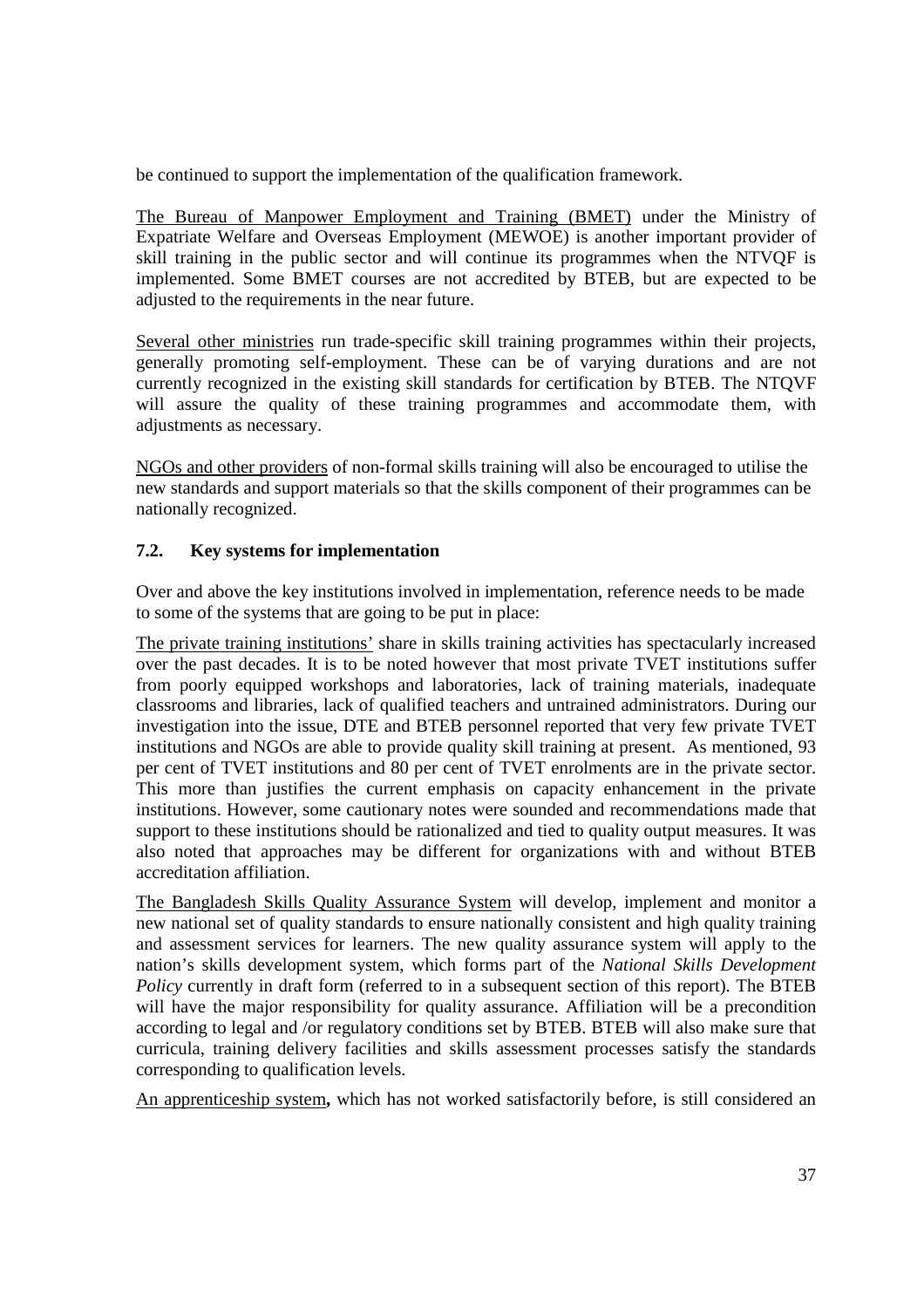be continued to support the implementation of the qualification framework.

The Bureau of Manpower Employment and Training (BMET) under the Ministry of Expatriate Welfare and Overseas Employment (MEWOE) is another important provider of skill training in the public sector and will continue its programmes when the NTVQF is implemented. Some BMET courses are not accredited by BTEB, but are expected to be adjusted to the requirements in the near future.

Several other ministries run trade-specific skill training programmes within their projects, generally promoting self-employment. These can be of varying durations and are not currently recognized in the existing skill standards for certification by BTEB. The NTQVF will assure the quality of these training programmes and accommodate them, with adjustments as necessary.

NGOs and other providers of non-formal skills training will also be encouraged to utilise the new standards and support materials so that the skills component of their programmes can be nationally recognized.

### 7.2. Key systems for implementation

Over and above the key institutions involved in implementation, reference needs to be made to some of the systems that are going to be put in place:

The private training institutions' share in skills training activities has spectacularly increased over the past decades. It is to be noted however that most private TVET institutions suffer from poorly equipped workshops and laboratories, lack of training materials, inadequate classrooms and libraries, lack of qualified teachers and untrained administrators. During our investigation into the issue, DTE and BTEB personnel reported that very few private TVET institutions and NGOs are able to provide quality skill training at present. As mentioned, 93 per cent of TVET institutions and 80 per cent of TVET enrolments are in the private sector. This more than justifies the current emphasis on capacity enhancement in the private institutions. However, some cautionary notes were sounded and recommendations made that support to these institutions should be rationalized and tied to quality output measures. It was also noted that approaches may be different for organizations with and without BTEB accreditation affiliation.

The Bangladesh Skills Quality Assurance System will develop, implement and monitor a new national set of quality standards to ensure nationally consistent and high quality training and assessment services for learners. The new quality assurance system will apply to the nation's skills development system, which forms part of the *National Skills Development Policy* currently in draft form (referred to in a subsequent section of this report). The BTEB will have the major responsibility for quality assurance. Affiliation will be a precondition according to legal and /or regulatory conditions set by BTEB. BTEB will also make sure that curricula, training delivery facilities and skills assessment processes satisfy the standards corresponding to qualification levels.

An apprenticeship system**,** which has not worked satisfactorily before, is still considered an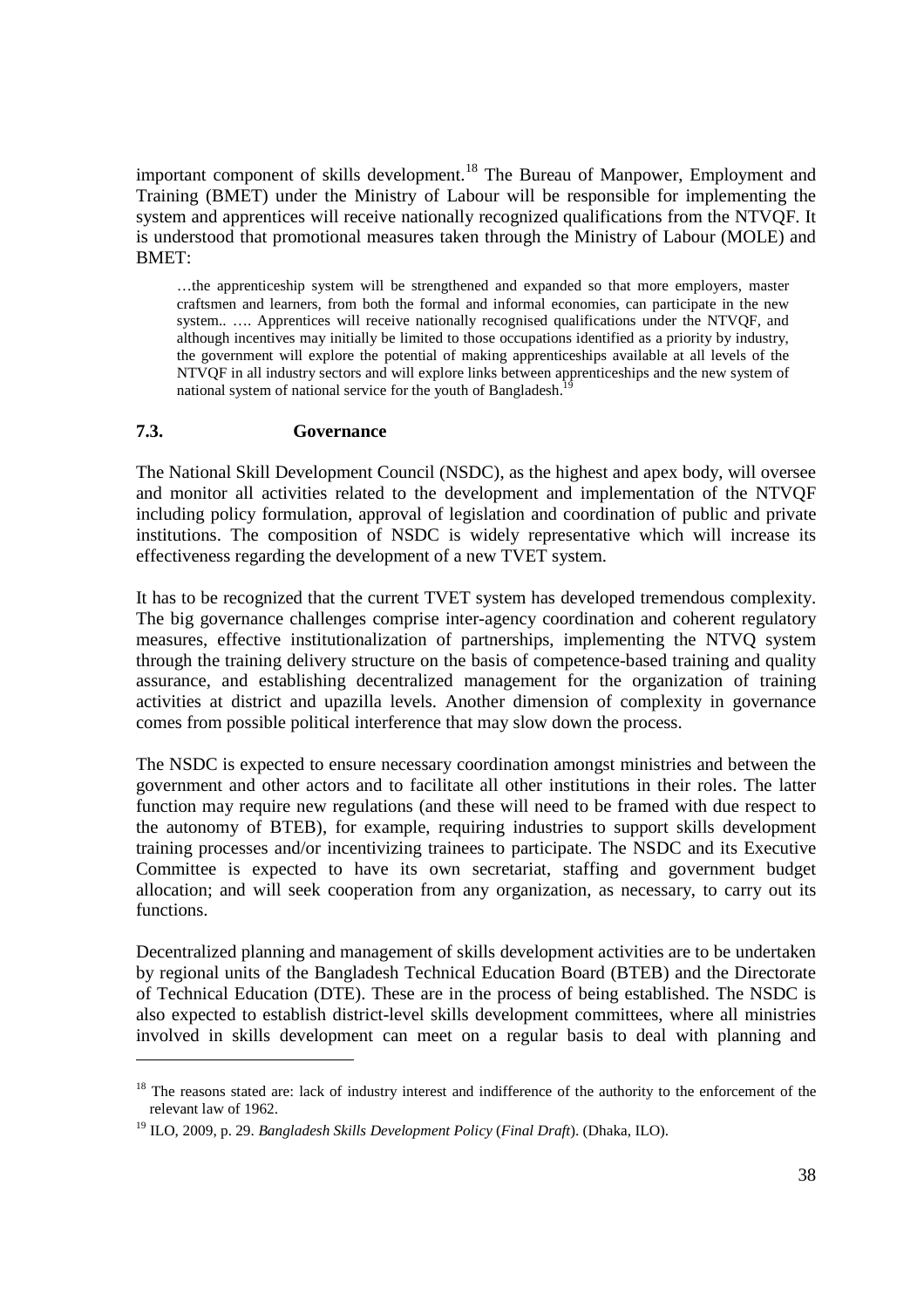important component of skills development.[18] The Bureau of Manpower, Employment and Training (BMET) under the Ministry of Labour will be responsible for implementing the system and apprentices will receive nationally recognized qualifications from the NTVQF. It is understood that promotional measures taken through the Ministry of Labour (MOLE) and BMET:

> …the apprenticeship system will be strengthened and expanded so that more employers, master craftsmen and learners, from both the formal and informal economies, can participate in the new system.. …. Apprentices will receive nationally recognised qualifications under the NTVQF, and although incentives may initially be limited to those occupations identified as a priority by industry, the government will explore the potential of making apprenticeships available at all levels of the NTVQF in all industry sectors and will explore links between apprenticeships and the new system of national system of national service for the youth of Bangladesh.[19]

### 7.3. Governance

The National Skill Development Council (NSDC), as the highest and apex body, will oversee and monitor all activities related to the development and implementation of the NTVQF including policy formulation, approval of legislation and coordination of public and private institutions. The composition of NSDC is widely representative which will increase its effectiveness regarding the development of a new TVET system.

It has to be recognized that the current TVET system has developed tremendous complexity. The big governance challenges comprise inter-agency coordination and coherent regulatory measures, effective institutionalization of partnerships, implementing the NTVQ system through the training delivery structure on the basis of competence-based training and quality assurance, and establishing decentralized management for the organization of training activities at district and upazilla levels. Another dimension of complexity in governance comes from possible political interference that may slow down the process.

The NSDC is expected to ensure necessary coordination amongst ministries and between the government and other actors and to facilitate all other institutions in their roles. The latter function may require new regulations (and these will need to be framed with due respect to the autonomy of BTEB), for example, requiring industries to support skills development training processes and/or incentivizing trainees to participate. The NSDC and its Executive Committee is expected to have its own secretariat, staffing and government budget allocation; and will seek cooperation from any organization, as necessary, to carry out its functions.

Decentralized planning and management of skills development activities are to be undertaken by regional units of the Bangladesh Technical Education Board (BTEB) and the Directorate of Technical Education (DTE). These are in the process of being established. The NSDC is also expected to establish district-level skills development committees, where all ministries involved in skills development can meet on a regular basis to deal with planning and

---

[18] The reasons stated are: lack of industry interest and indifference of the authority to the enforcement of the relevant law of 1962.

[19] ILO, 2009, p. 29. *Bangladesh Skills Development Policy* (*Final Draft*). (Dhaka, ILO).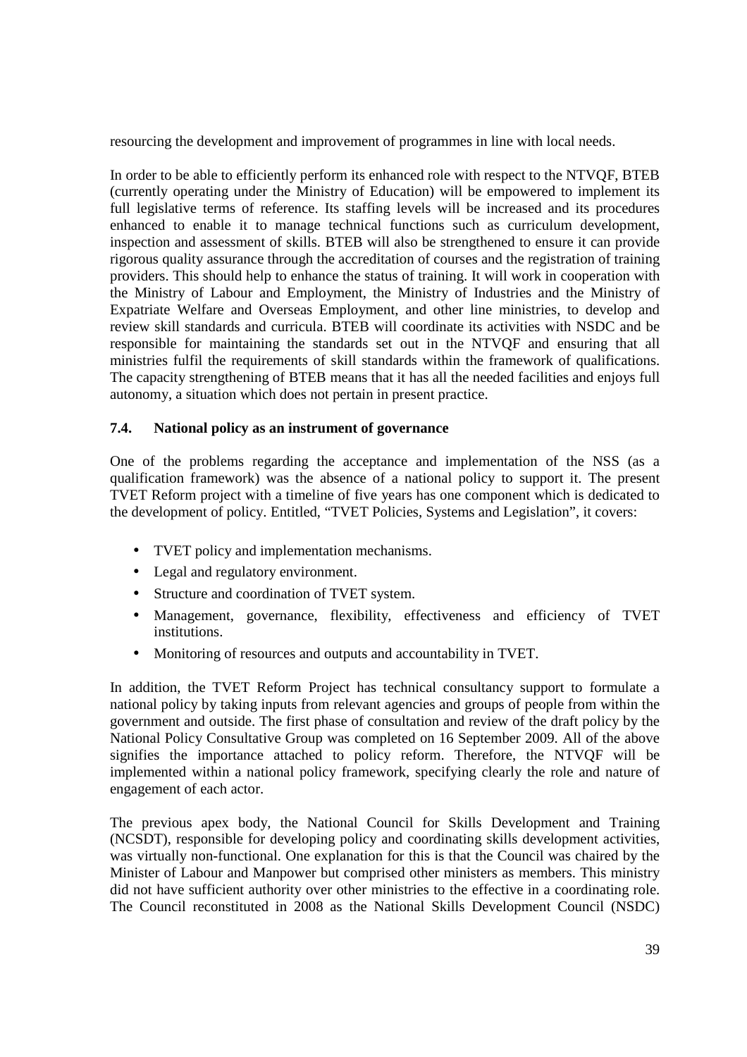resourcing the development and improvement of programmes in line with local needs.

In order to be able to efficiently perform its enhanced role with respect to the NTVQF, BTEB (currently operating under the Ministry of Education) will be empowered to implement its full legislative terms of reference. Its staffing levels will be increased and its procedures enhanced to enable it to manage technical functions such as curriculum development, inspection and assessment of skills. BTEB will also be strengthened to ensure it can provide rigorous quality assurance through the accreditation of courses and the registration of training providers. This should help to enhance the status of training. It will work in cooperation with the Ministry of Labour and Employment, the Ministry of Industries and the Ministry of Expatriate Welfare and Overseas Employment, and other line ministries, to develop and review skill standards and curricula. BTEB will coordinate its activities with NSDC and be responsible for maintaining the standards set out in the NTVQF and ensuring that all ministries fulfil the requirements of skill standards within the framework of qualifications. The capacity strengthening of BTEB means that it has all the needed facilities and enjoys full autonomy, a situation which does not pertain in present practice.

### 7.4. National policy as an instrument of governance

One of the problems regarding the acceptance and implementation of the NSS (as a qualification framework) was the absence of a national policy to support it. The present TVET Reform project with a timeline of five years has one component which is dedicated to the development of policy. Entitled, "TVET Policies, Systems and Legislation", it covers:

- TVET policy and implementation mechanisms.
- Legal and regulatory environment.
- Structure and coordination of TVET system.
- Management, governance, flexibility, effectiveness and efficiency of TVET institutions.
- Monitoring of resources and outputs and accountability in TVET.

In addition, the TVET Reform Project has technical consultancy support to formulate a national policy by taking inputs from relevant agencies and groups of people from within the government and outside. The first phase of consultation and review of the draft policy by the National Policy Consultative Group was completed on 16 September 2009. All of the above signifies the importance attached to policy reform. Therefore, the NTVQF will be implemented within a national policy framework, specifying clearly the role and nature of engagement of each actor.

The previous apex body, the National Council for Skills Development and Training (NCSDT), responsible for developing policy and coordinating skills development activities, was virtually non-functional. One explanation for this is that the Council was chaired by the Minister of Labour and Manpower but comprised other ministers as members. This ministry did not have sufficient authority over other ministries to the effective in a coordinating role. The Council reconstituted in 2008 as the National Skills Development Council (NSDC)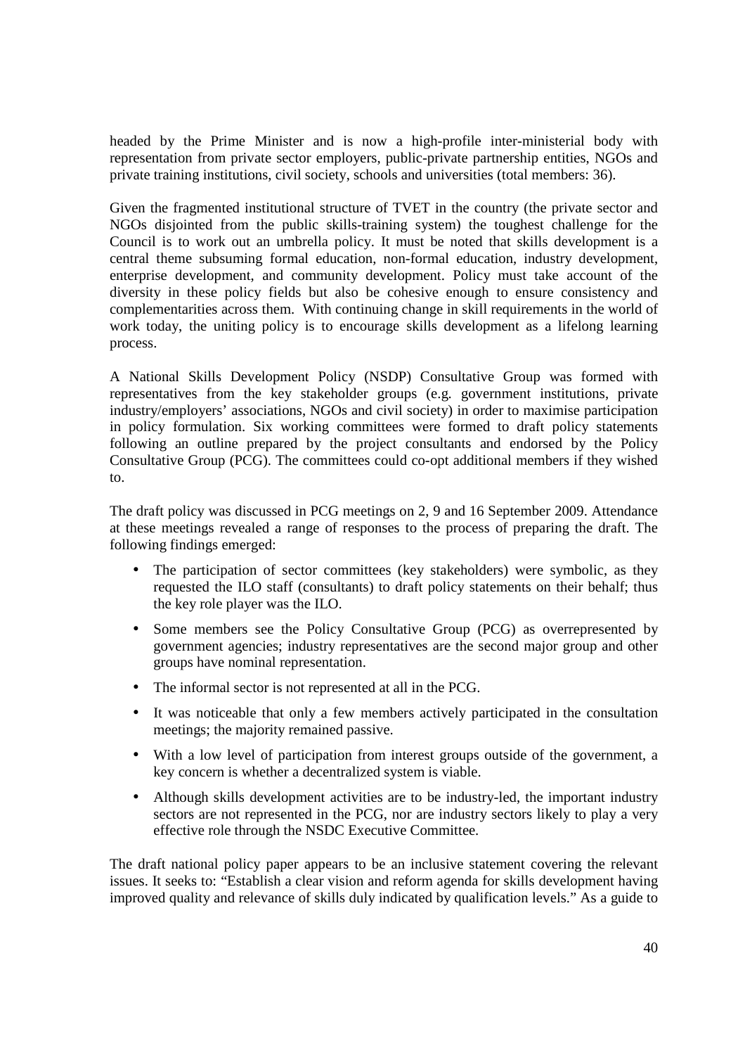headed by the Prime Minister and is now a high-profile inter-ministerial body with representation from private sector employers, public-private partnership entities, NGOs and private training institutions, civil society, schools and universities (total members: 36).

Given the fragmented institutional structure of TVET in the country (the private sector and NGOs disjointed from the public skills-training system) the toughest challenge for the Council is to work out an umbrella policy. It must be noted that skills development is a central theme subsuming formal education, non-formal education, industry development, enterprise development, and community development. Policy must take account of the diversity in these policy fields but also be cohesive enough to ensure consistency and complementarities across them. With continuing change in skill requirements in the world of work today, the uniting policy is to encourage skills development as a lifelong learning process.

A National Skills Development Policy (NSDP) Consultative Group was formed with representatives from the key stakeholder groups (e.g. government institutions, private industry/employers' associations, NGOs and civil society) in order to maximise participation in policy formulation. Six working committees were formed to draft policy statements following an outline prepared by the project consultants and endorsed by the Policy Consultative Group (PCG). The committees could co-opt additional members if they wished to.

The draft policy was discussed in PCG meetings on 2, 9 and 16 September 2009. Attendance at these meetings revealed a range of responses to the process of preparing the draft. The following findings emerged:

- The participation of sector committees (key stakeholders) were symbolic, as they requested the ILO staff (consultants) to draft policy statements on their behalf; thus the key role player was the ILO.
- Some members see the Policy Consultative Group (PCG) as overrepresented by government agencies; industry representatives are the second major group and other groups have nominal representation.
- The informal sector is not represented at all in the PCG.
- It was noticeable that only a few members actively participated in the consultation meetings; the majority remained passive.
- With a low level of participation from interest groups outside of the government, a key concern is whether a decentralized system is viable.
- Although skills development activities are to be industry-led, the important industry sectors are not represented in the PCG, nor are industry sectors likely to play a very effective role through the NSDC Executive Committee.

The draft national policy paper appears to be an inclusive statement covering the relevant issues. It seeks to: "Establish a clear vision and reform agenda for skills development having improved quality and relevance of skills duly indicated by qualification levels." As a guide to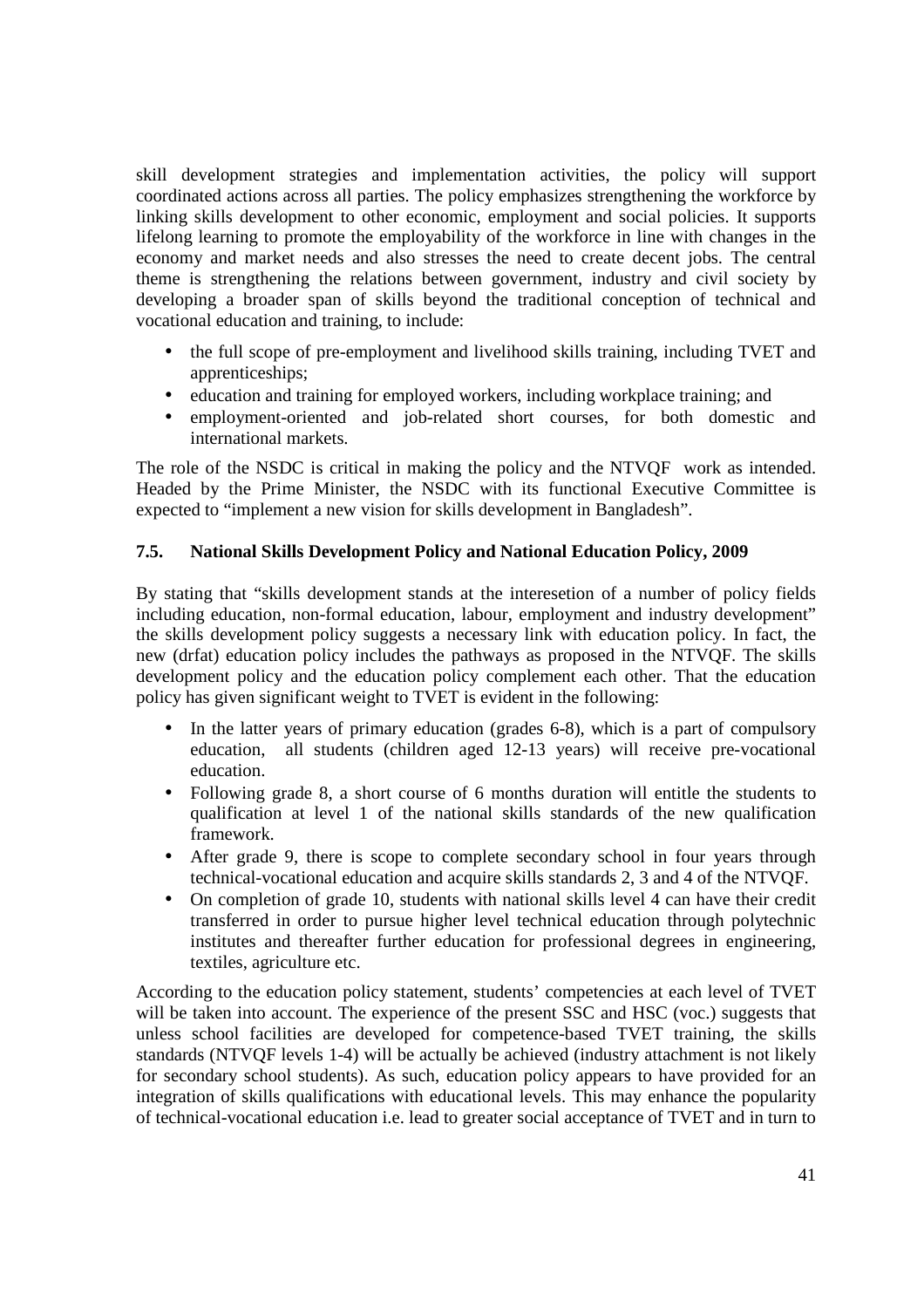skill development strategies and implementation activities, the policy will support coordinated actions across all parties. The policy emphasizes strengthening the workforce by linking skills development to other economic, employment and social policies. It supports lifelong learning to promote the employability of the workforce in line with changes in the economy and market needs and also stresses the need to create decent jobs. The central theme is strengthening the relations between government, industry and civil society by developing a broader span of skills beyond the traditional conception of technical and vocational education and training, to include:

- the full scope of pre-employment and livelihood skills training, including TVET and apprenticeships;
- education and training for employed workers, including workplace training; and
- employment-oriented and job-related short courses, for both domestic and international markets.

The role of the NSDC is critical in making the policy and the NTVQF work as intended. Headed by the Prime Minister, the NSDC with its functional Executive Committee is expected to "implement a new vision for skills development in Bangladesh".

### 7.5. National Skills Development Policy and National Education Policy, 2009

By stating that "skills development stands at the interesetion of a number of policy fields including education, non-formal education, labour, employment and industry development" the skills development policy suggests a necessary link with education policy. In fact, the new (drfat) education policy includes the pathways as proposed in the NTVQF. The skills development policy and the education policy complement each other. That the education policy has given significant weight to TVET is evident in the following:

- In the latter years of primary education (grades 6-8), which is a part of compulsory education, all students (children aged 12-13 years) will receive pre-vocational education.
- Following grade 8, a short course of 6 months duration will entitle the students to qualification at level 1 of the national skills standards of the new qualification framework.
- After grade 9, there is scope to complete secondary school in four years through technical-vocational education and acquire skills standards 2, 3 and 4 of the NTVQF.
- On completion of grade 10, students with national skills level 4 can have their credit transferred in order to pursue higher level technical education through polytechnic institutes and thereafter further education for professional degrees in engineering, textiles, agriculture etc.

According to the education policy statement, students' competencies at each level of TVET will be taken into account. The experience of the present SSC and HSC (voc.) suggests that unless school facilities are developed for competence-based TVET training, the skills standards (NTVQF levels 1-4) will be actually be achieved (industry attachment is not likely for secondary school students). As such, education policy appears to have provided for an integration of skills qualifications with educational levels. This may enhance the popularity of technical-vocational education i.e. lead to greater social acceptance of TVET and in turn to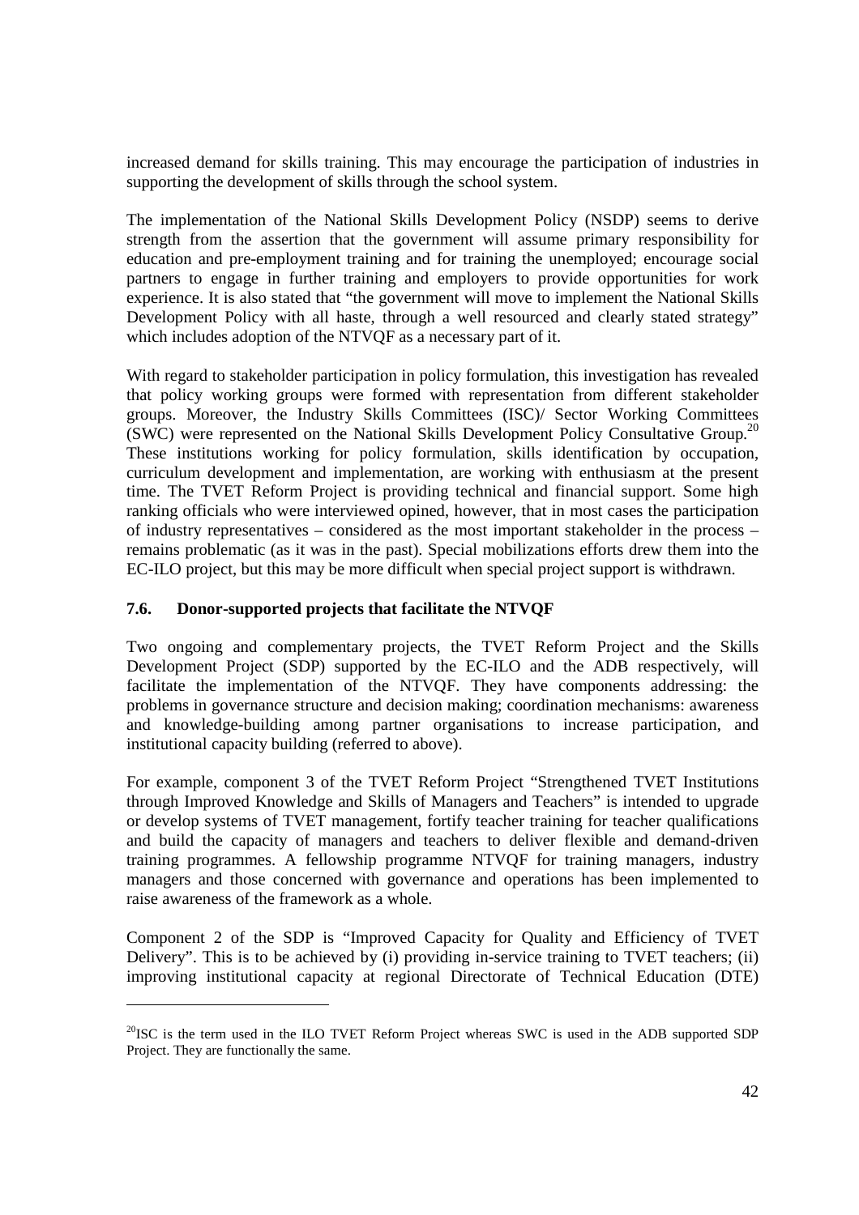increased demand for skills training. This may encourage the participation of industries in supporting the development of skills through the school system.

The implementation of the National Skills Development Policy (NSDP) seems to derive strength from the assertion that the government will assume primary responsibility for education and pre-employment training and for training the unemployed; encourage social partners to engage in further training and employers to provide opportunities for work experience. It is also stated that "the government will move to implement the National Skills Development Policy with all haste, through a well resourced and clearly stated strategy" which includes adoption of the NTVQF as a necessary part of it.

With regard to stakeholder participation in policy formulation, this investigation has revealed that policy working groups were formed with representation from different stakeholder groups. Moreover, the Industry Skills Committees (ISC)/ Sector Working Committees (SWC) were represented on the National Skills Development Policy Consultative Group.[20] These institutions working for policy formulation, skills identification by occupation, curriculum development and implementation, are working with enthusiasm at the present time. The TVET Reform Project is providing technical and financial support. Some high ranking officials who were interviewed opined, however, that in most cases the participation of industry representatives – considered as the most important stakeholder in the process – remains problematic (as it was in the past). Special mobilizations efforts drew them into the EC-ILO project, but this may be more difficult when special project support is withdrawn.

### 7.6. Donor-supported projects that facilitate the NTVQF

Two ongoing and complementary projects, the TVET Reform Project and the Skills Development Project (SDP) supported by the EC-ILO and the ADB respectively, will facilitate the implementation of the NTVQF. They have components addressing: the problems in governance structure and decision making; coordination mechanisms: awareness and knowledge-building among partner organisations to increase participation, and institutional capacity building (referred to above).

For example, component 3 of the TVET Reform Project "Strengthened TVET Institutions through Improved Knowledge and Skills of Managers and Teachers" is intended to upgrade or develop systems of TVET management, fortify teacher training for teacher qualifications and build the capacity of managers and teachers to deliver flexible and demand-driven training programmes. A fellowship programme NTVQF for training managers, industry managers and those concerned with governance and operations has been implemented to raise awareness of the framework as a whole.

Component 2 of the SDP is "Improved Capacity for Quality and Efficiency of TVET Delivery". This is to be achieved by (i) providing in-service training to TVET teachers; (ii) improving institutional capacity at regional Directorate of Technical Education (DTE)

---

[20] ISC is the term used in the ILO TVET Reform Project whereas SWC is used in the ADB supported SDP Project. They are functionally the same.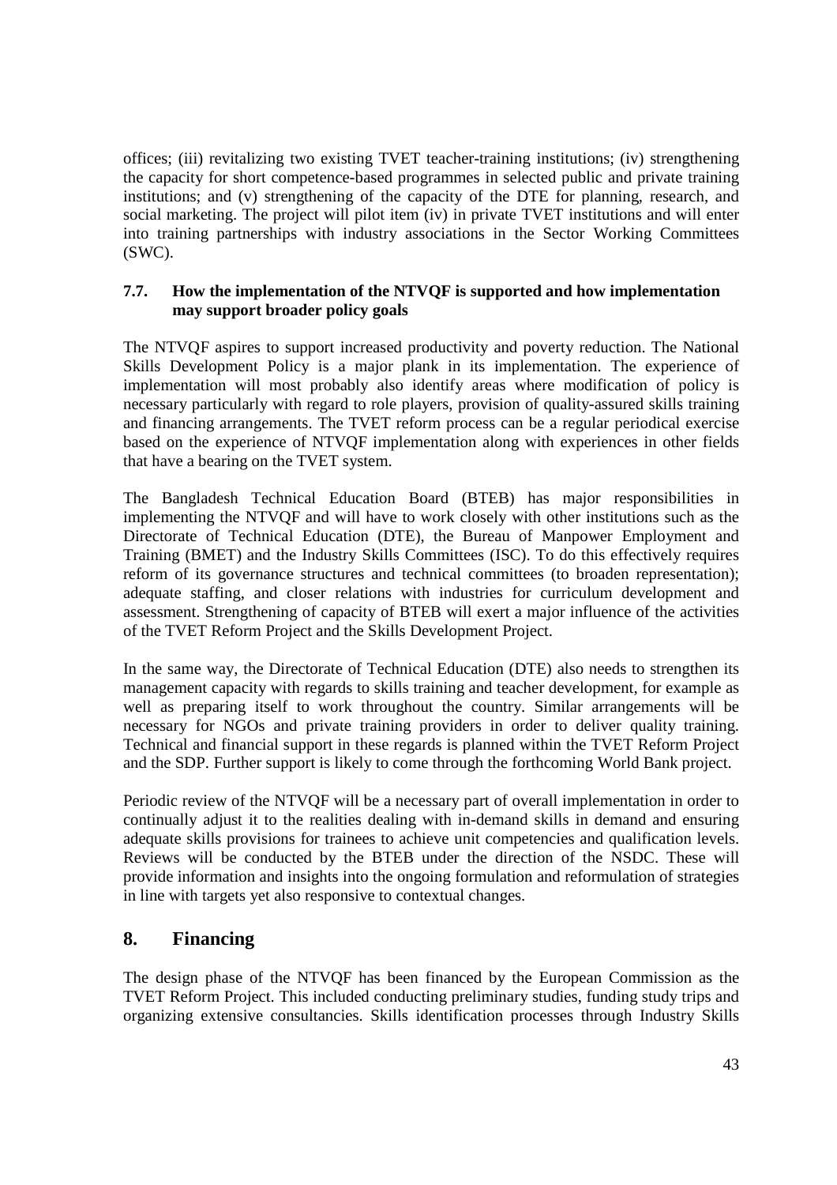offices; (iii) revitalizing two existing TVET teacher-training institutions; (iv) strengthening the capacity for short competence-based programmes in selected public and private training institutions; and (v) strengthening of the capacity of the DTE for planning, research, and social marketing. The project will pilot item (iv) in private TVET institutions and will enter into training partnerships with industry associations in the Sector Working Committees (SWC).

### 7.7. How the implementation of the NTVQF is supported and how implementation may support broader policy goals

The NTVQF aspires to support increased productivity and poverty reduction. The National Skills Development Policy is a major plank in its implementation. The experience of implementation will most probably also identify areas where modification of policy is necessary particularly with regard to role players, provision of quality-assured skills training and financing arrangements. The TVET reform process can be a regular periodical exercise based on the experience of NTVQF implementation along with experiences in other fields that have a bearing on the TVET system.

The Bangladesh Technical Education Board (BTEB) has major responsibilities in implementing the NTVQF and will have to work closely with other institutions such as the Directorate of Technical Education (DTE), the Bureau of Manpower Employment and Training (BMET) and the Industry Skills Committees (ISC). To do this effectively requires reform of its governance structures and technical committees (to broaden representation); adequate staffing, and closer relations with industries for curriculum development and assessment. Strengthening of capacity of BTEB will exert a major influence of the activities of the TVET Reform Project and the Skills Development Project.

In the same way, the Directorate of Technical Education (DTE) also needs to strengthen its management capacity with regards to skills training and teacher development, for example as well as preparing itself to work throughout the country. Similar arrangements will be necessary for NGOs and private training providers in order to deliver quality training. Technical and financial support in these regards is planned within the TVET Reform Project and the SDP. Further support is likely to come through the forthcoming World Bank project.

Periodic review of the NTVQF will be a necessary part of overall implementation in order to continually adjust it to the realities dealing with in-demand skills in demand and ensuring adequate skills provisions for trainees to achieve unit competencies and qualification levels. Reviews will be conducted by the BTEB under the direction of the NSDC. These will provide information and insights into the ongoing formulation and reformulation of strategies in line with targets yet also responsive to contextual changes.

## 8. Financing

The design phase of the NTVQF has been financed by the European Commission as the TVET Reform Project. This included conducting preliminary studies, funding study trips and organizing extensive consultancies. Skills identification processes through Industry Skills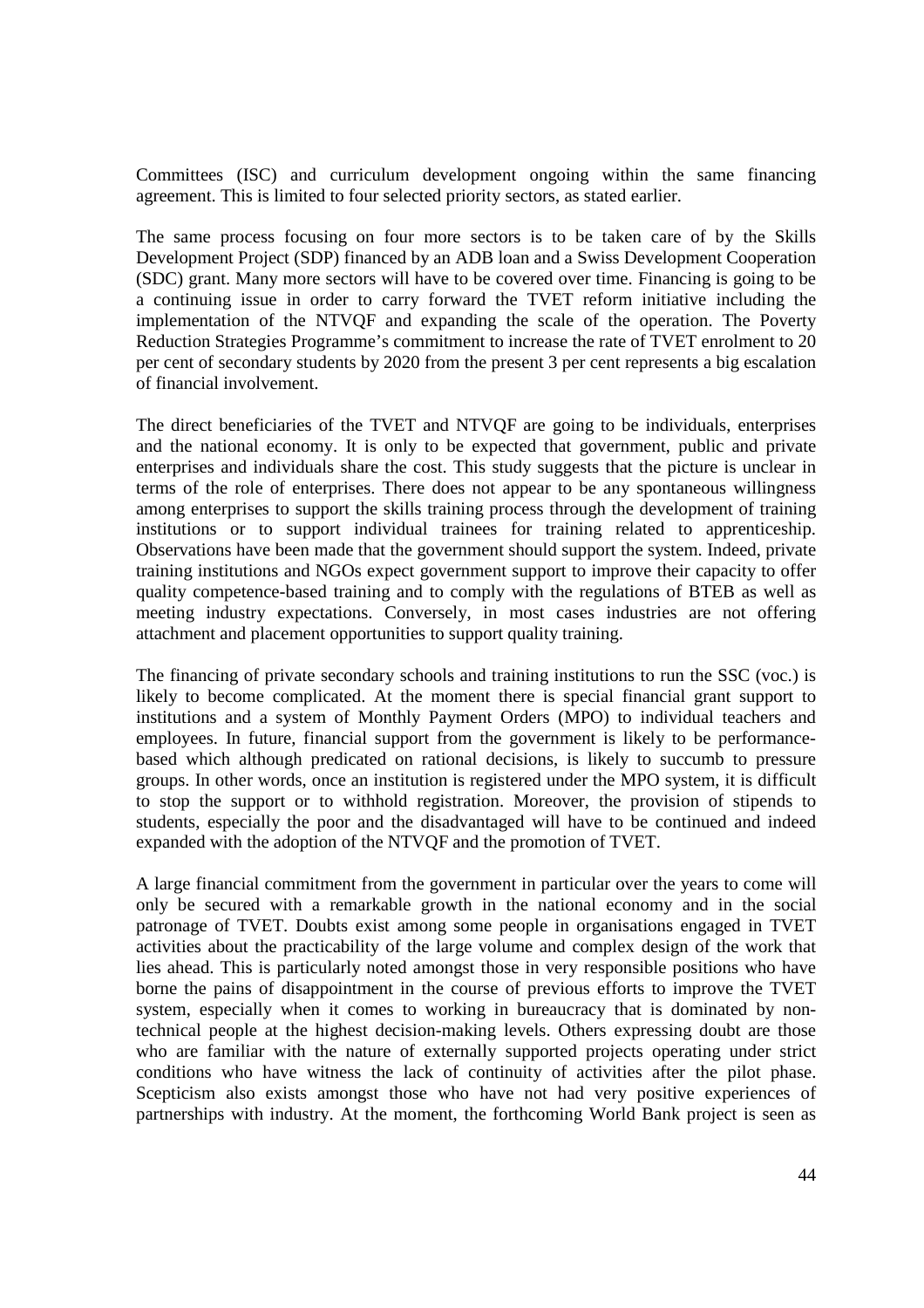Committees (ISC) and curriculum development ongoing within the same financing agreement. This is limited to four selected priority sectors, as stated earlier.

The same process focusing on four more sectors is to be taken care of by the Skills Development Project (SDP) financed by an ADB loan and a Swiss Development Cooperation (SDC) grant. Many more sectors will have to be covered over time. Financing is going to be a continuing issue in order to carry forward the TVET reform initiative including the implementation of the NTVQF and expanding the scale of the operation. The Poverty Reduction Strategies Programme's commitment to increase the rate of TVET enrolment to 20 per cent of secondary students by 2020 from the present 3 per cent represents a big escalation of financial involvement.

The direct beneficiaries of the TVET and NTVQF are going to be individuals, enterprises and the national economy. It is only to be expected that government, public and private enterprises and individuals share the cost. This study suggests that the picture is unclear in terms of the role of enterprises. There does not appear to be any spontaneous willingness among enterprises to support the skills training process through the development of training institutions or to support individual trainees for training related to apprenticeship. Observations have been made that the government should support the system. Indeed, private training institutions and NGOs expect government support to improve their capacity to offer quality competence-based training and to comply with the regulations of BTEB as well as meeting industry expectations. Conversely, in most cases industries are not offering attachment and placement opportunities to support quality training.

The financing of private secondary schools and training institutions to run the SSC (voc.) is likely to become complicated. At the moment there is special financial grant support to institutions and a system of Monthly Payment Orders (MPO) to individual teachers and employees. In future, financial support from the government is likely to be performance-based which although predicated on rational decisions, is likely to succumb to pressure groups. In other words, once an institution is registered under the MPO system, it is difficult to stop the support or to withhold registration. Moreover, the provision of stipends to students, especially the poor and the disadvantaged will have to be continued and indeed expanded with the adoption of the NTVQF and the promotion of TVET.

A large financial commitment from the government in particular over the years to come will only be secured with a remarkable growth in the national economy and in the social patronage of TVET. Doubts exist among some people in organisations engaged in TVET activities about the practicability of the large volume and complex design of the work that lies ahead. This is particularly noted amongst those in very responsible positions who have borne the pains of disappointment in the course of previous efforts to improve the TVET system, especially when it comes to working in bureaucracy that is dominated by non-technical people at the highest decision-making levels. Others expressing doubt are those who are familiar with the nature of externally supported projects operating under strict conditions who have witness the lack of continuity of activities after the pilot phase. Scepticism also exists amongst those who have not had very positive experiences of partnerships with industry. At the moment, the forthcoming World Bank project is seen as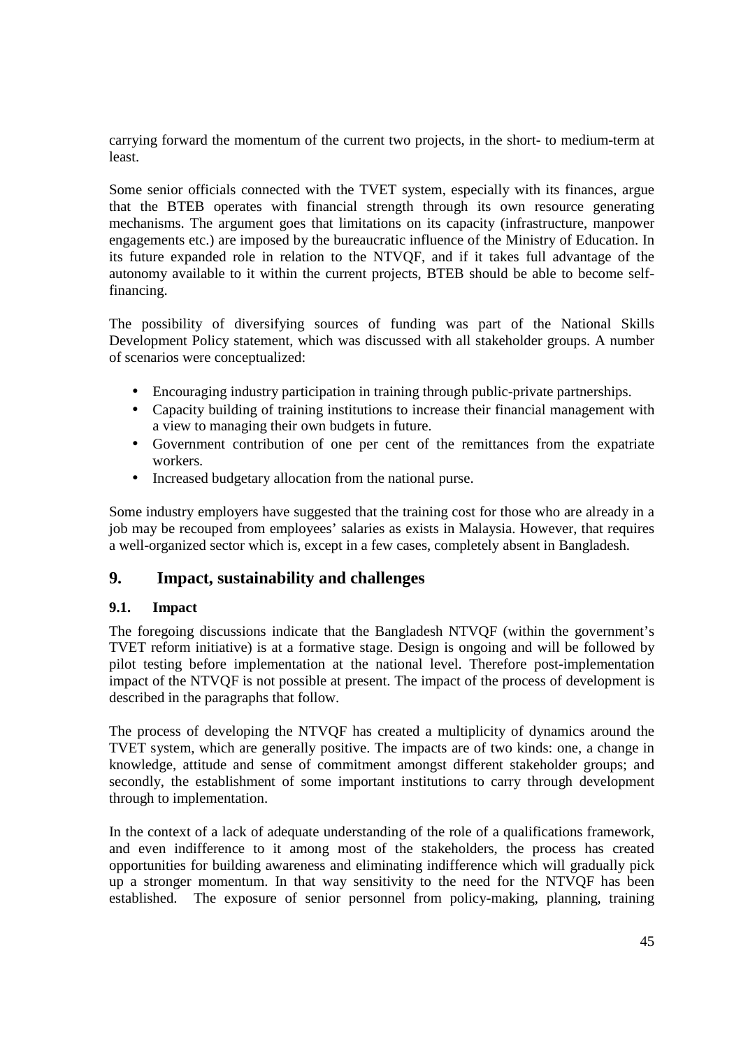carrying forward the momentum of the current two projects, in the short- to medium-term at least.

Some senior officials connected with the TVET system, especially with its finances, argue that the BTEB operates with financial strength through its own resource generating mechanisms. The argument goes that limitations on its capacity (infrastructure, manpower engagements etc.) are imposed by the bureaucratic influence of the Ministry of Education. In its future expanded role in relation to the NTVQF, and if it takes full advantage of the autonomy available to it within the current projects, BTEB should be able to become self-financing.

The possibility of diversifying sources of funding was part of the National Skills Development Policy statement, which was discussed with all stakeholder groups. A number of scenarios were conceptualized:

- Encouraging industry participation in training through public-private partnerships.
- Capacity building of training institutions to increase their financial management with a view to managing their own budgets in future.
- Government contribution of one per cent of the remittances from the expatriate workers.
- Increased budgetary allocation from the national purse.

Some industry employers have suggested that the training cost for those who are already in a job may be recouped from employees' salaries as exists in Malaysia. However, that requires a well-organized sector which is, except in a few cases, completely absent in Bangladesh.

## 9. Impact, sustainability and challenges

### 9.1. Impact

The foregoing discussions indicate that the Bangladesh NTVQF (within the government's TVET reform initiative) is at a formative stage. Design is ongoing and will be followed by pilot testing before implementation at the national level. Therefore post-implementation impact of the NTVQF is not possible at present. The impact of the process of development is described in the paragraphs that follow.

The process of developing the NTVQF has created a multiplicity of dynamics around the TVET system, which are generally positive. The impacts are of two kinds: one, a change in knowledge, attitude and sense of commitment amongst different stakeholder groups; and secondly, the establishment of some important institutions to carry through development through to implementation.

In the context of a lack of adequate understanding of the role of a qualifications framework, and even indifference to it among most of the stakeholders, the process has created opportunities for building awareness and eliminating indifference which will gradually pick up a stronger momentum. In that way sensitivity to the need for the NTVQF has been established. The exposure of senior personnel from policy-making, planning, training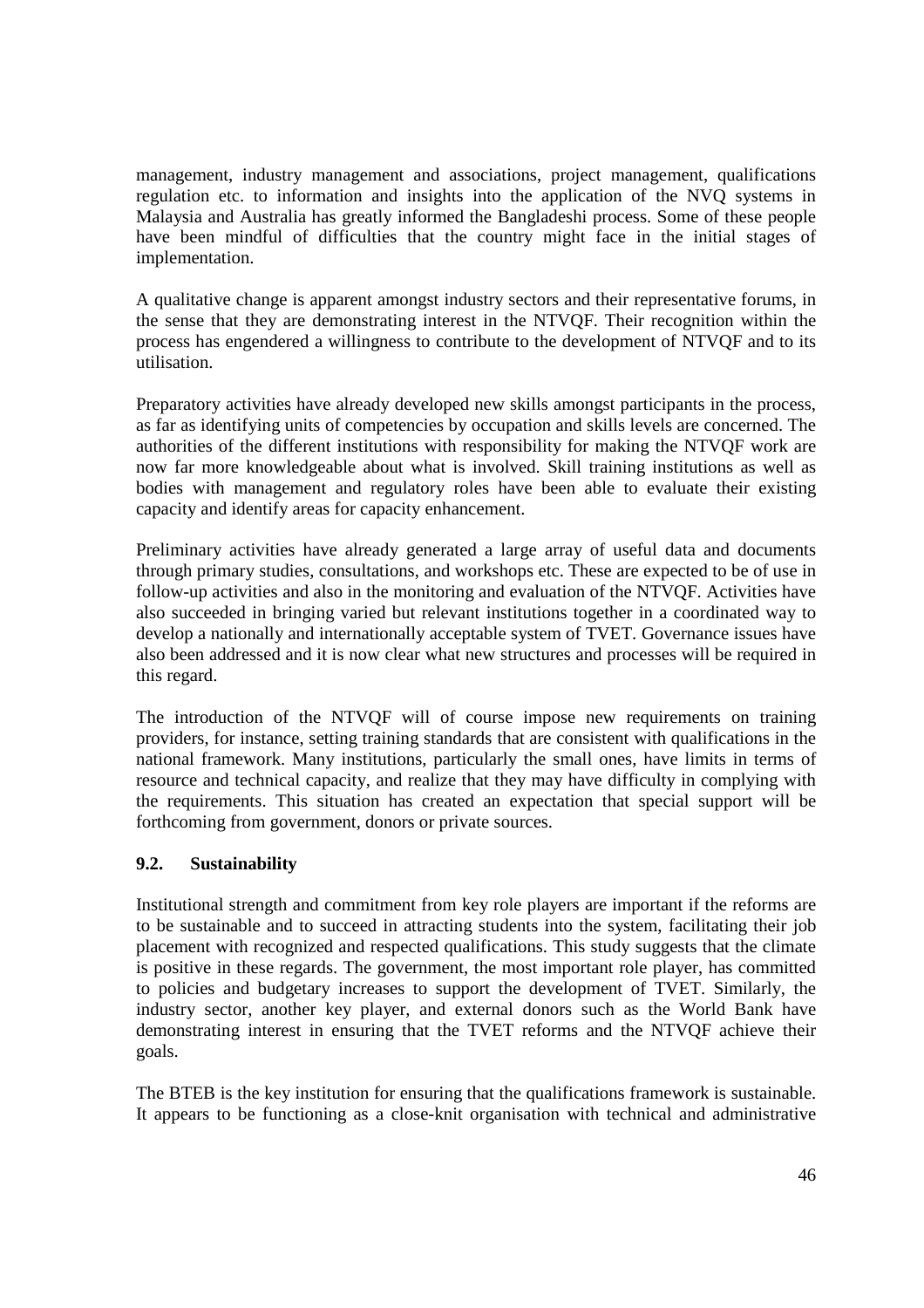management, industry management and associations, project management, qualifications regulation etc. to information and insights into the application of the NVQ systems in Malaysia and Australia has greatly informed the Bangladeshi process. Some of these people have been mindful of difficulties that the country might face in the initial stages of implementation.

A qualitative change is apparent amongst industry sectors and their representative forums, in the sense that they are demonstrating interest in the NTVQF. Their recognition within the process has engendered a willingness to contribute to the development of NTVQF and to its utilisation.

Preparatory activities have already developed new skills amongst participants in the process, as far as identifying units of competencies by occupation and skills levels are concerned. The authorities of the different institutions with responsibility for making the NTVQF work are now far more knowledgeable about what is involved. Skill training institutions as well as bodies with management and regulatory roles have been able to evaluate their existing capacity and identify areas for capacity enhancement.

Preliminary activities have already generated a large array of useful data and documents through primary studies, consultations, and workshops etc. These are expected to be of use in follow-up activities and also in the monitoring and evaluation of the NTVQF. Activities have also succeeded in bringing varied but relevant institutions together in a coordinated way to develop a nationally and internationally acceptable system of TVET. Governance issues have also been addressed and it is now clear what new structures and processes will be required in this regard.

The introduction of the NTVQF will of course impose new requirements on training providers, for instance, setting training standards that are consistent with qualifications in the national framework. Many institutions, particularly the small ones, have limits in terms of resource and technical capacity, and realize that they may have difficulty in complying with the requirements. This situation has created an expectation that special support will be forthcoming from government, donors or private sources.

### 9.2. Sustainability

Institutional strength and commitment from key role players are important if the reforms are to be sustainable and to succeed in attracting students into the system, facilitating their job placement with recognized and respected qualifications. This study suggests that the climate is positive in these regards. The government, the most important role player, has committed to policies and budgetary increases to support the development of TVET. Similarly, the industry sector, another key player, and external donors such as the World Bank have demonstrating interest in ensuring that the TVET reforms and the NTVQF achieve their goals.

The BTEB is the key institution for ensuring that the qualifications framework is sustainable. It appears to be functioning as a close-knit organisation with technical and administrative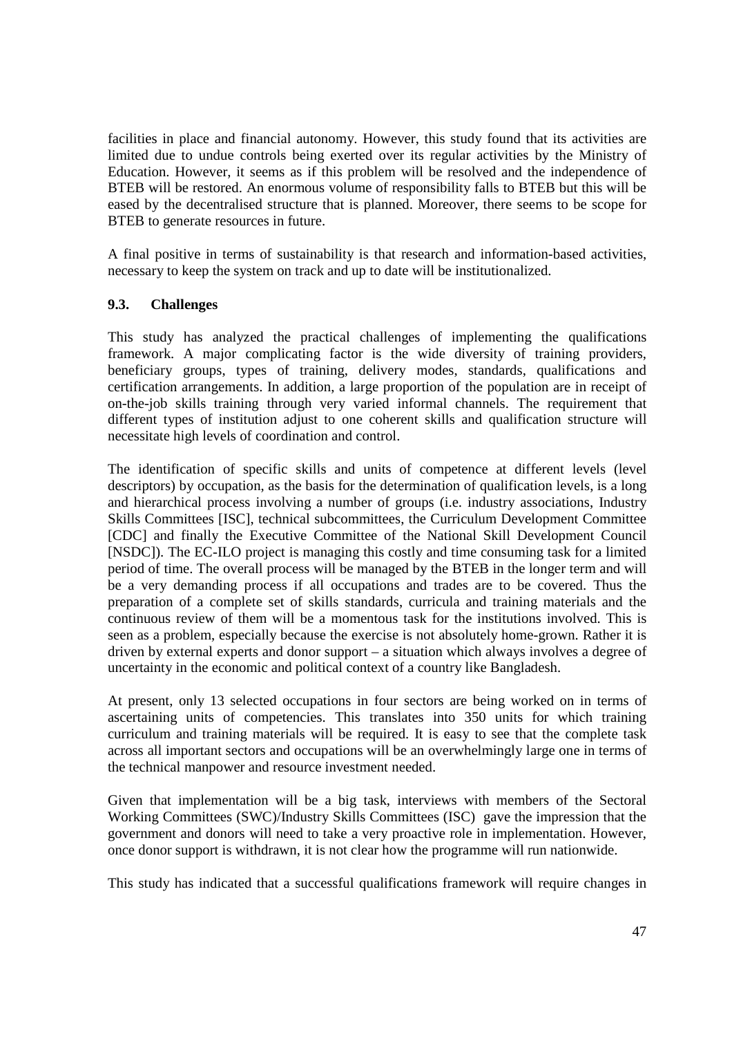facilities in place and financial autonomy. However, this study found that its activities are limited due to undue controls being exerted over its regular activities by the Ministry of Education. However, it seems as if this problem will be resolved and the independence of BTEB will be restored. An enormous volume of responsibility falls to BTEB but this will be eased by the decentralised structure that is planned. Moreover, there seems to be scope for BTEB to generate resources in future.

A final positive in terms of sustainability is that research and information-based activities, necessary to keep the system on track and up to date will be institutionalized.

### 9.3. Challenges

This study has analyzed the practical challenges of implementing the qualifications framework. A major complicating factor is the wide diversity of training providers, beneficiary groups, types of training, delivery modes, standards, qualifications and certification arrangements. In addition, a large proportion of the population are in receipt of on-the-job skills training through very varied informal channels. The requirement that different types of institution adjust to one coherent skills and qualification structure will necessitate high levels of coordination and control.

The identification of specific skills and units of competence at different levels (level descriptors) by occupation, as the basis for the determination of qualification levels, is a long and hierarchical process involving a number of groups (i.e. industry associations, Industry Skills Committees [ISC], technical subcommittees, the Curriculum Development Committee [CDC] and finally the Executive Committee of the National Skill Development Council [NSDC]). The EC-ILO project is managing this costly and time consuming task for a limited period of time. The overall process will be managed by the BTEB in the longer term and will be a very demanding process if all occupations and trades are to be covered. Thus the preparation of a complete set of skills standards, curricula and training materials and the continuous review of them will be a momentous task for the institutions involved. This is seen as a problem, especially because the exercise is not absolutely home-grown. Rather it is driven by external experts and donor support – a situation which always involves a degree of uncertainty in the economic and political context of a country like Bangladesh.

At present, only 13 selected occupations in four sectors are being worked on in terms of ascertaining units of competencies. This translates into 350 units for which training curriculum and training materials will be required. It is easy to see that the complete task across all important sectors and occupations will be an overwhelmingly large one in terms of the technical manpower and resource investment needed.

Given that implementation will be a big task, interviews with members of the Sectoral Working Committees (SWC)/Industry Skills Committees (ISC) gave the impression that the government and donors will need to take a very proactive role in implementation. However, once donor support is withdrawn, it is not clear how the programme will run nationwide.

This study has indicated that a successful qualifications framework will require changes in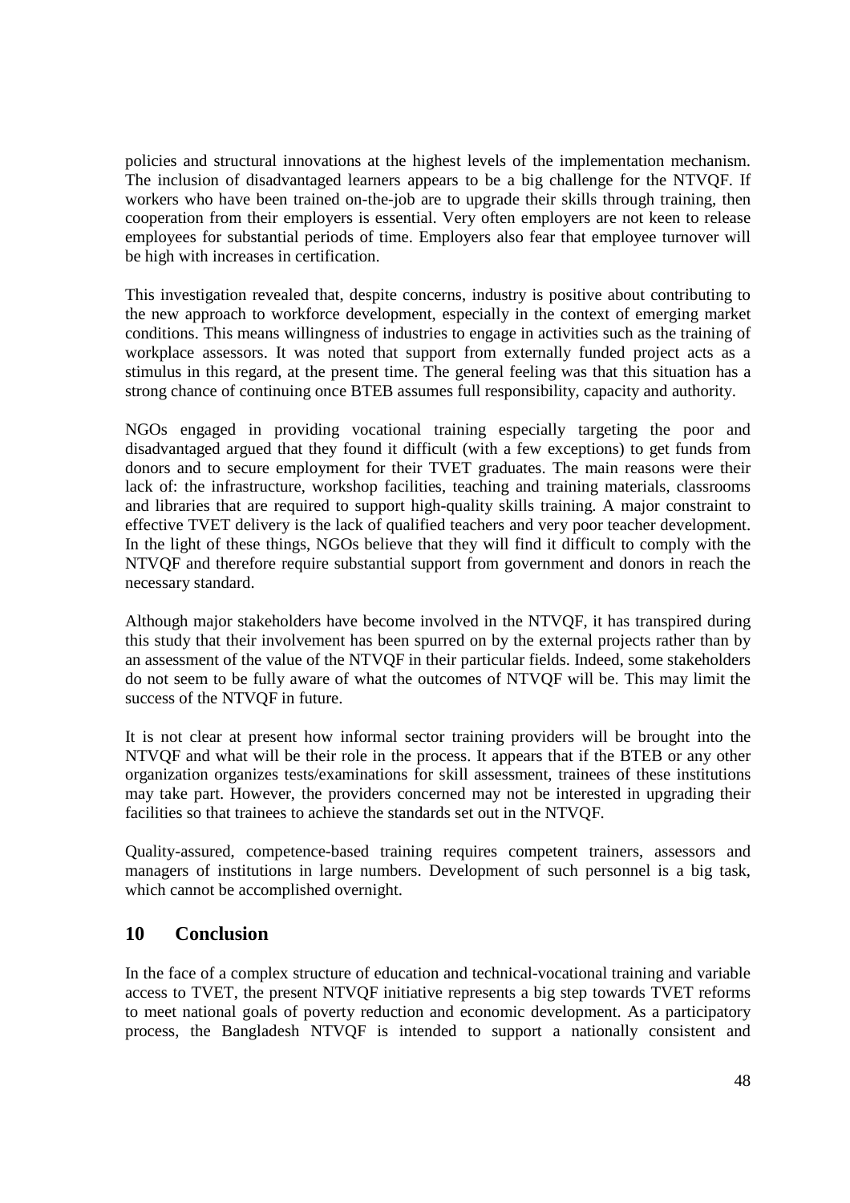policies and structural innovations at the highest levels of the implementation mechanism. The inclusion of disadvantaged learners appears to be a big challenge for the NTVQF. If workers who have been trained on-the-job are to upgrade their skills through training, then cooperation from their employers is essential. Very often employers are not keen to release employees for substantial periods of time. Employers also fear that employee turnover will be high with increases in certification.

This investigation revealed that, despite concerns, industry is positive about contributing to the new approach to workforce development, especially in the context of emerging market conditions. This means willingness of industries to engage in activities such as the training of workplace assessors. It was noted that support from externally funded project acts as a stimulus in this regard, at the present time. The general feeling was that this situation has a strong chance of continuing once BTEB assumes full responsibility, capacity and authority.

NGOs engaged in providing vocational training especially targeting the poor and disadvantaged argued that they found it difficult (with a few exceptions) to get funds from donors and to secure employment for their TVET graduates. The main reasons were their lack of: the infrastructure, workshop facilities, teaching and training materials, classrooms and libraries that are required to support high-quality skills training. A major constraint to effective TVET delivery is the lack of qualified teachers and very poor teacher development. In the light of these things, NGOs believe that they will find it difficult to comply with the NTVQF and therefore require substantial support from government and donors in reach the necessary standard.

Although major stakeholders have become involved in the NTVQF, it has transpired during this study that their involvement has been spurred on by the external projects rather than by an assessment of the value of the NTVQF in their particular fields. Indeed, some stakeholders do not seem to be fully aware of what the outcomes of NTVQF will be. This may limit the success of the NTVQF in future.

It is not clear at present how informal sector training providers will be brought into the NTVQF and what will be their role in the process. It appears that if the BTEB or any other organization organizes tests/examinations for skill assessment, trainees of these institutions may take part. However, the providers concerned may not be interested in upgrading their facilities so that trainees to achieve the standards set out in the NTVQF.

Quality-assured, competence-based training requires competent trainers, assessors and managers of institutions in large numbers. Development of such personnel is a big task, which cannot be accomplished overnight.

## 10 Conclusion

In the face of a complex structure of education and technical-vocational training and variable access to TVET, the present NTVQF initiative represents a big step towards TVET reforms to meet national goals of poverty reduction and economic development. As a participatory process, the Bangladesh NTVQF is intended to support a nationally consistent and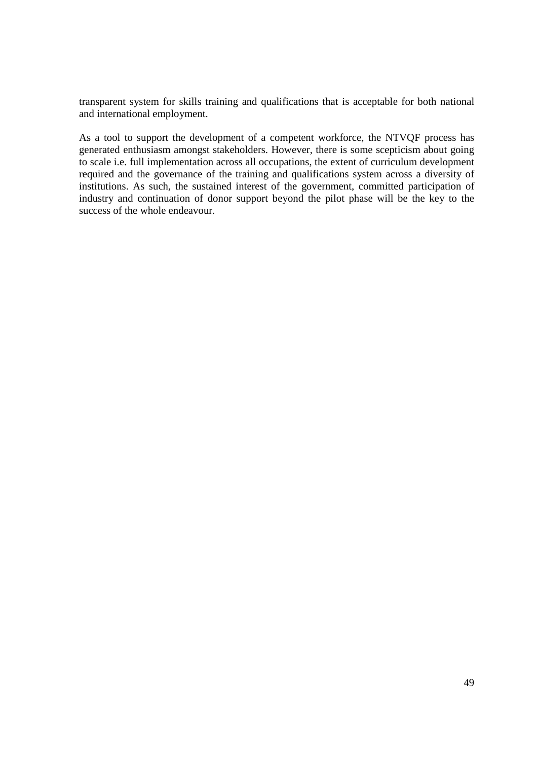transparent system for skills training and qualifications that is acceptable for both national and international employment.

As a tool to support the development of a competent workforce, the NTVQF process has generated enthusiasm amongst stakeholders. However, there is some scepticism about going to scale i.e. full implementation across all occupations, the extent of curriculum development required and the governance of the training and qualifications system across a diversity of institutions. As such, the sustained interest of the government, committed participation of industry and continuation of donor support beyond the pilot phase will be the key to the success of the whole endeavour.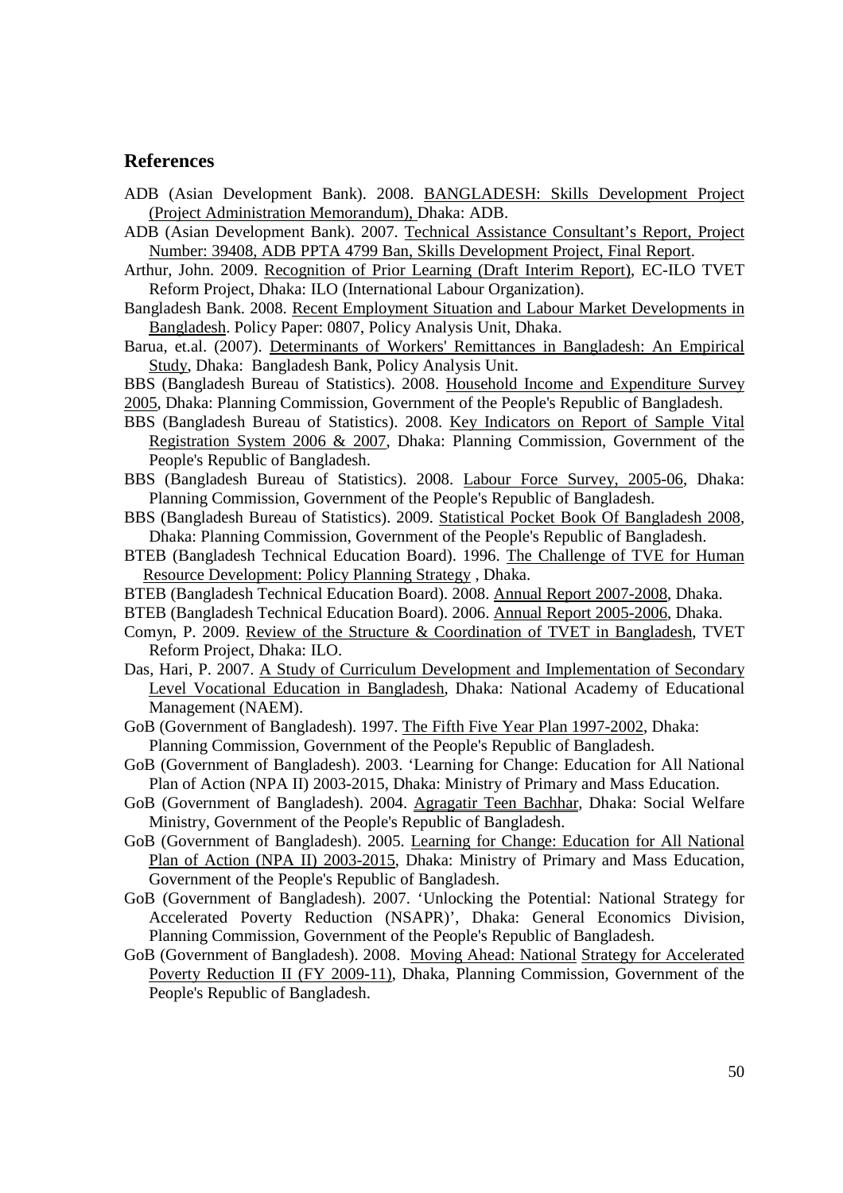## References

ADB (Asian Development Bank). 2008. BANGLADESH: Skills Development Project (Project Administration Memorandum), Dhaka: ADB.

ADB (Asian Development Bank). 2007. Technical Assistance Consultant's Report, Project Number: 39408, ADB PPTA 4799 Ban, Skills Development Project, Final Report.

Arthur, John. 2009. Recognition of Prior Learning (Draft Interim Report), EC-ILO TVET Reform Project, Dhaka: ILO (International Labour Organization).

Bangladesh Bank. 2008. Recent Employment Situation and Labour Market Developments in Bangladesh. Policy Paper: 0807, Policy Analysis Unit, Dhaka.

Barua, et.al. (2007). Determinants of Workers' Remittances in Bangladesh: An Empirical Study, Dhaka: Bangladesh Bank, Policy Analysis Unit.

BBS (Bangladesh Bureau of Statistics). 2008. Household Income and Expenditure Survey 2005, Dhaka: Planning Commission, Government of the People's Republic of Bangladesh.

BBS (Bangladesh Bureau of Statistics). 2008. Key Indicators on Report of Sample Vital Registration System 2006 & 2007, Dhaka: Planning Commission, Government of the People's Republic of Bangladesh.

BBS (Bangladesh Bureau of Statistics). 2008. Labour Force Survey, 2005-06, Dhaka: Planning Commission, Government of the People's Republic of Bangladesh.

BBS (Bangladesh Bureau of Statistics). 2009. Statistical Pocket Book Of Bangladesh 2008, Dhaka: Planning Commission, Government of the People's Republic of Bangladesh.

BTEB (Bangladesh Technical Education Board). 1996. The Challenge of TVE for Human Resource Development: Policy Planning Strategy , Dhaka.

BTEB (Bangladesh Technical Education Board). 2008. Annual Report 2007-2008, Dhaka.

BTEB (Bangladesh Technical Education Board). 2006. Annual Report 2005-2006, Dhaka.

Comyn, P. 2009. Review of the Structure & Coordination of TVET in Bangladesh, TVET Reform Project, Dhaka: ILO.

Das, Hari, P. 2007. A Study of Curriculum Development and Implementation of Secondary Level Vocational Education in Bangladesh, Dhaka: National Academy of Educational Management (NAEM).

GoB (Government of Bangladesh). 1997. The Fifth Five Year Plan 1997-2002, Dhaka: Planning Commission, Government of the People's Republic of Bangladesh.

GoB (Government of Bangladesh). 2003. 'Learning for Change: Education for All National Plan of Action (NPA II) 2003-2015, Dhaka: Ministry of Primary and Mass Education.

GoB (Government of Bangladesh). 2004. Agragatir Teen Bachhar, Dhaka: Social Welfare Ministry, Government of the People's Republic of Bangladesh.

GoB (Government of Bangladesh). 2005. Learning for Change: Education for All National Plan of Action (NPA II) 2003-2015, Dhaka: Ministry of Primary and Mass Education, Government of the People's Republic of Bangladesh.

GoB (Government of Bangladesh). 2007. 'Unlocking the Potential: National Strategy for Accelerated Poverty Reduction (NSAPR)', Dhaka: General Economics Division, Planning Commission, Government of the People's Republic of Bangladesh.

GoB (Government of Bangladesh). 2008. Moving Ahead: National Strategy for Accelerated Poverty Reduction II (FY 2009-11), Dhaka, Planning Commission, Government of the People's Republic of Bangladesh.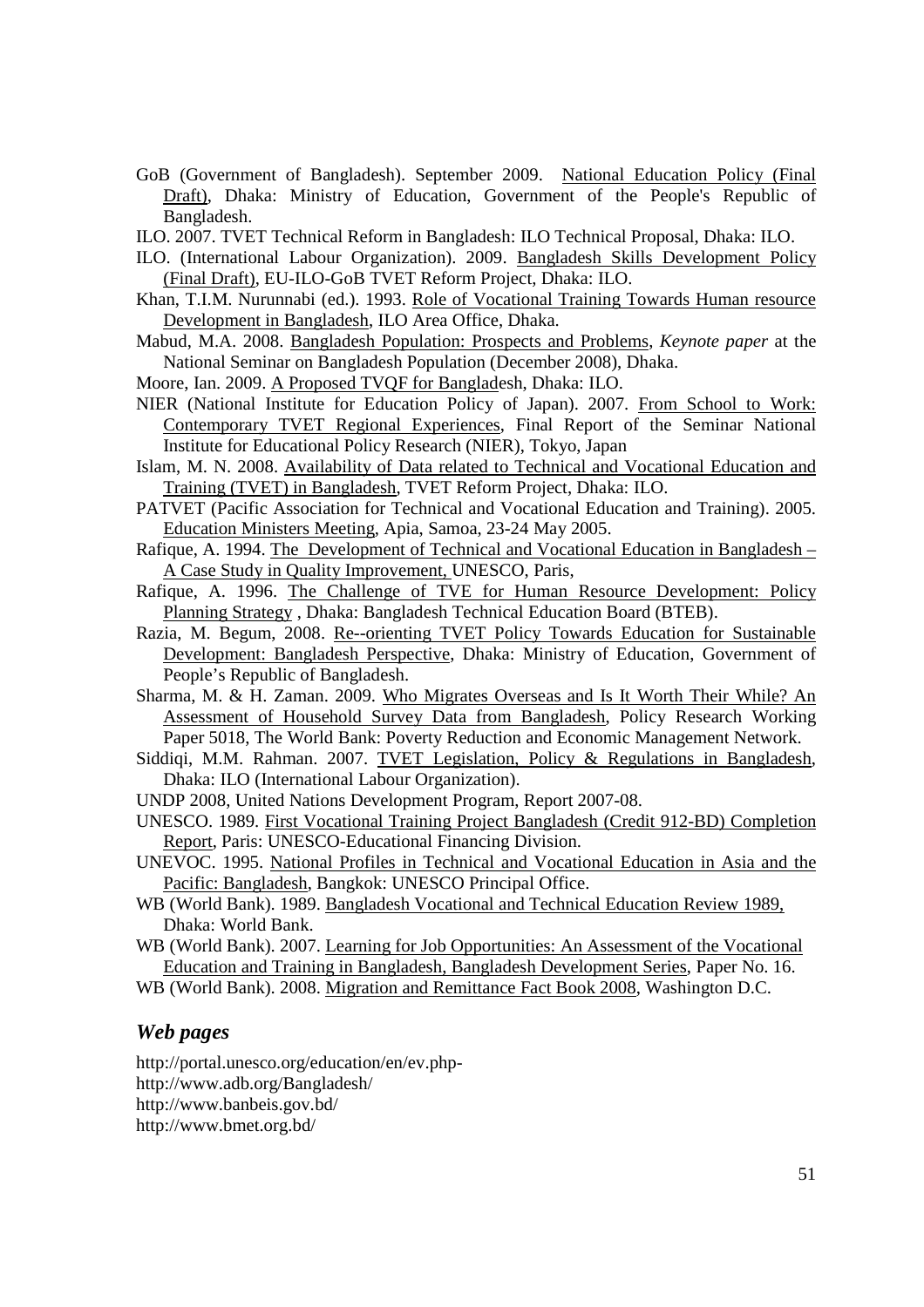GoB (Government of Bangladesh). September 2009. National Education Policy (Final Draft), Dhaka: Ministry of Education, Government of the People's Republic of Bangladesh.

ILO. 2007. TVET Technical Reform in Bangladesh: ILO Technical Proposal, Dhaka: ILO.

ILO. (International Labour Organization). 2009. Bangladesh Skills Development Policy (Final Draft), EU-ILO-GoB TVET Reform Project, Dhaka: ILO.

Khan, T.I.M. Nurunnabi (ed.). 1993. Role of Vocational Training Towards Human resource Development in Bangladesh, ILO Area Office, Dhaka.

Mabud, M.A. 2008. Bangladesh Population: Prospects and Problems, *Keynote paper* at the National Seminar on Bangladesh Population (December 2008), Dhaka.

Moore, Ian. 2009. A Proposed TVQF for Bangladesh, Dhaka: ILO.

NIER (National Institute for Education Policy of Japan). 2007. From School to Work: Contemporary TVET Regional Experiences, Final Report of the Seminar National Institute for Educational Policy Research (NIER), Tokyo, Japan

Islam, M. N. 2008. Availability of Data related to Technical and Vocational Education and Training (TVET) in Bangladesh, TVET Reform Project, Dhaka: ILO.

PATVET (Pacific Association for Technical and Vocational Education and Training). 2005. Education Ministers Meeting, Apia, Samoa, 23-24 May 2005.

Rafique, A. 1994. The Development of Technical and Vocational Education in Bangladesh – A Case Study in Quality Improvement, UNESCO, Paris,

Rafique, A. 1996. The Challenge of TVE for Human Resource Development: Policy Planning Strategy , Dhaka: Bangladesh Technical Education Board (BTEB).

Razia, M. Begum, 2008. Re--orienting TVET Policy Towards Education for Sustainable Development: Bangladesh Perspective, Dhaka: Ministry of Education, Government of People's Republic of Bangladesh.

Sharma, M. & H. Zaman. 2009. Who Migrates Overseas and Is It Worth Their While? An Assessment of Household Survey Data from Bangladesh, Policy Research Working Paper 5018, The World Bank: Poverty Reduction and Economic Management Network.

Siddiqi, M.M. Rahman. 2007. TVET Legislation, Policy & Regulations in Bangladesh, Dhaka: ILO (International Labour Organization).

UNDP 2008, United Nations Development Program, Report 2007-08.

UNESCO. 1989. First Vocational Training Project Bangladesh (Credit 912-BD) Completion Report, Paris: UNESCO-Educational Financing Division.

UNEVOC. 1995. National Profiles in Technical and Vocational Education in Asia and the Pacific: Bangladesh, Bangkok: UNESCO Principal Office.

WB (World Bank). 1989. Bangladesh Vocational and Technical Education Review 1989, Dhaka: World Bank.

WB (World Bank). 2007. Learning for Job Opportunities: An Assessment of the Vocational Education and Training in Bangladesh, Bangladesh Development Series, Paper No. 16.

WB (World Bank). 2008. Migration and Remittance Fact Book 2008, Washington D.C.

## *Web pages*

http://portal.unesco.org/education/en/ev.php-
http://www.adb.org/Bangladesh/
http://www.banbeis.gov.bd/
http://www.bmet.org.bd/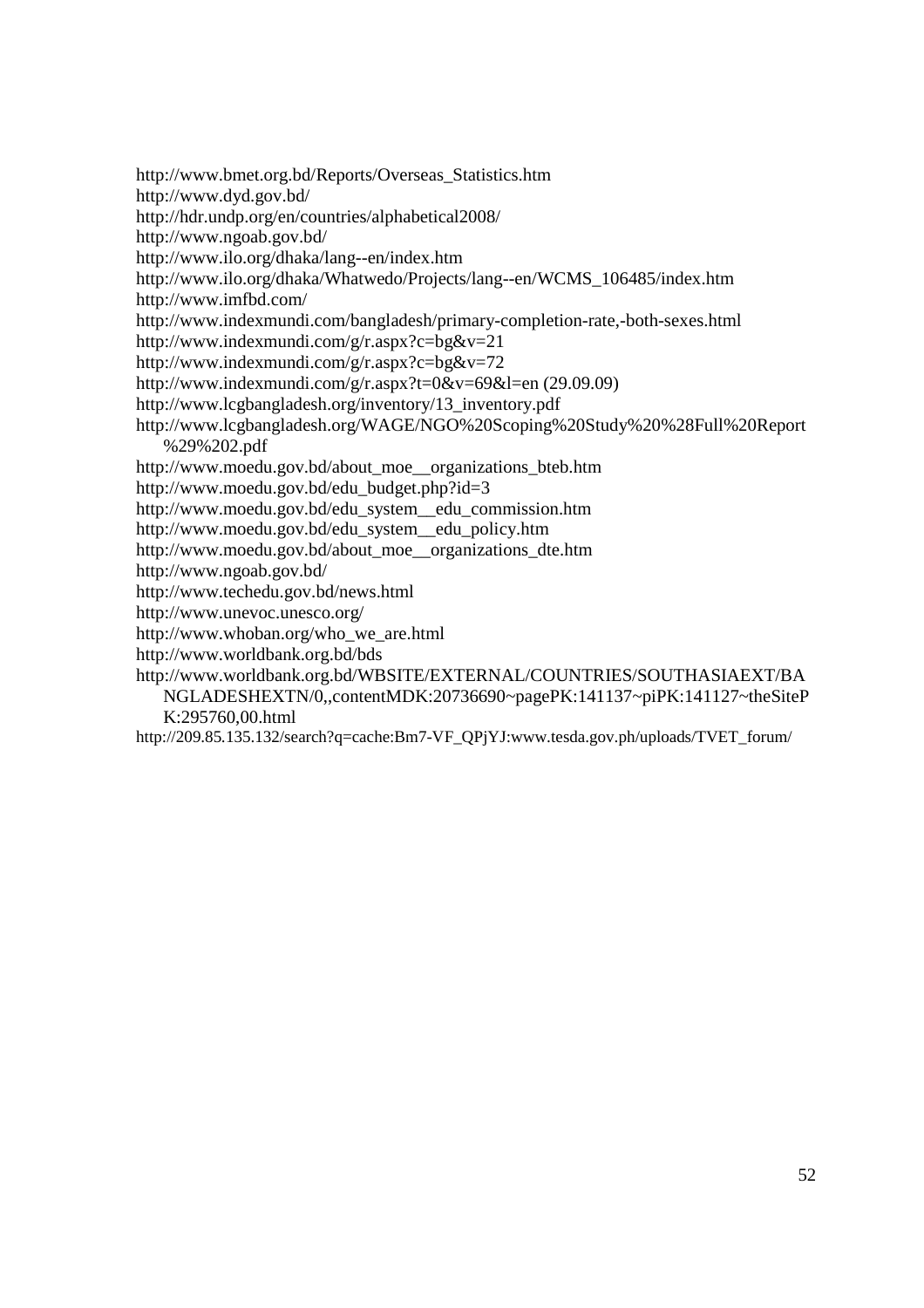http://www.bmet.org.bd/Reports/Overseas_Statistics.htm

http://www.dyd.gov.bd/

http://hdr.undp.org/en/countries/alphabetical2008/

http://www.ngoab.gov.bd/

http://www.ilo.org/dhaka/lang--en/index.htm

http://www.ilo.org/dhaka/Whatwedo/Projects/lang--en/WCMS_106485/index.htm

http://www.imfbd.com/

http://www.indexmundi.com/bangladesh/primary-completion-rate,-both-sexes.html

http://www.indexmundi.com/g/r.aspx?c=bg&v=21

http://www.indexmundi.com/g/r.aspx?c=bg&v=72

http://www.indexmundi.com/g/r.aspx?t=0&v=69&l=en (29.09.09)

http://www.lcgbangladesh.org/inventory/13_inventory.pdf

http://www.lcgbangladesh.org/WAGE/NGO%20Scoping%20Study%20%28Full%20Report%29%202.pdf

http://www.moedu.gov.bd/about_moe__organizations_bteb.htm

http://www.moedu.gov.bd/edu_budget.php?id=3

http://www.moedu.gov.bd/edu_system__edu_commission.htm

http://www.moedu.gov.bd/edu_system__edu_policy.htm

http://www.moedu.gov.bd/about_moe__organizations_dte.htm

http://www.ngoab.gov.bd/

http://www.techedu.gov.bd/news.html

http://www.unevoc.unesco.org/

http://www.whoban.org/who_we_are.html

http://www.worldbank.org.bd/bds

http://www.worldbank.org.bd/WBSITE/EXTERNAL/COUNTRIES/SOUTHASIAEXT/BANGLADESHEXTN/0,,contentMDK:20736690~pagePK:141137~piPK:141127~theSitePK:295760,00.html

http://209.85.135.132/search?q=cache:Bm7-VF_QPjYJ:www.tesda.gov.ph/uploads/TVET_forum/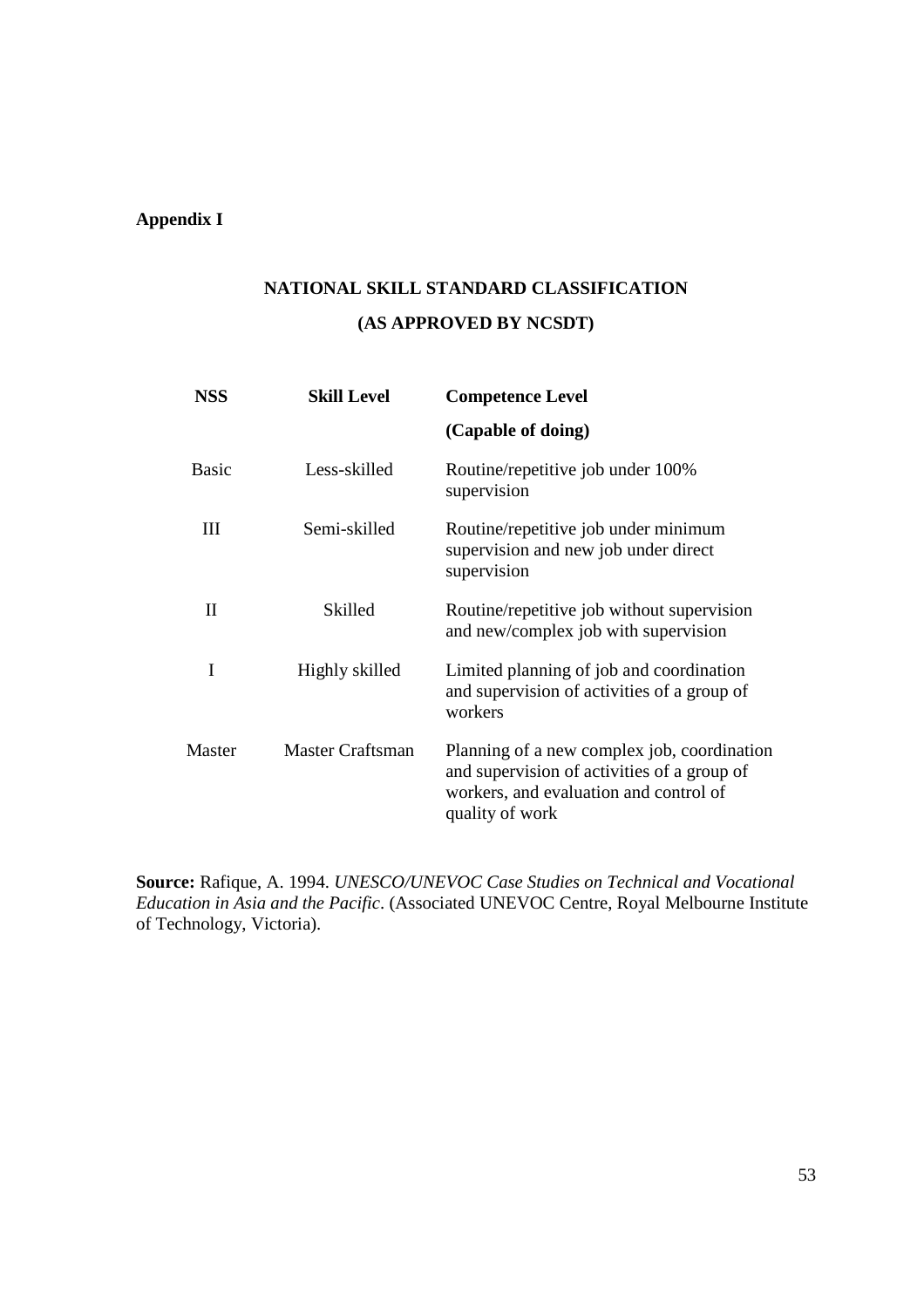**Appendix I**

## NATIONAL SKILL STANDARD CLASSIFICATION

## (AS APPROVED BY NCSDT)

| NSS | Skill Level | Competence Level (Capable of doing) |
|---|---|---|
| Basic | Less-skilled | Routine/repetitive job under 100% supervision |
| III | Semi-skilled | Routine/repetitive job under minimum supervision and new job under direct supervision |
| II | Skilled | Routine/repetitive job without supervision and new/complex job with supervision |
| I | Highly skilled | Limited planning of job and coordination and supervision of activities of a group of workers |
| Master | Master Craftsman | Planning of a new complex job, coordination and supervision of activities of a group of workers, and evaluation and control of quality of work |

**Source:** Rafique, A. 1994. *UNESCO/UNEVOC Case Studies on Technical and Vocational Education in Asia and the Pacific*. (Associated UNEVOC Centre, Royal Melbourne Institute of Technology, Victoria).